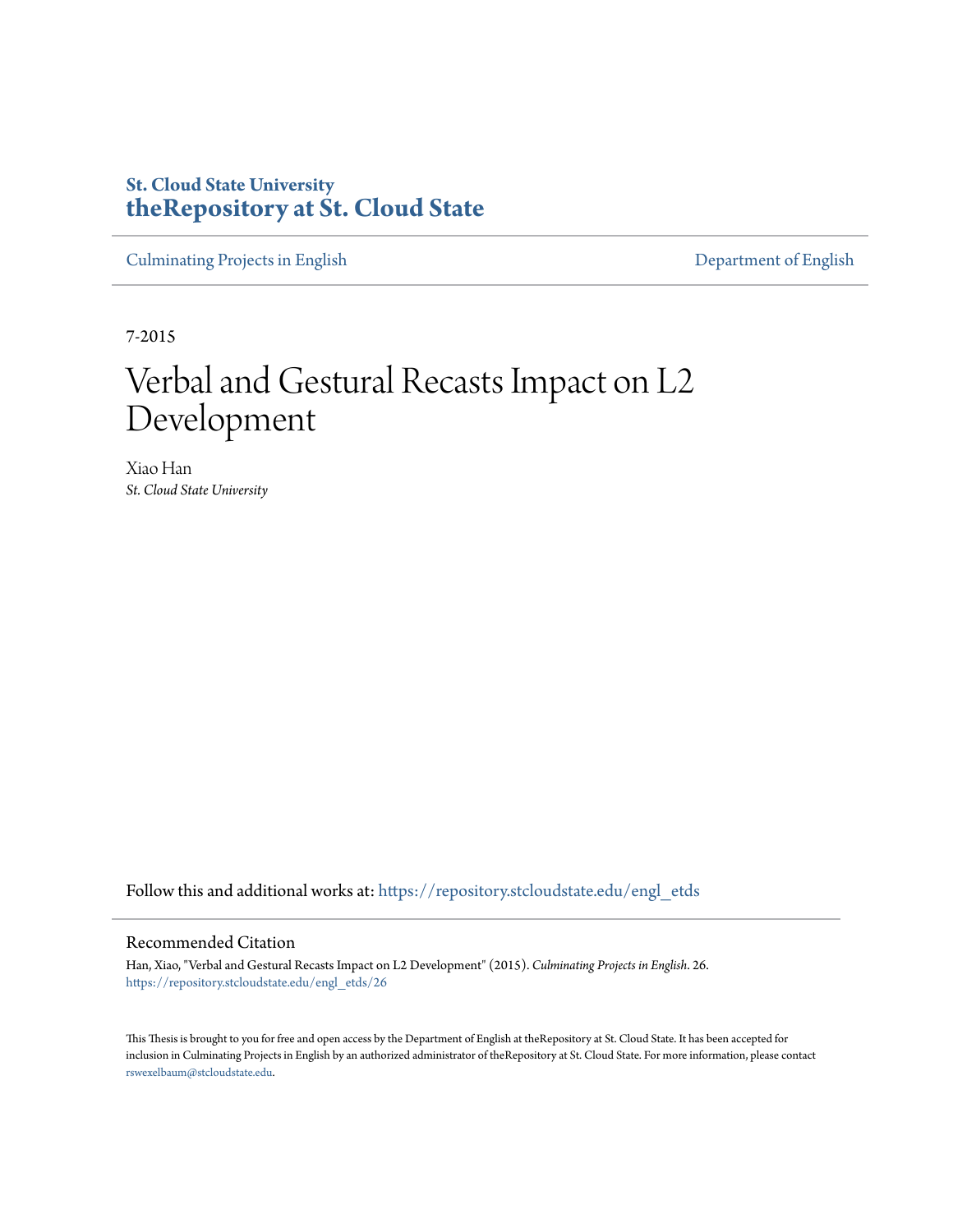**St. Cloud State University**
**theRepository at St. Cloud State**

Culminating Projects in English | Department of English

7-2015

# Verbal and Gestural Recasts Impact on L2 Development

Xiao Han
*St. Cloud State University*

Follow this and additional works at: https://repository.stcloudstate.edu/engl_etds

## Recommended Citation

Han, Xiao, "Verbal and Gestural Recasts Impact on L2 Development" (2015). *Culminating Projects in English*. 26.
https://repository.stcloudstate.edu/engl_etds/26

This Thesis is brought to you for free and open access by the Department of English at theRepository at St. Cloud State. It has been accepted for inclusion in Culminating Projects in English by an authorized administrator of theRepository at St. Cloud State. For more information, please contact rswexelbaum@stcloudstate.edu.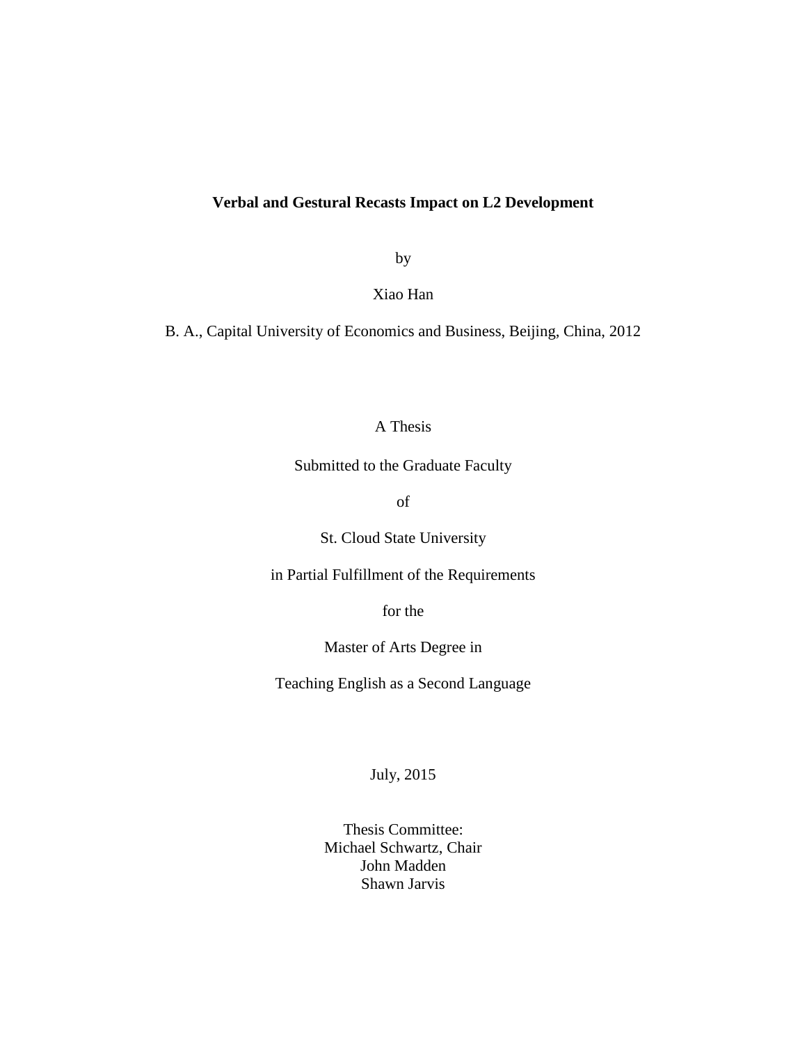# Verbal and Gestural Recasts Impact on L2 Development

by

Xiao Han

B. A., Capital University of Economics and Business, Beijing, China, 2012

A Thesis

Submitted to the Graduate Faculty

of

St. Cloud State University

in Partial Fulfillment of the Requirements

for the

Master of Arts Degree in

Teaching English as a Second Language

July, 2015

Thesis Committee:
Michael Schwartz, Chair
John Madden
Shawn Jarvis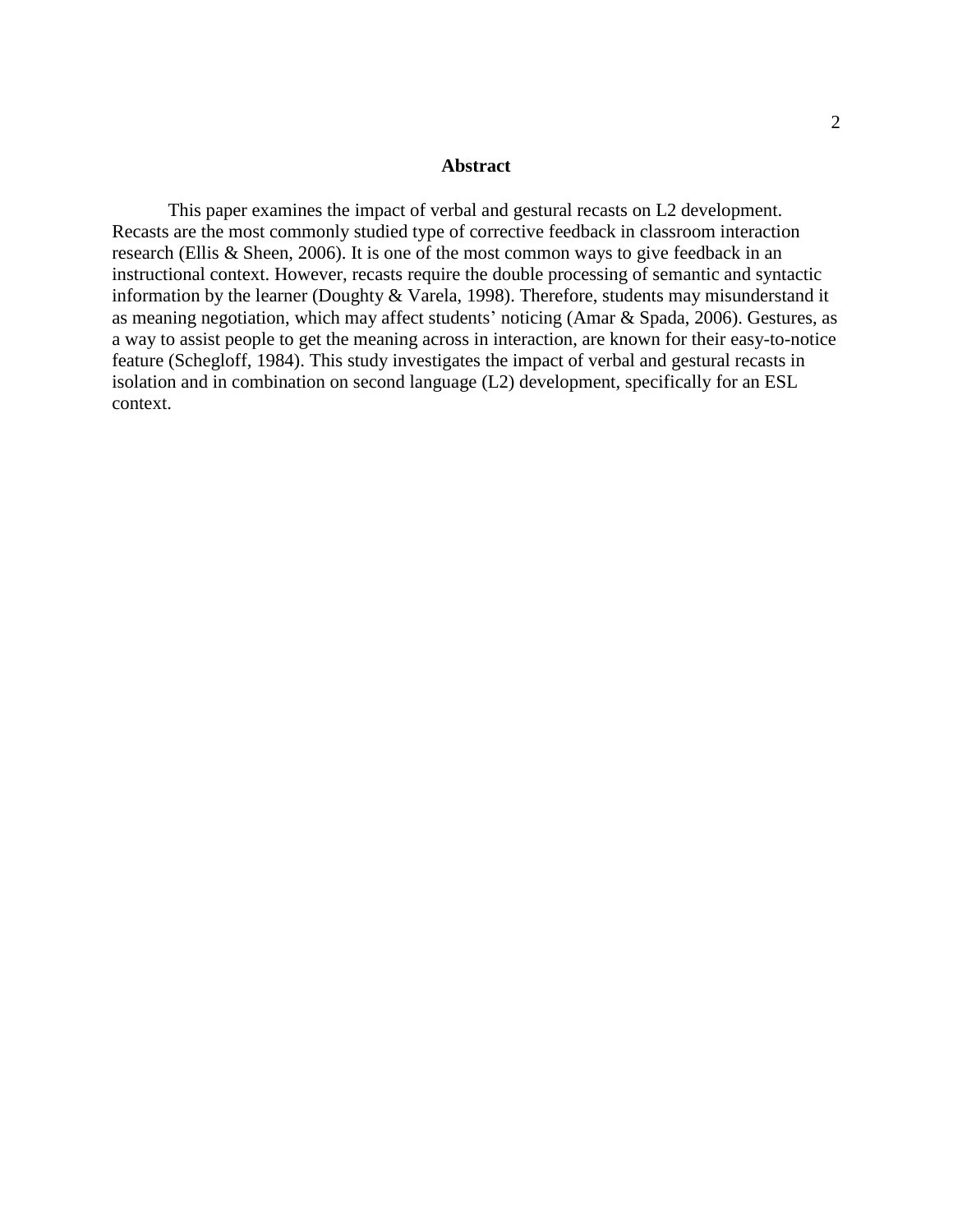## Abstract

This paper examines the impact of verbal and gestural recasts on L2 development. Recasts are the most commonly studied type of corrective feedback in classroom interaction research (Ellis & Sheen, 2006). It is one of the most common ways to give feedback in an instructional context. However, recasts require the double processing of semantic and syntactic information by the learner (Doughty & Varela, 1998). Therefore, students may misunderstand it as meaning negotiation, which may affect students' noticing (Amar & Spada, 2006). Gestures, as a way to assist people to get the meaning across in interaction, are known for their easy-to-notice feature (Schegloff, 1984). This study investigates the impact of verbal and gestural recasts in isolation and in combination on second language (L2) development, specifically for an ESL context.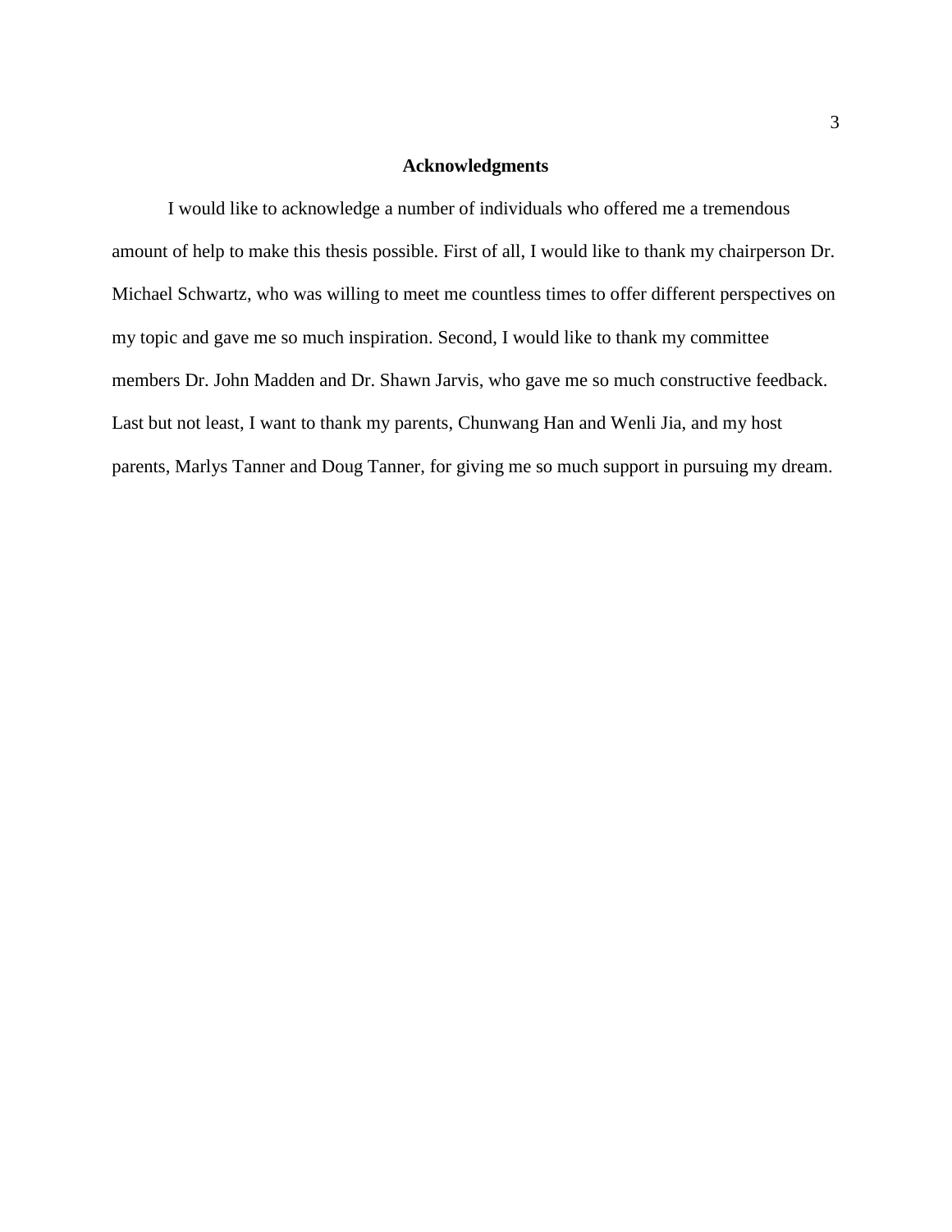# Acknowledgments

I would like to acknowledge a number of individuals who offered me a tremendous amount of help to make this thesis possible. First of all, I would like to thank my chairperson Dr. Michael Schwartz, who was willing to meet me countless times to offer different perspectives on my topic and gave me so much inspiration. Second, I would like to thank my committee members Dr. John Madden and Dr. Shawn Jarvis, who gave me so much constructive feedback. Last but not least, I want to thank my parents, Chunwang Han and Wenli Jia, and my host parents, Marlys Tanner and Doug Tanner, for giving me so much support in pursuing my dream.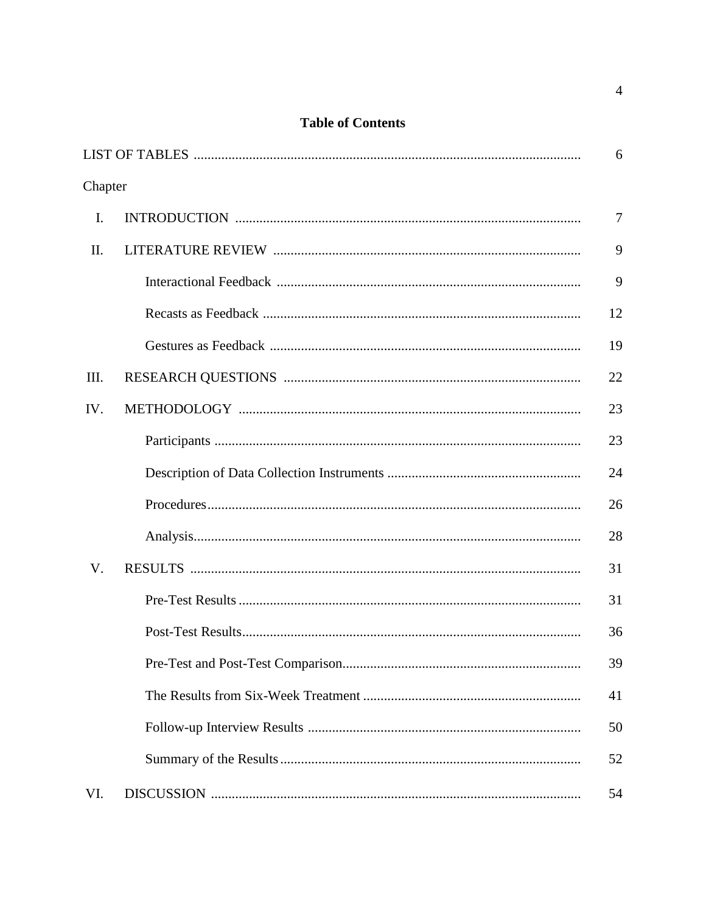# Table of Contents

LIST OF TABLES .............................................................................................................. 6

Chapter

I. INTRODUCTION .................................................................................................. 7

II. LITERATURE REVIEW ....................................................................................... 9

  Interactional Feedback ...................................................................................... 9

  Recasts as Feedback .......................................................................................... 12

  Gestures as Feedback ........................................................................................ 19

III. RESEARCH QUESTIONS .................................................................................... 22

IV. METHODOLOGY ................................................................................................. 23

  Participants ........................................................................................................ 23

  Description of Data Collection Instruments ...................................................... 24

  Procedures.......................................................................................................... 26

  Analysis.............................................................................................................. 28

V. RESULTS ............................................................................................................... 31

  Pre-Test Results ................................................................................................. 31

  Post-Test Results................................................................................................ 36

  Pre-Test and Post-Test Comparison................................................................... 39

  The Results from Six-Week Treatment .............................................................. 41

  Follow-up Interview Results ............................................................................. 50

  Summary of the Results..................................................................................... 52

VI. DISCUSSION ........................................................................................................ 54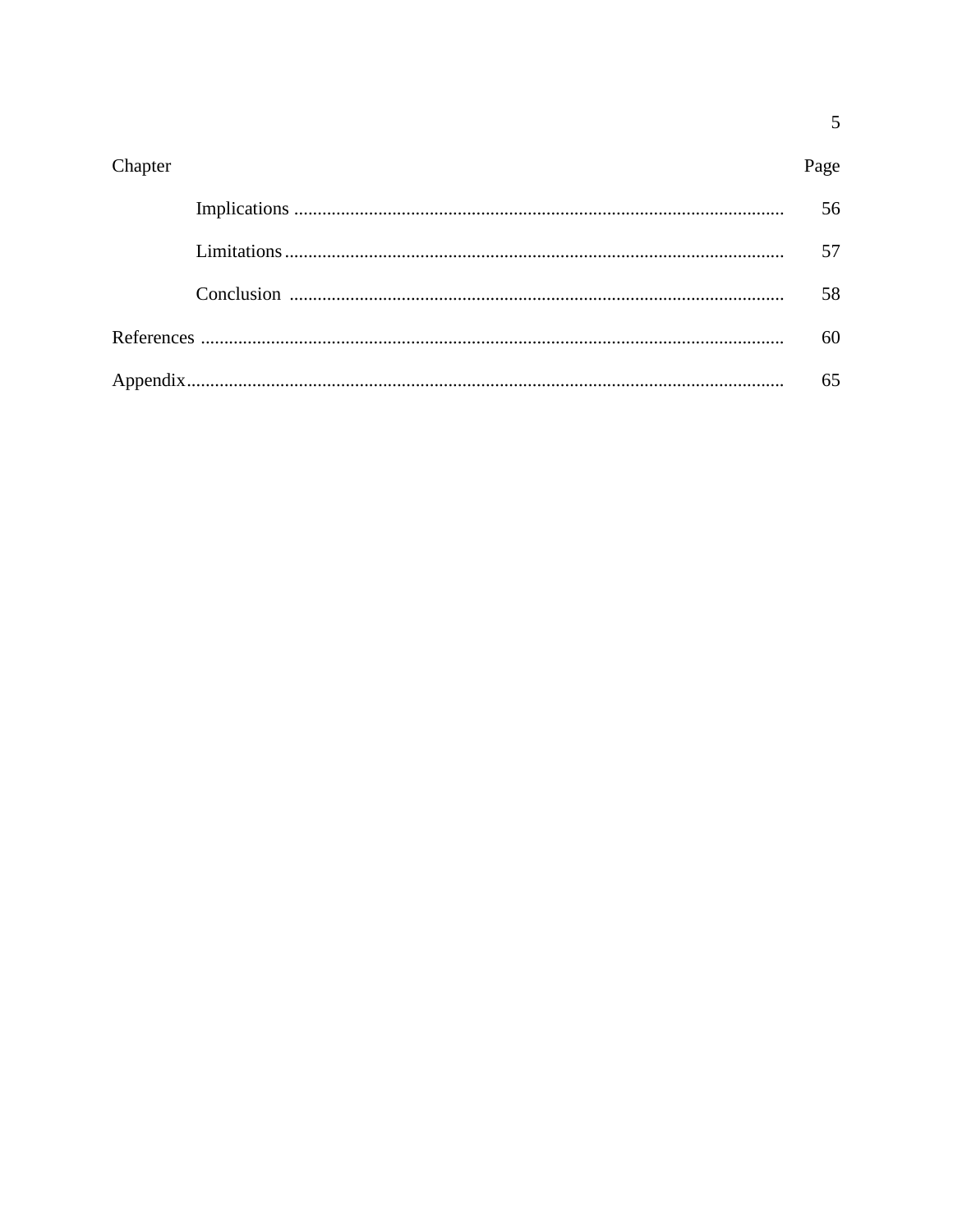| Chapter | Page |
| --- | --- |
| &nbsp;&nbsp;&nbsp;&nbsp;Implications | 56 |
| &nbsp;&nbsp;&nbsp;&nbsp;Limitations | 57 |
| &nbsp;&nbsp;&nbsp;&nbsp;Conclusion | 58 |
| References | 60 |
| Appendix | 65 |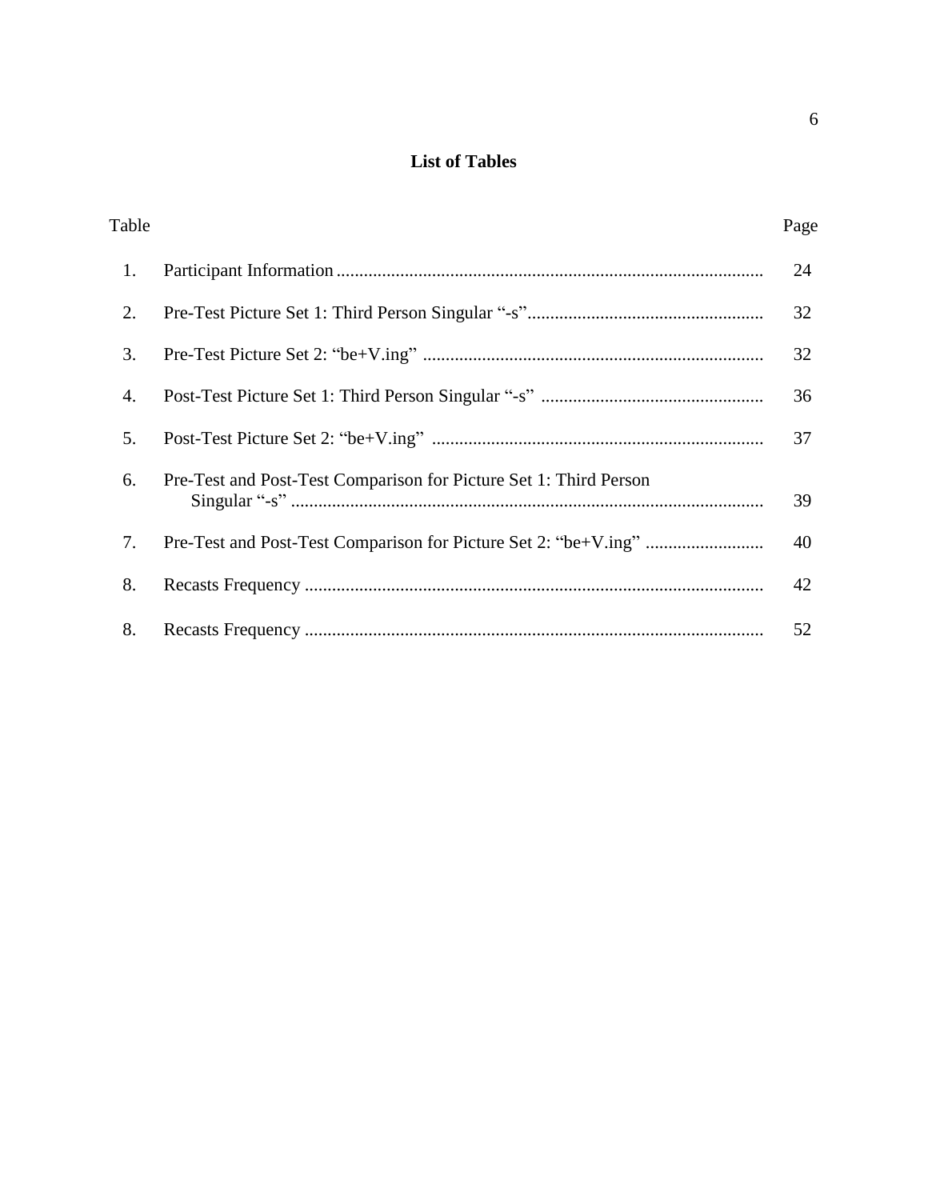# List of Tables

| Table | | Page |
|---|---|---|
| 1. | Participant Information | 24 |
| 2. | Pre-Test Picture Set 1: Third Person Singular "-s" | 32 |
| 3. | Pre-Test Picture Set 2: "be+V.ing" | 32 |
| 4. | Post-Test Picture Set 1: Third Person Singular "-s" | 36 |
| 5. | Post-Test Picture Set 2: "be+V.ing" | 37 |
| 6. | Pre-Test and Post-Test Comparison for Picture Set 1: Third Person Singular "-s" | 39 |
| 7. | Pre-Test and Post-Test Comparison for Picture Set 2: "be+V.ing" | 40 |
| 8. | Recasts Frequency | 42 |
| 8. | Recasts Frequency | 52 |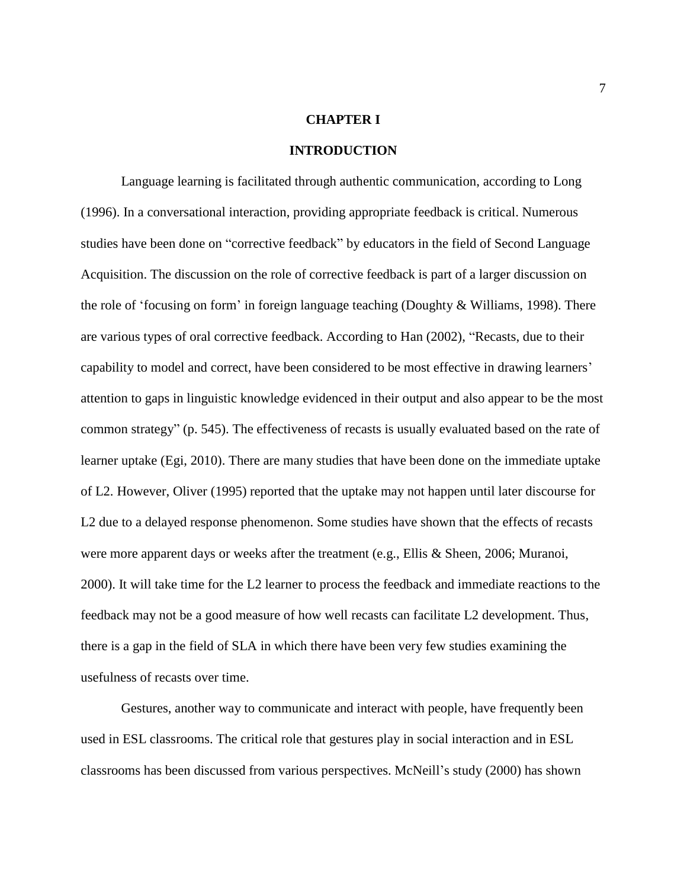# CHAPTER I

## INTRODUCTION

Language learning is facilitated through authentic communication, according to Long (1996). In a conversational interaction, providing appropriate feedback is critical. Numerous studies have been done on "corrective feedback" by educators in the field of Second Language Acquisition. The discussion on the role of corrective feedback is part of a larger discussion on the role of 'focusing on form' in foreign language teaching (Doughty & Williams, 1998). There are various types of oral corrective feedback. According to Han (2002), "Recasts, due to their capability to model and correct, have been considered to be most effective in drawing learners' attention to gaps in linguistic knowledge evidenced in their output and also appear to be the most common strategy" (p. 545). The effectiveness of recasts is usually evaluated based on the rate of learner uptake (Egi, 2010). There are many studies that have been done on the immediate uptake of L2. However, Oliver (1995) reported that the uptake may not happen until later discourse for L2 due to a delayed response phenomenon. Some studies have shown that the effects of recasts were more apparent days or weeks after the treatment (e.g., Ellis & Sheen, 2006; Muranoi, 2000). It will take time for the L2 learner to process the feedback and immediate reactions to the feedback may not be a good measure of how well recasts can facilitate L2 development. Thus, there is a gap in the field of SLA in which there have been very few studies examining the usefulness of recasts over time.

Gestures, another way to communicate and interact with people, have frequently been used in ESL classrooms. The critical role that gestures play in social interaction and in ESL classrooms has been discussed from various perspectives. McNeill's study (2000) has shown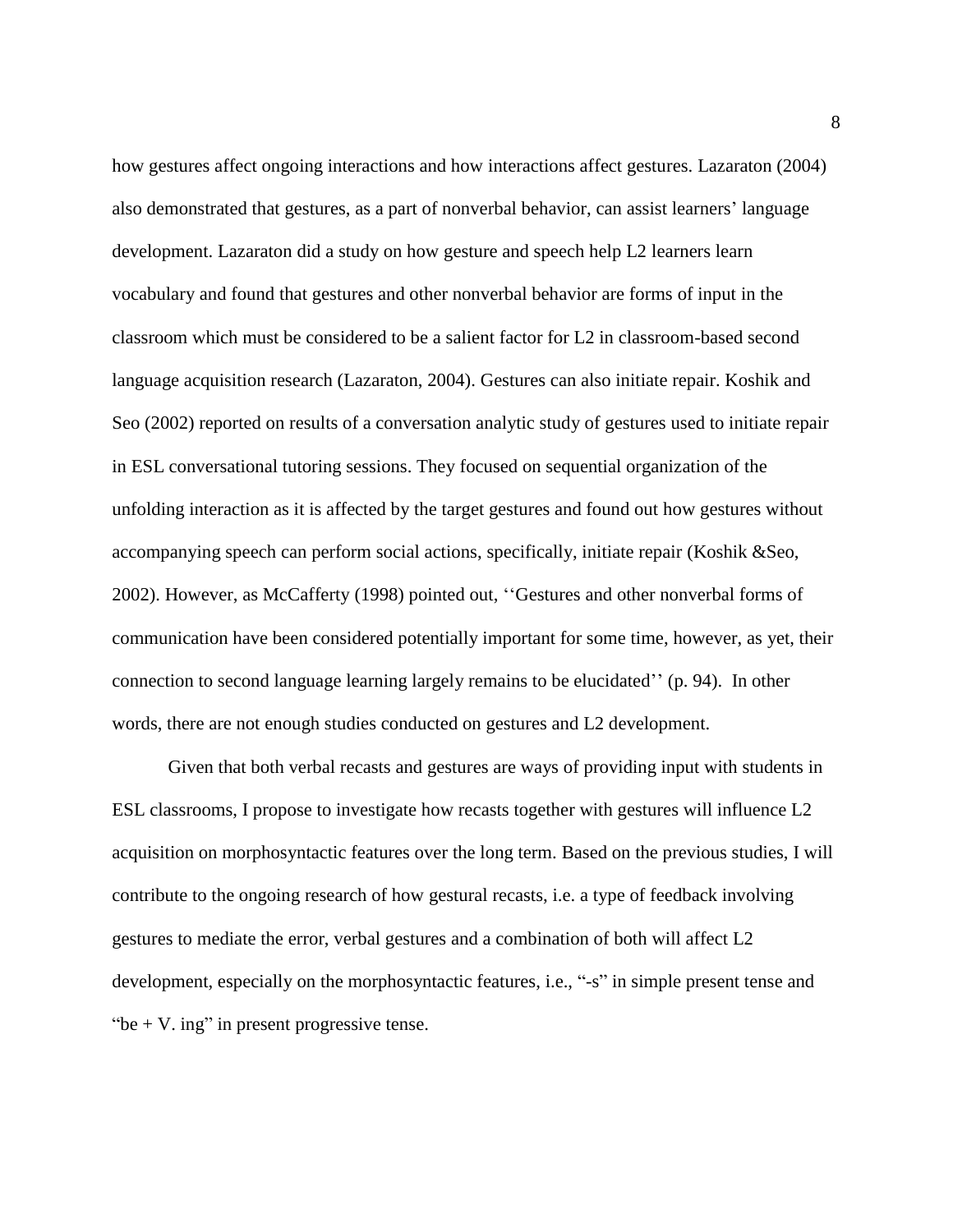how gestures affect ongoing interactions and how interactions affect gestures. Lazaraton (2004) also demonstrated that gestures, as a part of nonverbal behavior, can assist learners' language development. Lazaraton did a study on how gesture and speech help L2 learners learn vocabulary and found that gestures and other nonverbal behavior are forms of input in the classroom which must be considered to be a salient factor for L2 in classroom-based second language acquisition research (Lazaraton, 2004). Gestures can also initiate repair. Koshik and Seo (2002) reported on results of a conversation analytic study of gestures used to initiate repair in ESL conversational tutoring sessions. They focused on sequential organization of the unfolding interaction as it is affected by the target gestures and found out how gestures without accompanying speech can perform social actions, specifically, initiate repair (Koshik &Seo, 2002). However, as McCafferty (1998) pointed out, ''Gestures and other nonverbal forms of communication have been considered potentially important for some time, however, as yet, their connection to second language learning largely remains to be elucidated'' (p. 94). In other words, there are not enough studies conducted on gestures and L2 development.

Given that both verbal recasts and gestures are ways of providing input with students in ESL classrooms, I propose to investigate how recasts together with gestures will influence L2 acquisition on morphosyntactic features over the long term. Based on the previous studies, I will contribute to the ongoing research of how gestural recasts, i.e. a type of feedback involving gestures to mediate the error, verbal gestures and a combination of both will affect L2 development, especially on the morphosyntactic features, i.e., "-s" in simple present tense and "be + V. ing" in present progressive tense.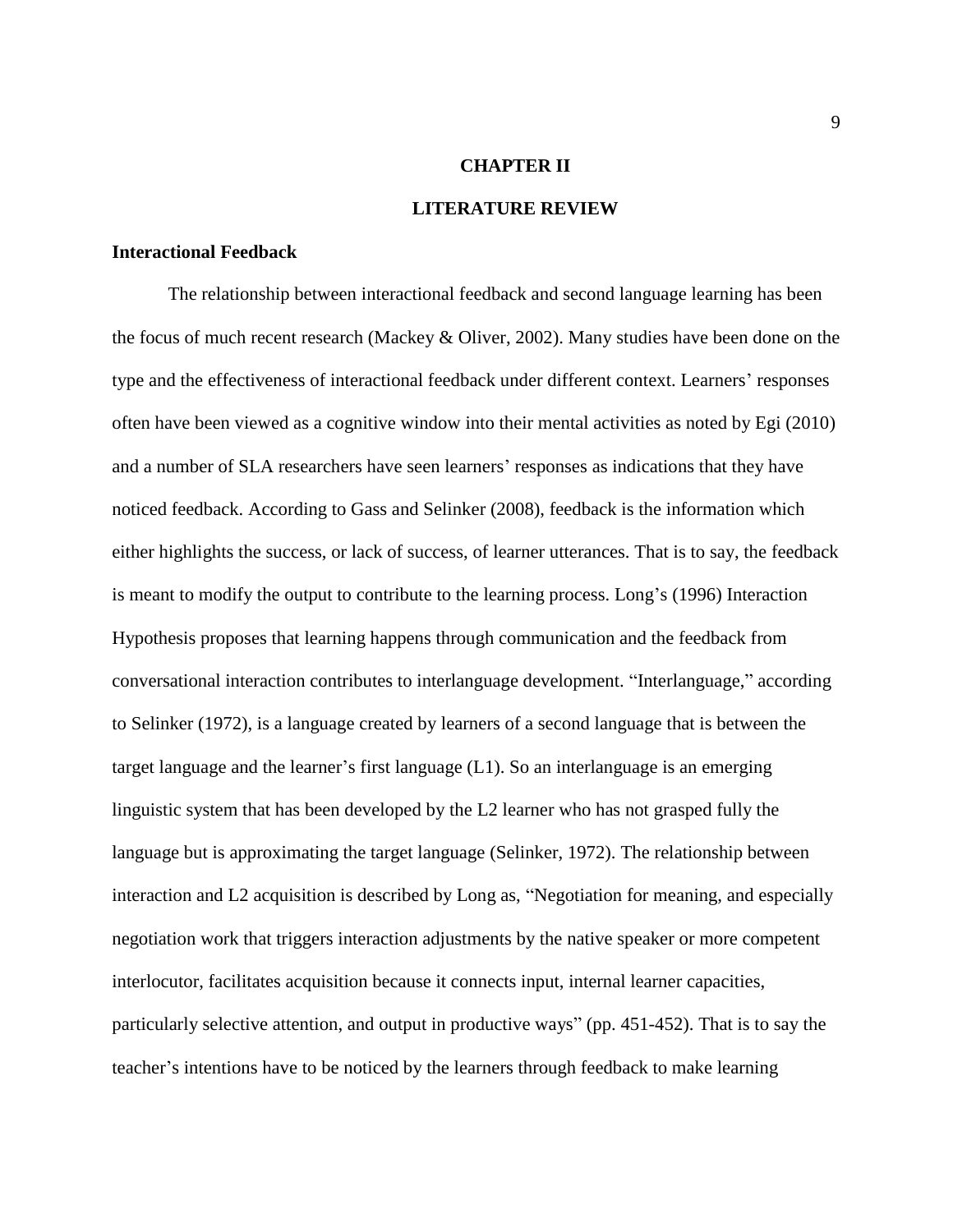# CHAPTER II

# LITERATURE REVIEW

## Interactional Feedback

The relationship between interactional feedback and second language learning has been the focus of much recent research (Mackey & Oliver, 2002). Many studies have been done on the type and the effectiveness of interactional feedback under different context. Learners' responses often have been viewed as a cognitive window into their mental activities as noted by Egi (2010) and a number of SLA researchers have seen learners' responses as indications that they have noticed feedback. According to Gass and Selinker (2008), feedback is the information which either highlights the success, or lack of success, of learner utterances. That is to say, the feedback is meant to modify the output to contribute to the learning process. Long's (1996) Interaction Hypothesis proposes that learning happens through communication and the feedback from conversational interaction contributes to interlanguage development. "Interlanguage," according to Selinker (1972), is a language created by learners of a second language that is between the target language and the learner's first language (L1). So an interlanguage is an emerging linguistic system that has been developed by the L2 learner who has not grasped fully the language but is approximating the target language (Selinker, 1972). The relationship between interaction and L2 acquisition is described by Long as, "Negotiation for meaning, and especially negotiation work that triggers interaction adjustments by the native speaker or more competent interlocutor, facilitates acquisition because it connects input, internal learner capacities, particularly selective attention, and output in productive ways" (pp. 451-452). That is to say the teacher's intentions have to be noticed by the learners through feedback to make learning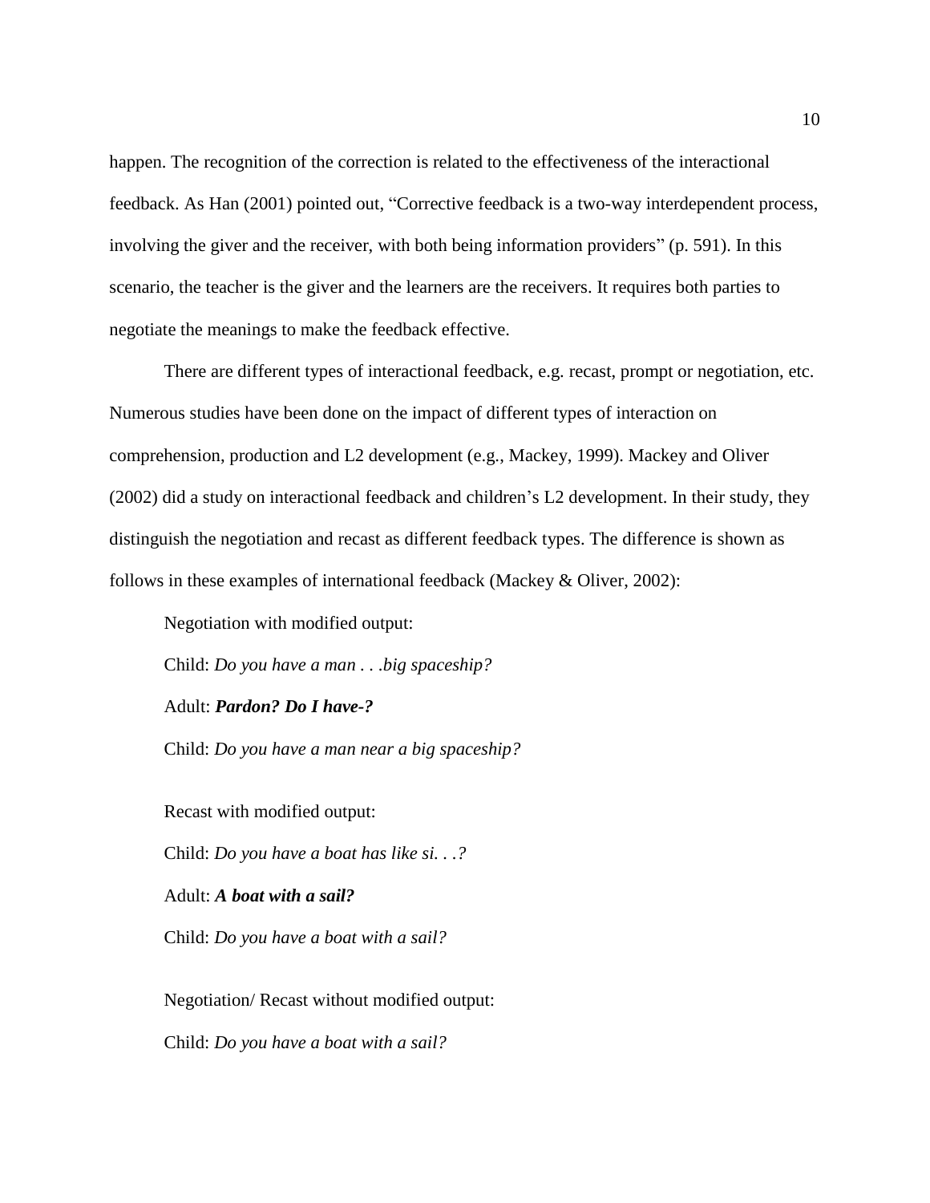happen. The recognition of the correction is related to the effectiveness of the interactional feedback. As Han (2001) pointed out, "Corrective feedback is a two-way interdependent process, involving the giver and the receiver, with both being information providers" (p. 591). In this scenario, the teacher is the giver and the learners are the receivers. It requires both parties to negotiate the meanings to make the feedback effective.

There are different types of interactional feedback, e.g. recast, prompt or negotiation, etc. Numerous studies have been done on the impact of different types of interaction on comprehension, production and L2 development (e.g., Mackey, 1999). Mackey and Oliver (2002) did a study on interactional feedback and children's L2 development. In their study, they distinguish the negotiation and recast as different feedback types. The difference is shown as follows in these examples of international feedback (Mackey & Oliver, 2002):

Negotiation with modified output:

Child: *Do you have a man . . .big spaceship?*

Adult: ***Pardon? Do I have-?***

Child: *Do you have a man near a big spaceship?*

Recast with modified output:

Child: *Do you have a boat has like si. . .?*

Adult: ***A boat with a sail?***

Child: *Do you have a boat with a sail?*

Negotiation/ Recast without modified output:

Child: *Do you have a boat with a sail?*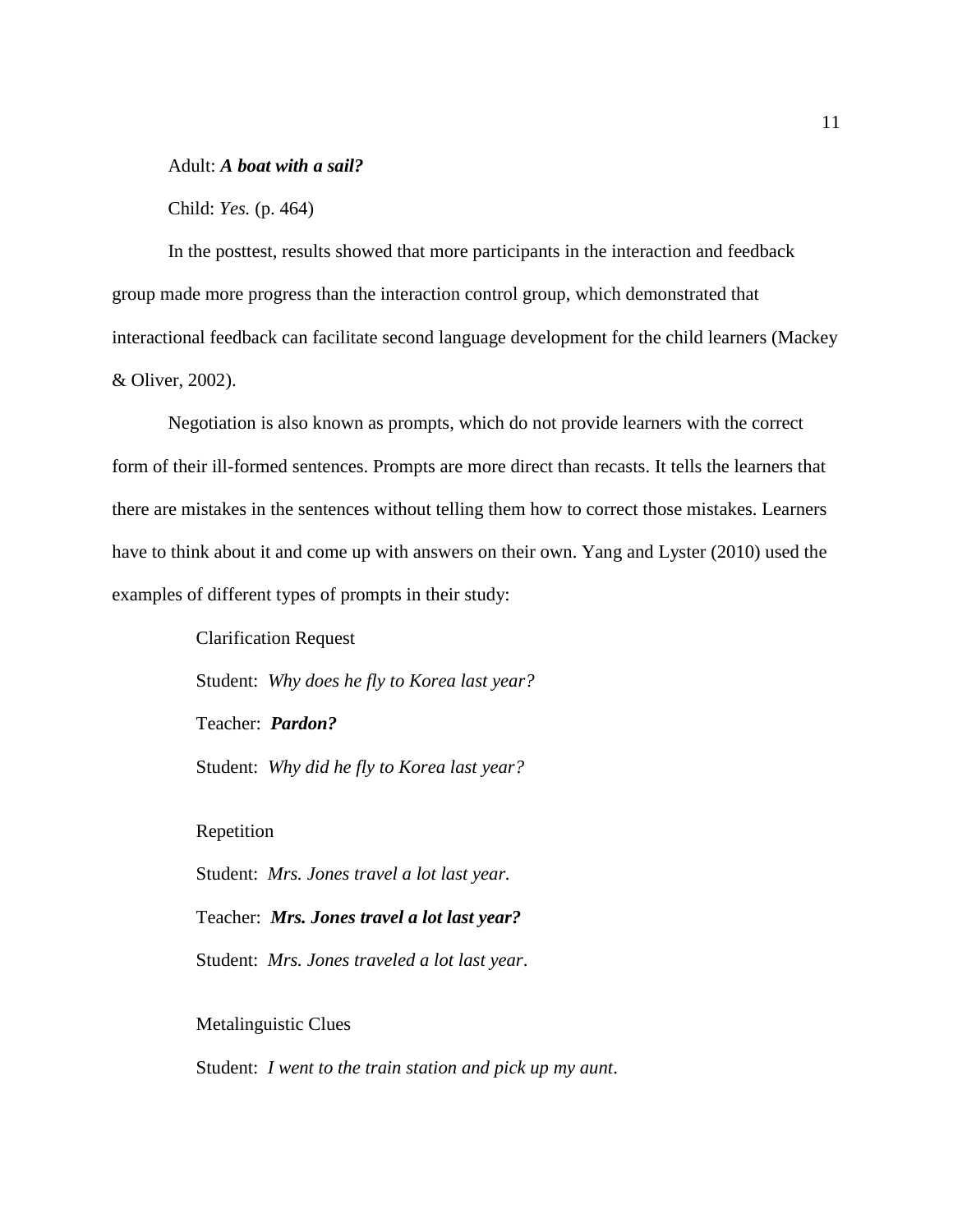Adult: ***A boat with a sail?***

Child: *Yes.* (p. 464)

In the posttest, results showed that more participants in the interaction and feedback group made more progress than the interaction control group, which demonstrated that interactional feedback can facilitate second language development for the child learners (Mackey & Oliver, 2002).

Negotiation is also known as prompts, which do not provide learners with the correct form of their ill-formed sentences. Prompts are more direct than recasts. It tells the learners that there are mistakes in the sentences without telling them how to correct those mistakes. Learners have to think about it and come up with answers on their own. Yang and Lyster (2010) used the examples of different types of prompts in their study:

Clarification Request

Student: *Why does he fly to Korea last year?*

Teacher: ***Pardon?***

Student: *Why did he fly to Korea last year?*

Repetition

Student: *Mrs. Jones travel a lot last year.*

Teacher: ***Mrs. Jones travel a lot last year?***

Student: *Mrs. Jones traveled a lot last year*.

Metalinguistic Clues

Student: *I went to the train station and pick up my aunt*.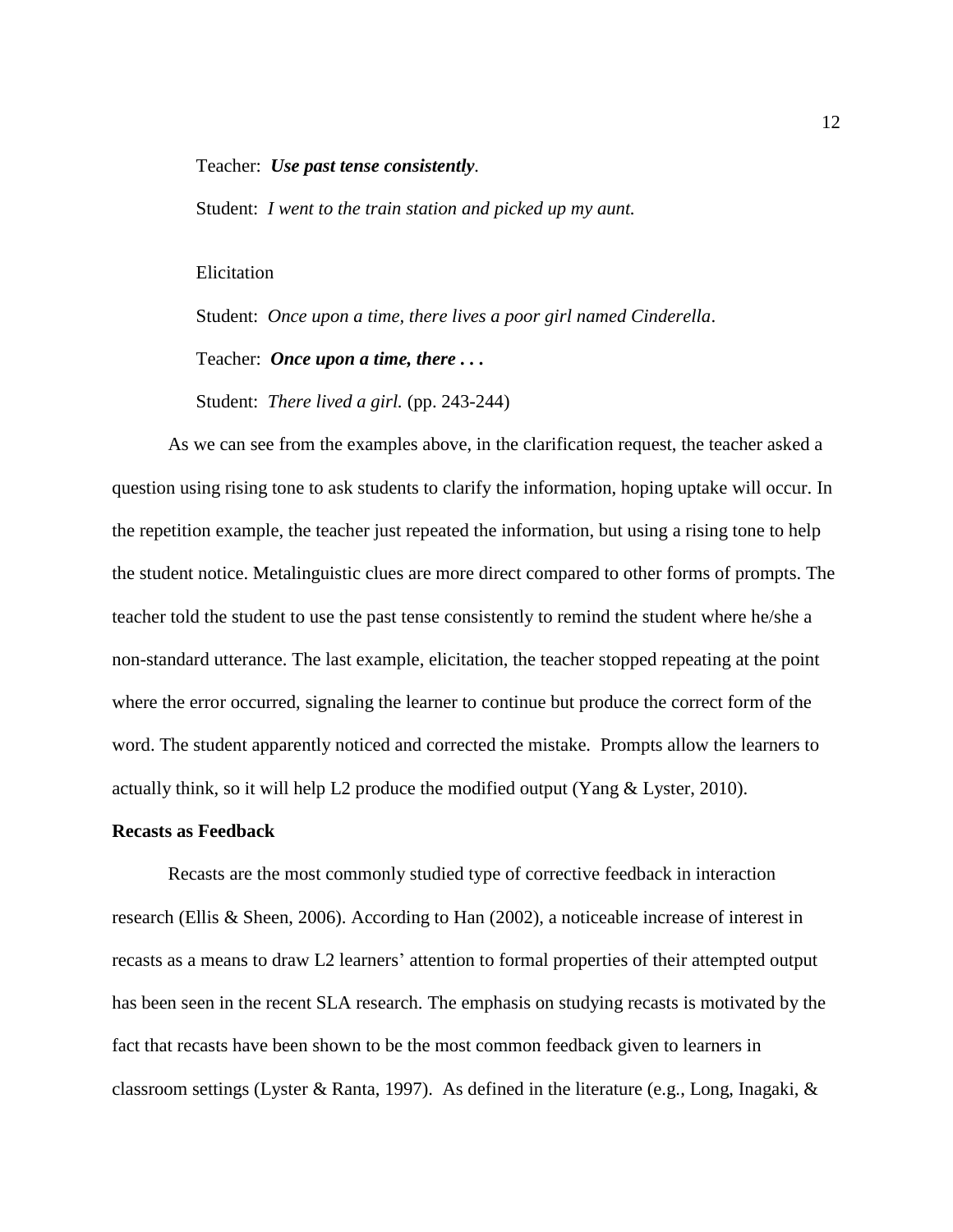Teacher: ***Use past tense consistently***.

Student: *I went to the train station and picked up my aunt.*

Elicitation

Student: *Once upon a time, there lives a poor girl named Cinderella*.

Teacher: ***Once upon a time, there . . .***

Student: *There lived a girl.* (pp. 243-244)

As we can see from the examples above, in the clarification request, the teacher asked a question using rising tone to ask students to clarify the information, hoping uptake will occur. In the repetition example, the teacher just repeated the information, but using a rising tone to help the student notice. Metalinguistic clues are more direct compared to other forms of prompts. The teacher told the student to use the past tense consistently to remind the student where he/she a non-standard utterance. The last example, elicitation, the teacher stopped repeating at the point where the error occurred, signaling the learner to continue but produce the correct form of the word. The student apparently noticed and corrected the mistake. Prompts allow the learners to actually think, so it will help L2 produce the modified output (Yang & Lyster, 2010).

**Recasts as Feedback**

Recasts are the most commonly studied type of corrective feedback in interaction research (Ellis & Sheen, 2006). According to Han (2002), a noticeable increase of interest in recasts as a means to draw L2 learners' attention to formal properties of their attempted output has been seen in the recent SLA research. The emphasis on studying recasts is motivated by the fact that recasts have been shown to be the most common feedback given to learners in classroom settings (Lyster & Ranta, 1997). As defined in the literature (e.g., Long, Inagaki, &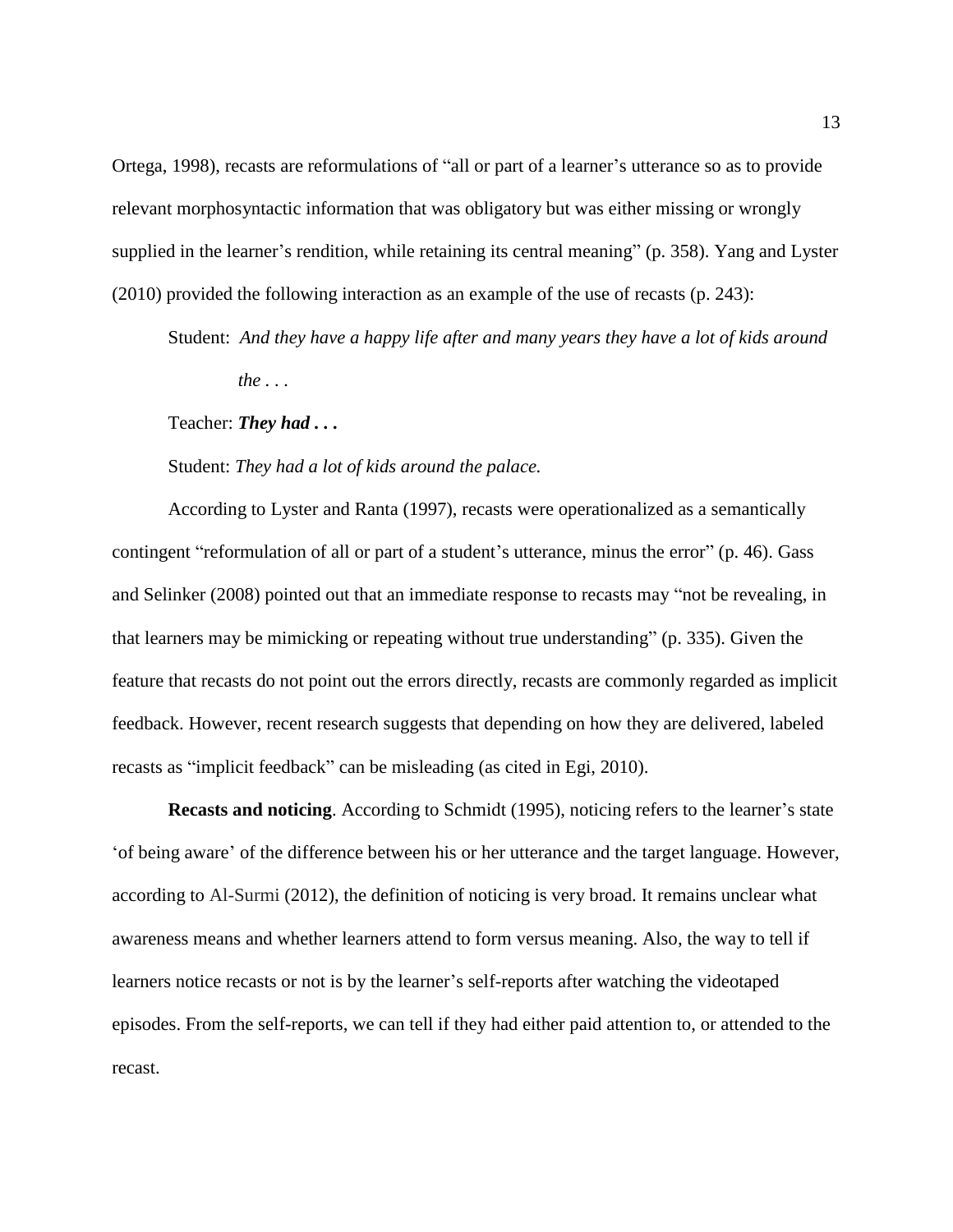Ortega, 1998), recasts are reformulations of "all or part of a learner's utterance so as to provide relevant morphosyntactic information that was obligatory but was either missing or wrongly supplied in the learner's rendition, while retaining its central meaning" (p. 358). Yang and Lyster (2010) provided the following interaction as an example of the use of recasts (p. 243):

> Student: *And they have a happy life after and many years they have a lot of kids around the* . . .
>
> Teacher: ***They had . . .***
>
> Student: *They had a lot of kids around the palace.*

According to Lyster and Ranta (1997), recasts were operationalized as a semantically contingent "reformulation of all or part of a student's utterance, minus the error" (p. 46). Gass and Selinker (2008) pointed out that an immediate response to recasts may "not be revealing, in that learners may be mimicking or repeating without true understanding" (p. 335). Given the feature that recasts do not point out the errors directly, recasts are commonly regarded as implicit feedback. However, recent research suggests that depending on how they are delivered, labeled recasts as "implicit feedback" can be misleading (as cited in Egi, 2010).

**Recasts and noticing**. According to Schmidt (1995), noticing refers to the learner's state 'of being aware' of the difference between his or her utterance and the target language. However, according to Al-Surmi (2012), the definition of noticing is very broad. It remains unclear what awareness means and whether learners attend to form versus meaning. Also, the way to tell if learners notice recasts or not is by the learner's self-reports after watching the videotaped episodes. From the self-reports, we can tell if they had either paid attention to, or attended to the recast.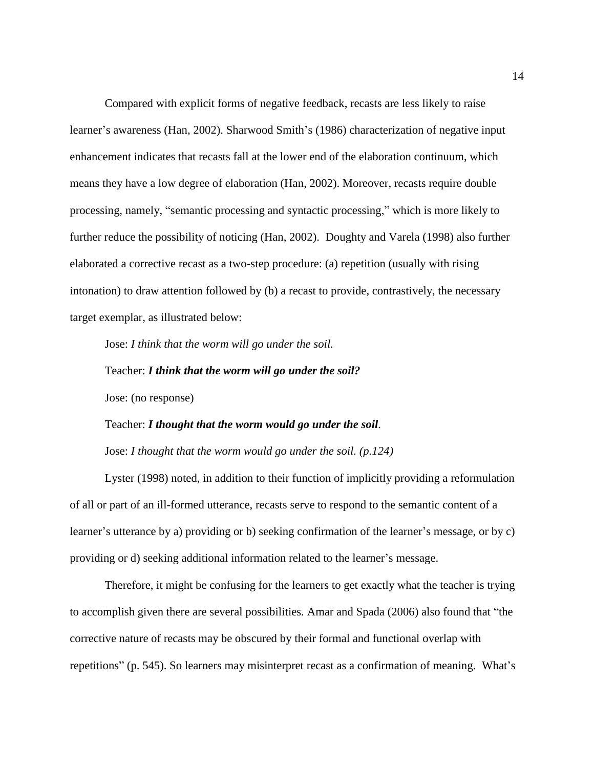Compared with explicit forms of negative feedback, recasts are less likely to raise learner's awareness (Han, 2002). Sharwood Smith's (1986) characterization of negative input enhancement indicates that recasts fall at the lower end of the elaboration continuum, which means they have a low degree of elaboration (Han, 2002). Moreover, recasts require double processing, namely, "semantic processing and syntactic processing," which is more likely to further reduce the possibility of noticing (Han, 2002). Doughty and Varela (1998) also further elaborated a corrective recast as a two-step procedure: (a) repetition (usually with rising intonation) to draw attention followed by (b) a recast to provide, contrastively, the necessary target exemplar, as illustrated below:

Jose: *I think that the worm will go under the soil.*

Teacher: ***I think that the worm will go under the soil?***

Jose: (no response)

Teacher: ***I thought that the worm would go under the soil**.*

Jose: *I thought that the worm would go under the soil. (p.124)*

Lyster (1998) noted, in addition to their function of implicitly providing a reformulation of all or part of an ill-formed utterance, recasts serve to respond to the semantic content of a learner's utterance by a) providing or b) seeking confirmation of the learner's message, or by c) providing or d) seeking additional information related to the learner's message.

Therefore, it might be confusing for the learners to get exactly what the teacher is trying to accomplish given there are several possibilities. Amar and Spada (2006) also found that "the corrective nature of recasts may be obscured by their formal and functional overlap with repetitions" (p. 545). So learners may misinterpret recast as a confirmation of meaning. What's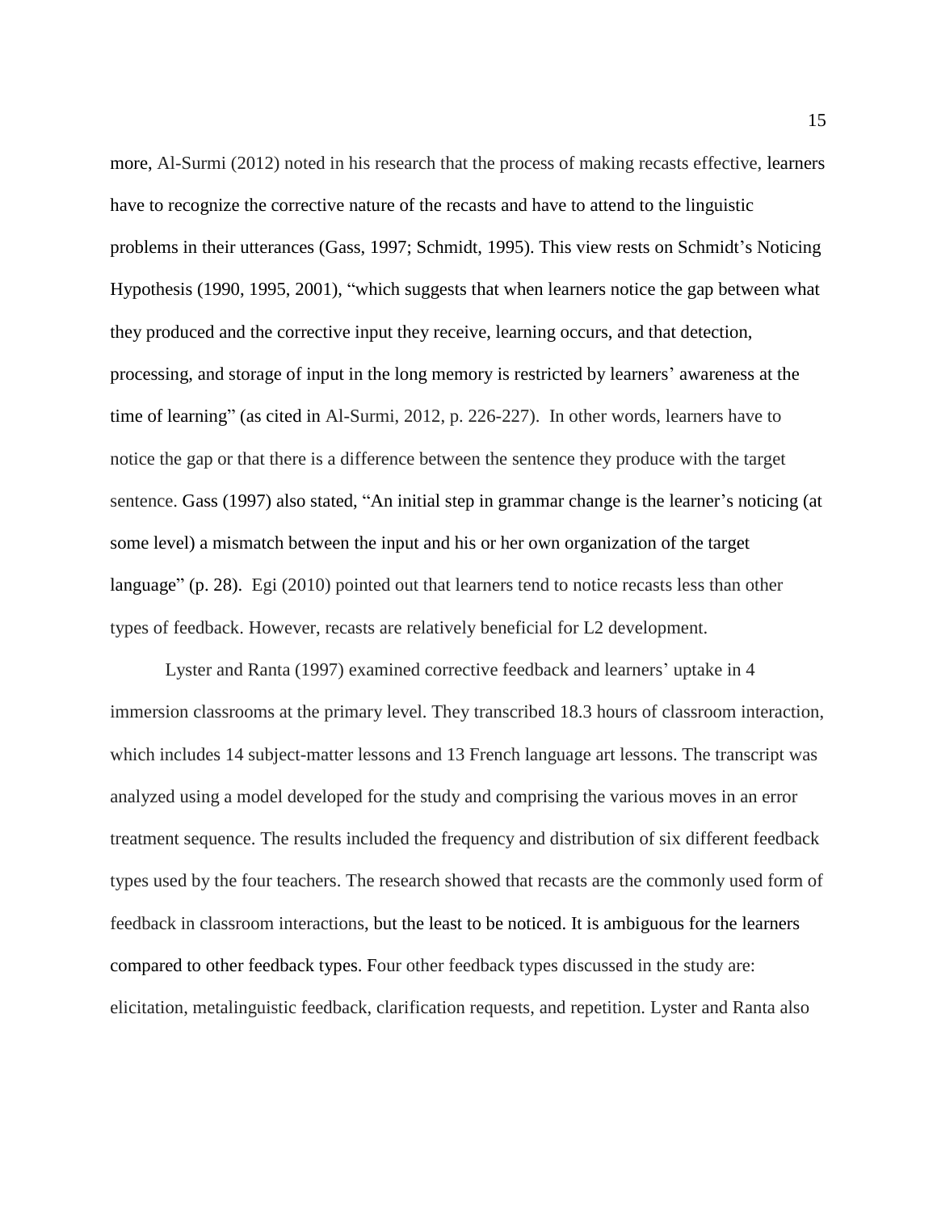more, Al-Surmi (2012) noted in his research that the process of making recasts effective, learners have to recognize the corrective nature of the recasts and have to attend to the linguistic problems in their utterances (Gass, 1997; Schmidt, 1995). This view rests on Schmidt's Noticing Hypothesis (1990, 1995, 2001), "which suggests that when learners notice the gap between what they produced and the corrective input they receive, learning occurs, and that detection, processing, and storage of input in the long memory is restricted by learners' awareness at the time of learning" (as cited in Al-Surmi, 2012, p. 226-227). In other words, learners have to notice the gap or that there is a difference between the sentence they produce with the target sentence. Gass (1997) also stated, "An initial step in grammar change is the learner's noticing (at some level) a mismatch between the input and his or her own organization of the target language" (p. 28). Egi (2010) pointed out that learners tend to notice recasts less than other types of feedback. However, recasts are relatively beneficial for L2 development.

Lyster and Ranta (1997) examined corrective feedback and learners' uptake in 4 immersion classrooms at the primary level. They transcribed 18.3 hours of classroom interaction, which includes 14 subject-matter lessons and 13 French language art lessons. The transcript was analyzed using a model developed for the study and comprising the various moves in an error treatment sequence. The results included the frequency and distribution of six different feedback types used by the four teachers. The research showed that recasts are the commonly used form of feedback in classroom interactions, but the least to be noticed. It is ambiguous for the learners compared to other feedback types. Four other feedback types discussed in the study are: elicitation, metalinguistic feedback, clarification requests, and repetition. Lyster and Ranta also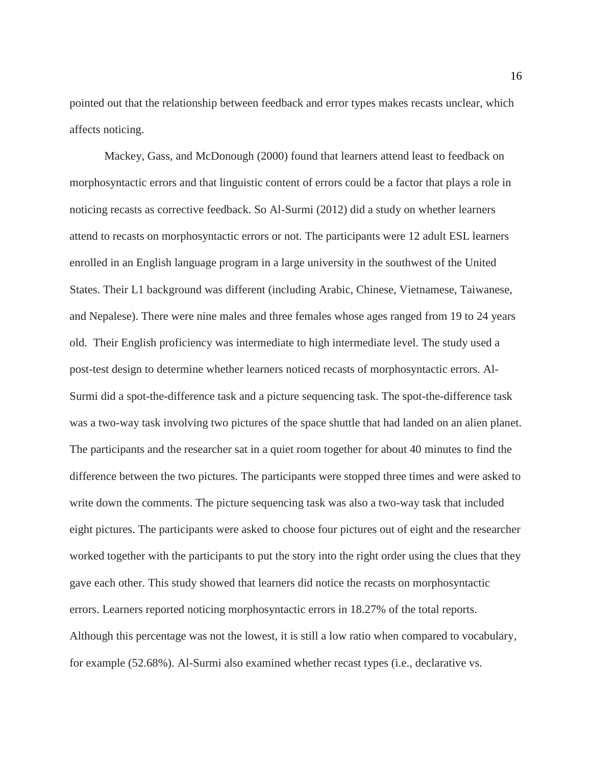pointed out that the relationship between feedback and error types makes recasts unclear, which affects noticing.

Mackey, Gass, and McDonough (2000) found that learners attend least to feedback on morphosyntactic errors and that linguistic content of errors could be a factor that plays a role in noticing recasts as corrective feedback. So Al-Surmi (2012) did a study on whether learners attend to recasts on morphosyntactic errors or not. The participants were 12 adult ESL learners enrolled in an English language program in a large university in the southwest of the United States. Their L1 background was different (including Arabic, Chinese, Vietnamese, Taiwanese, and Nepalese). There were nine males and three females whose ages ranged from 19 to 24 years old. Their English proficiency was intermediate to high intermediate level. The study used a post-test design to determine whether learners noticed recasts of morphosyntactic errors. Al-Surmi did a spot-the-difference task and a picture sequencing task. The spot-the-difference task was a two-way task involving two pictures of the space shuttle that had landed on an alien planet. The participants and the researcher sat in a quiet room together for about 40 minutes to find the difference between the two pictures. The participants were stopped three times and were asked to write down the comments. The picture sequencing task was also a two-way task that included eight pictures. The participants were asked to choose four pictures out of eight and the researcher worked together with the participants to put the story into the right order using the clues that they gave each other. This study showed that learners did notice the recasts on morphosyntactic errors. Learners reported noticing morphosyntactic errors in 18.27% of the total reports. Although this percentage was not the lowest, it is still a low ratio when compared to vocabulary, for example (52.68%). Al-Surmi also examined whether recast types (i.e., declarative vs.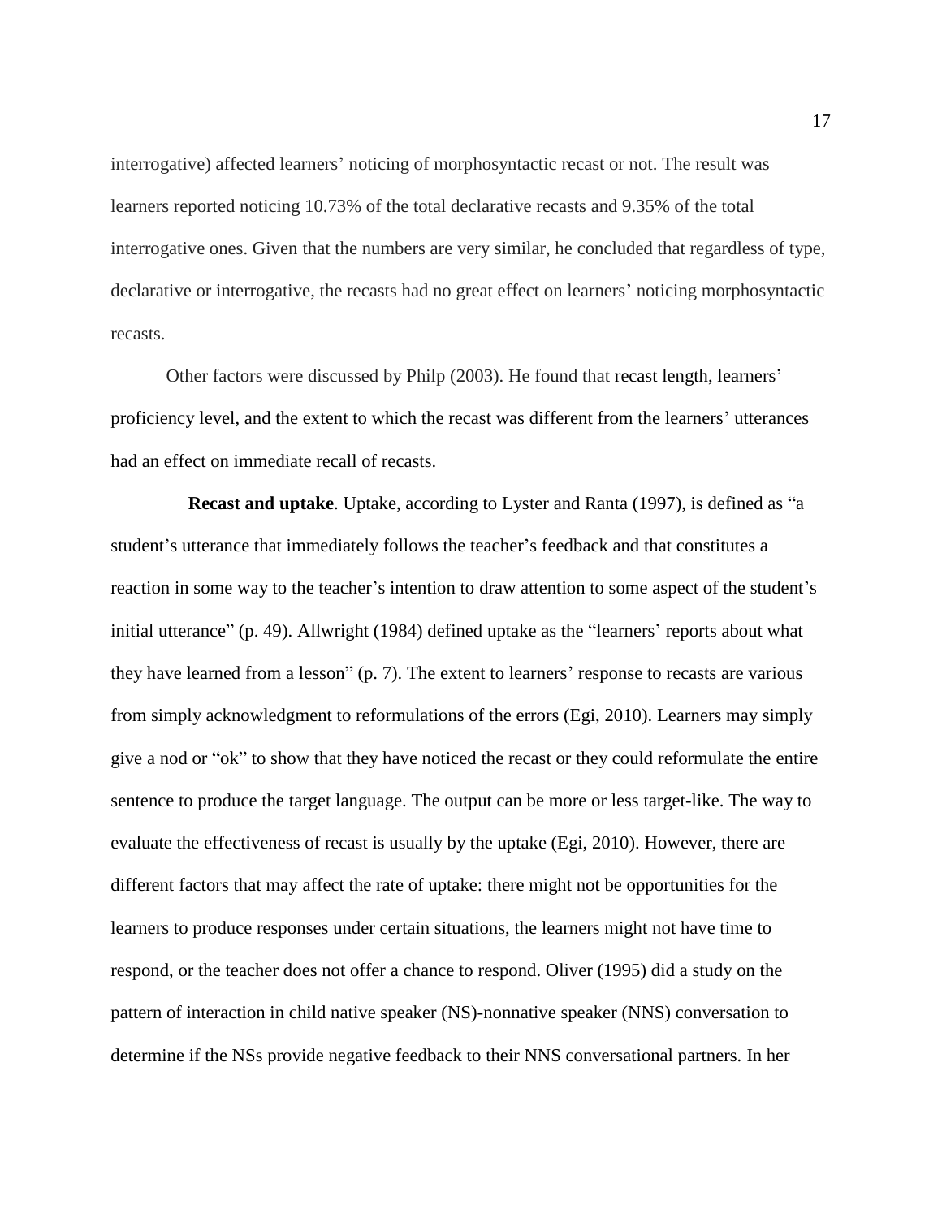interrogative) affected learners' noticing of morphosyntactic recast or not. The result was learners reported noticing 10.73% of the total declarative recasts and 9.35% of the total interrogative ones. Given that the numbers are very similar, he concluded that regardless of type, declarative or interrogative, the recasts had no great effect on learners' noticing morphosyntactic recasts.

Other factors were discussed by Philp (2003). He found that recast length, learners' proficiency level, and the extent to which the recast was different from the learners' utterances had an effect on immediate recall of recasts.

**Recast and uptake**. Uptake, according to Lyster and Ranta (1997), is defined as "a student's utterance that immediately follows the teacher's feedback and that constitutes a reaction in some way to the teacher's intention to draw attention to some aspect of the student's initial utterance" (p. 49). Allwright (1984) defined uptake as the "learners' reports about what they have learned from a lesson" (p. 7). The extent to learners' response to recasts are various from simply acknowledgment to reformulations of the errors (Egi, 2010). Learners may simply give a nod or "ok" to show that they have noticed the recast or they could reformulate the entire sentence to produce the target language. The output can be more or less target-like. The way to evaluate the effectiveness of recast is usually by the uptake (Egi, 2010). However, there are different factors that may affect the rate of uptake: there might not be opportunities for the learners to produce responses under certain situations, the learners might not have time to respond, or the teacher does not offer a chance to respond. Oliver (1995) did a study on the pattern of interaction in child native speaker (NS)-nonnative speaker (NNS) conversation to determine if the NSs provide negative feedback to their NNS conversational partners. In her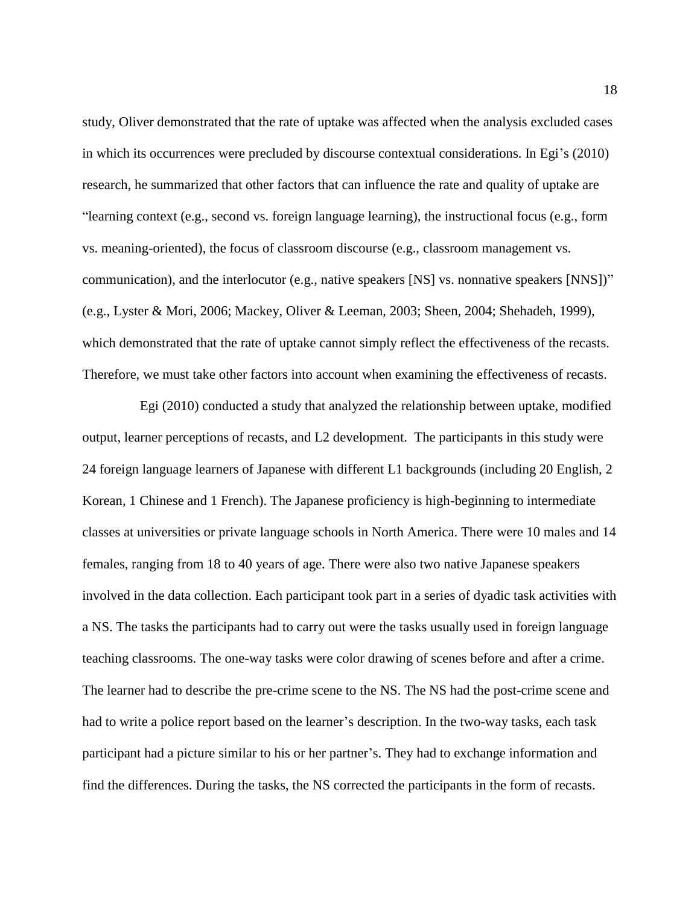study, Oliver demonstrated that the rate of uptake was affected when the analysis excluded cases in which its occurrences were precluded by discourse contextual considerations. In Egi's (2010) research, he summarized that other factors that can influence the rate and quality of uptake are "learning context (e.g., second vs. foreign language learning), the instructional focus (e.g., form vs. meaning-oriented), the focus of classroom discourse (e.g., classroom management vs. communication), and the interlocutor (e.g., native speakers [NS] vs. nonnative speakers [NNS])" (e.g., Lyster & Mori, 2006; Mackey, Oliver & Leeman, 2003; Sheen, 2004; Shehadeh, 1999), which demonstrated that the rate of uptake cannot simply reflect the effectiveness of the recasts. Therefore, we must take other factors into account when examining the effectiveness of recasts.

Egi (2010) conducted a study that analyzed the relationship between uptake, modified output, learner perceptions of recasts, and L2 development. The participants in this study were 24 foreign language learners of Japanese with different L1 backgrounds (including 20 English, 2 Korean, 1 Chinese and 1 French). The Japanese proficiency is high-beginning to intermediate classes at universities or private language schools in North America. There were 10 males and 14 females, ranging from 18 to 40 years of age. There were also two native Japanese speakers involved in the data collection. Each participant took part in a series of dyadic task activities with a NS. The tasks the participants had to carry out were the tasks usually used in foreign language teaching classrooms. The one-way tasks were color drawing of scenes before and after a crime. The learner had to describe the pre-crime scene to the NS. The NS had the post-crime scene and had to write a police report based on the learner's description. In the two-way tasks, each task participant had a picture similar to his or her partner's. They had to exchange information and find the differences. During the tasks, the NS corrected the participants in the form of recasts.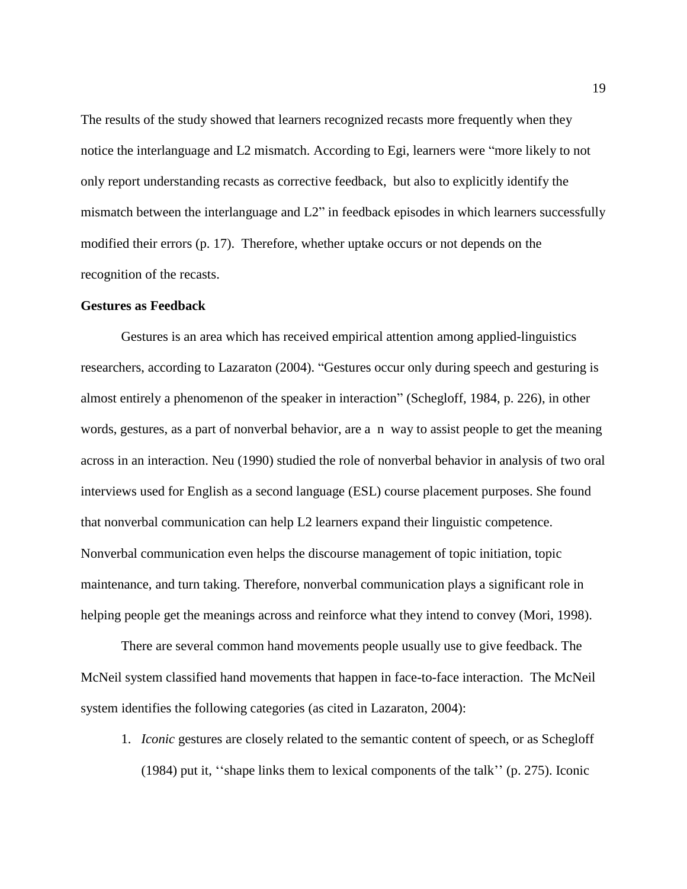The results of the study showed that learners recognized recasts more frequently when they notice the interlanguage and L2 mismatch. According to Egi, learners were "more likely to not only report understanding recasts as corrective feedback, but also to explicitly identify the mismatch between the interlanguage and L2" in feedback episodes in which learners successfully modified their errors (p. 17). Therefore, whether uptake occurs or not depends on the recognition of the recasts.

**Gestures as Feedback**

Gestures is an area which has received empirical attention among applied-linguistics researchers, according to Lazaraton (2004). "Gestures occur only during speech and gesturing is almost entirely a phenomenon of the speaker in interaction" (Schegloff, 1984, p. 226), in other words, gestures, as a part of nonverbal behavior, are a n way to assist people to get the meaning across in an interaction. Neu (1990) studied the role of nonverbal behavior in analysis of two oral interviews used for English as a second language (ESL) course placement purposes. She found that nonverbal communication can help L2 learners expand their linguistic competence. Nonverbal communication even helps the discourse management of topic initiation, topic maintenance, and turn taking. Therefore, nonverbal communication plays a significant role in helping people get the meanings across and reinforce what they intend to convey (Mori, 1998).

There are several common hand movements people usually use to give feedback. The McNeil system classified hand movements that happen in face-to-face interaction. The McNeil system identifies the following categories (as cited in Lazaraton, 2004):

1. *Iconic* gestures are closely related to the semantic content of speech, or as Schegloff (1984) put it, ''shape links them to lexical components of the talk'' (p. 275). Iconic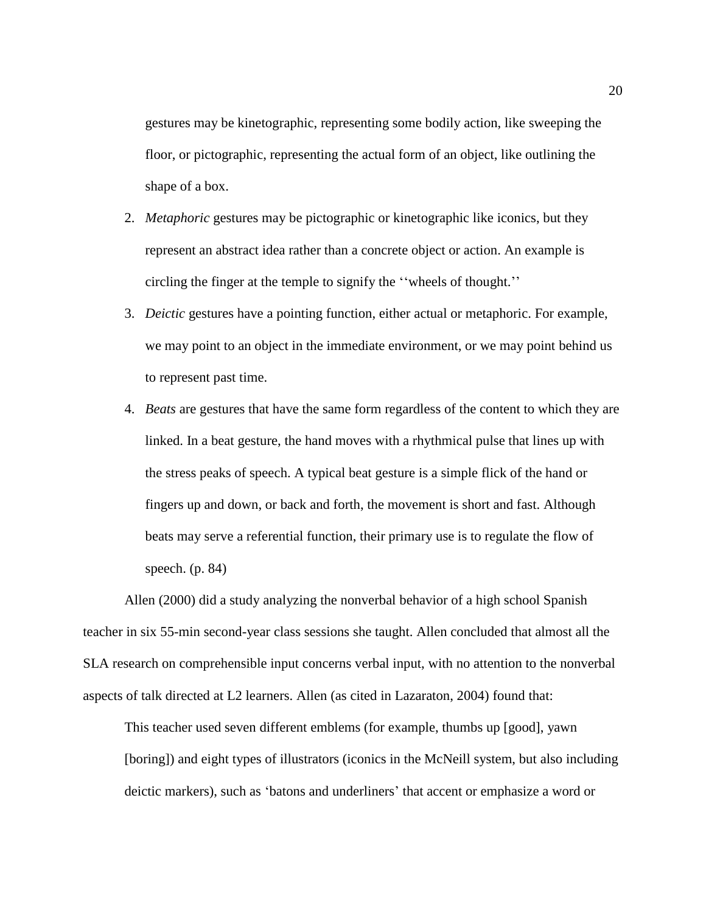gestures may be kinetographic, representing some bodily action, like sweeping the floor, or pictographic, representing the actual form of an object, like outlining the shape of a box.

2. *Metaphoric* gestures may be pictographic or kinetographic like iconics, but they represent an abstract idea rather than a concrete object or action. An example is circling the finger at the temple to signify the ''wheels of thought.''
3. *Deictic* gestures have a pointing function, either actual or metaphoric. For example, we may point to an object in the immediate environment, or we may point behind us to represent past time.
4. *Beats* are gestures that have the same form regardless of the content to which they are linked. In a beat gesture, the hand moves with a rhythmical pulse that lines up with the stress peaks of speech. A typical beat gesture is a simple flick of the hand or fingers up and down, or back and forth, the movement is short and fast. Although beats may serve a referential function, their primary use is to regulate the flow of speech. (p. 84)

Allen (2000) did a study analyzing the nonverbal behavior of a high school Spanish teacher in six 55-min second-year class sessions she taught. Allen concluded that almost all the SLA research on comprehensible input concerns verbal input, with no attention to the nonverbal aspects of talk directed at L2 learners. Allen (as cited in Lazaraton, 2004) found that:

> This teacher used seven different emblems (for example, thumbs up [good], yawn [boring]) and eight types of illustrators (iconics in the McNeill system, but also including deictic markers), such as 'batons and underliners' that accent or emphasize a word or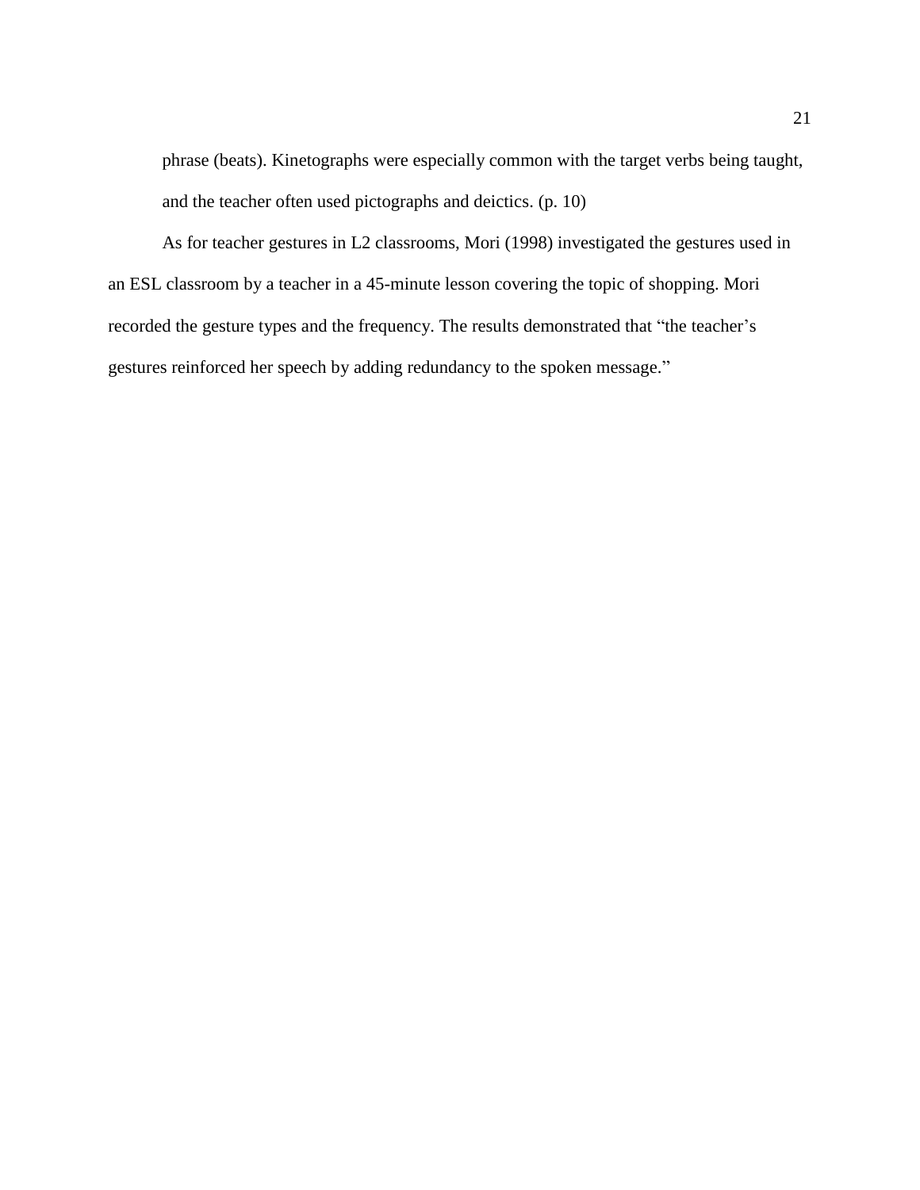> phrase (beats). Kinetographs were especially common with the target verbs being taught, and the teacher often used pictographs and deictics. (p. 10)

As for teacher gestures in L2 classrooms, Mori (1998) investigated the gestures used in an ESL classroom by a teacher in a 45-minute lesson covering the topic of shopping. Mori recorded the gesture types and the frequency. The results demonstrated that "the teacher's gestures reinforced her speech by adding redundancy to the spoken message."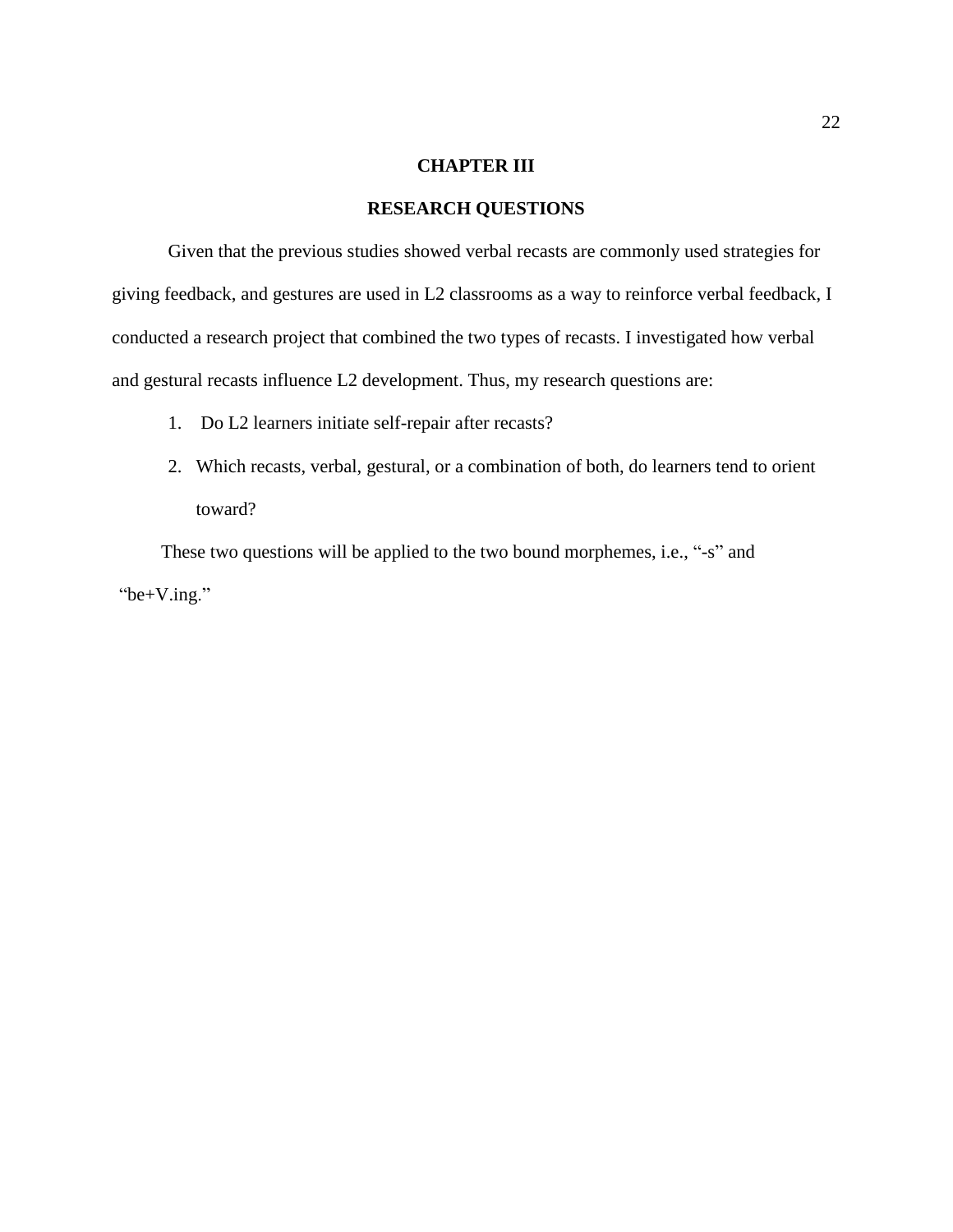# CHAPTER III

## RESEARCH QUESTIONS

Given that the previous studies showed verbal recasts are commonly used strategies for giving feedback, and gestures are used in L2 classrooms as a way to reinforce verbal feedback, I conducted a research project that combined the two types of recasts. I investigated how verbal and gestural recasts influence L2 development. Thus, my research questions are:

1. Do L2 learners initiate self-repair after recasts?
2. Which recasts, verbal, gestural, or a combination of both, do learners tend to orient toward?

These two questions will be applied to the two bound morphemes, i.e., “-s” and “be+V.ing.”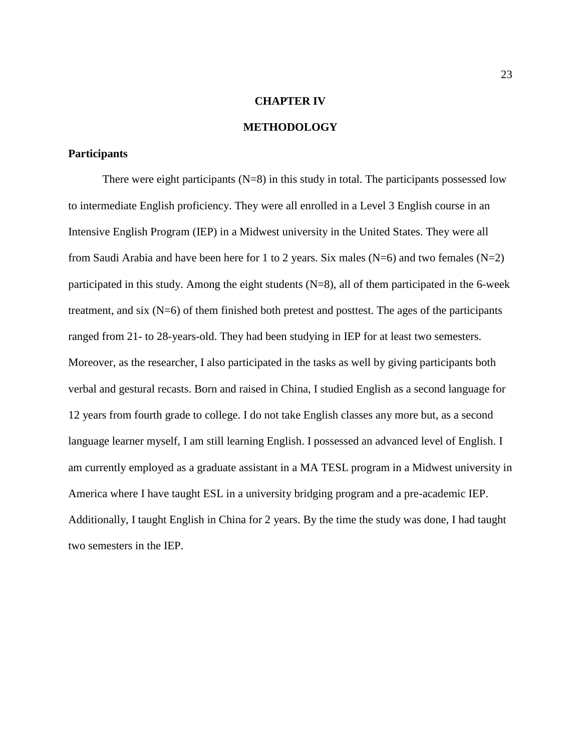# CHAPTER IV

# METHODOLOGY

## Participants

There were eight participants (N=8) in this study in total. The participants possessed low to intermediate English proficiency. They were all enrolled in a Level 3 English course in an Intensive English Program (IEP) in a Midwest university in the United States. They were all from Saudi Arabia and have been here for 1 to 2 years. Six males (N=6) and two females (N=2) participated in this study. Among the eight students (N=8), all of them participated in the 6-week treatment, and six (N=6) of them finished both pretest and posttest. The ages of the participants ranged from 21- to 28-years-old. They had been studying in IEP for at least two semesters. Moreover, as the researcher, I also participated in the tasks as well by giving participants both verbal and gestural recasts. Born and raised in China, I studied English as a second language for 12 years from fourth grade to college. I do not take English classes any more but, as a second language learner myself, I am still learning English. I possessed an advanced level of English. I am currently employed as a graduate assistant in a MA TESL program in a Midwest university in America where I have taught ESL in a university bridging program and a pre-academic IEP. Additionally, I taught English in China for 2 years. By the time the study was done, I had taught two semesters in the IEP.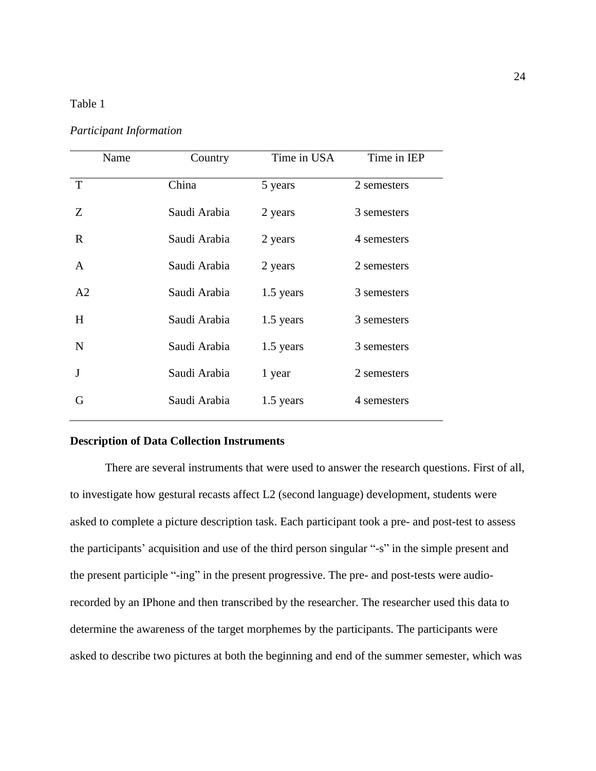Table 1

*Participant Information*

| Name | Country | Time in USA | Time in IEP |
|---|---|---|---|
| T | China | 5 years | 2 semesters |
| Z | Saudi Arabia | 2 years | 3 semesters |
| R | Saudi Arabia | 2 years | 4 semesters |
| A | Saudi Arabia | 2 years | 2 semesters |
| A2 | Saudi Arabia | 1.5 years | 3 semesters |
| H | Saudi Arabia | 1.5 years | 3 semesters |
| N | Saudi Arabia | 1.5 years | 3 semesters |
| J | Saudi Arabia | 1 year | 2 semesters |
| G | Saudi Arabia | 1.5 years | 4 semesters |

**Description of Data Collection Instruments**

There are several instruments that were used to answer the research questions. First of all, to investigate how gestural recasts affect L2 (second language) development, students were asked to complete a picture description task. Each participant took a pre- and post-test to assess the participants' acquisition and use of the third person singular "-s" in the simple present and the present participle "-ing" in the present progressive. The pre- and post-tests were audio-recorded by an IPhone and then transcribed by the researcher. The researcher used this data to determine the awareness of the target morphemes by the participants. The participants were asked to describe two pictures at both the beginning and end of the summer semester, which was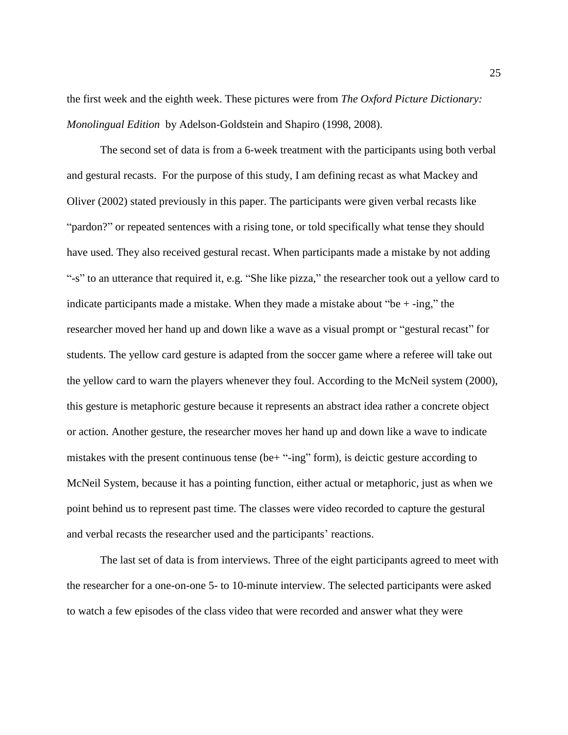the first week and the eighth week. These pictures were from *The Oxford Picture Dictionary: Monolingual Edition* by Adelson-Goldstein and Shapiro (1998, 2008).

The second set of data is from a 6-week treatment with the participants using both verbal and gestural recasts. For the purpose of this study, I am defining recast as what Mackey and Oliver (2002) stated previously in this paper. The participants were given verbal recasts like "pardon?" or repeated sentences with a rising tone, or told specifically what tense they should have used. They also received gestural recast. When participants made a mistake by not adding "-s" to an utterance that required it, e.g. "She like pizza," the researcher took out a yellow card to indicate participants made a mistake. When they made a mistake about "be + -ing," the researcher moved her hand up and down like a wave as a visual prompt or "gestural recast" for students. The yellow card gesture is adapted from the soccer game where a referee will take out the yellow card to warn the players whenever they foul. According to the McNeil system (2000), this gesture is metaphoric gesture because it represents an abstract idea rather a concrete object or action. Another gesture, the researcher moves her hand up and down like a wave to indicate mistakes with the present continuous tense (be+ "-ing" form), is deictic gesture according to McNeil System, because it has a pointing function, either actual or metaphoric, just as when we point behind us to represent past time. The classes were video recorded to capture the gestural and verbal recasts the researcher used and the participants' reactions.

The last set of data is from interviews. Three of the eight participants agreed to meet with the researcher for a one-on-one 5- to 10-minute interview. The selected participants were asked to watch a few episodes of the class video that were recorded and answer what they were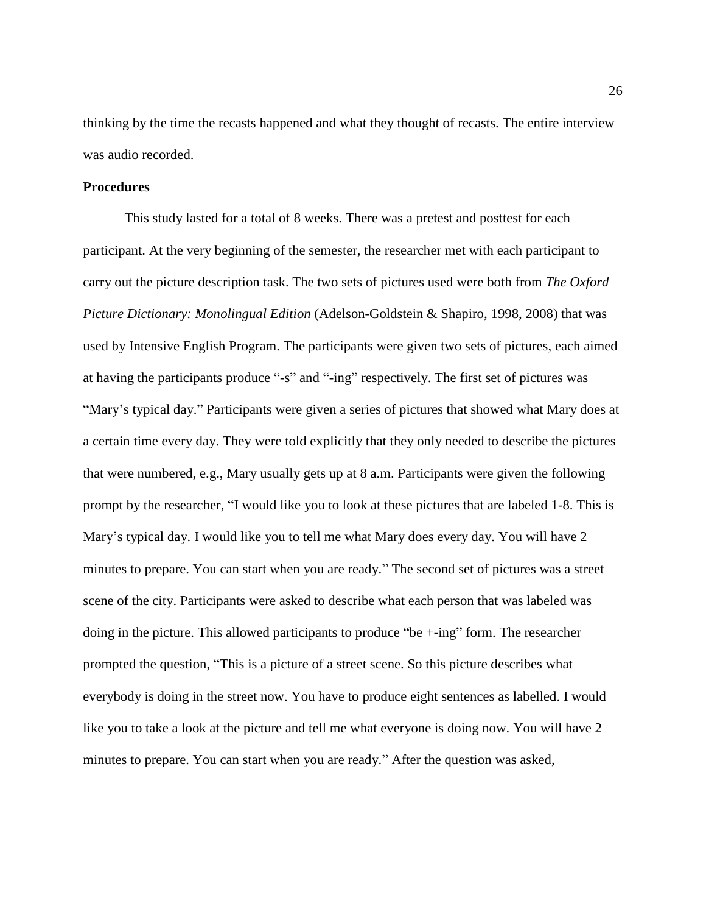thinking by the time the recasts happened and what they thought of recasts. The entire interview was audio recorded.

**Procedures**

This study lasted for a total of 8 weeks. There was a pretest and posttest for each participant. At the very beginning of the semester, the researcher met with each participant to carry out the picture description task. The two sets of pictures used were both from *The Oxford Picture Dictionary: Monolingual Edition* (Adelson-Goldstein & Shapiro, 1998, 2008) that was used by Intensive English Program. The participants were given two sets of pictures, each aimed at having the participants produce "-s" and "-ing" respectively. The first set of pictures was "Mary's typical day." Participants were given a series of pictures that showed what Mary does at a certain time every day. They were told explicitly that they only needed to describe the pictures that were numbered, e.g., Mary usually gets up at 8 a.m. Participants were given the following prompt by the researcher, "I would like you to look at these pictures that are labeled 1-8. This is Mary's typical day. I would like you to tell me what Mary does every day. You will have 2 minutes to prepare. You can start when you are ready." The second set of pictures was a street scene of the city. Participants were asked to describe what each person that was labeled was doing in the picture. This allowed participants to produce "be +-ing" form. The researcher prompted the question, "This is a picture of a street scene. So this picture describes what everybody is doing in the street now. You have to produce eight sentences as labelled. I would like you to take a look at the picture and tell me what everyone is doing now. You will have 2 minutes to prepare. You can start when you are ready." After the question was asked,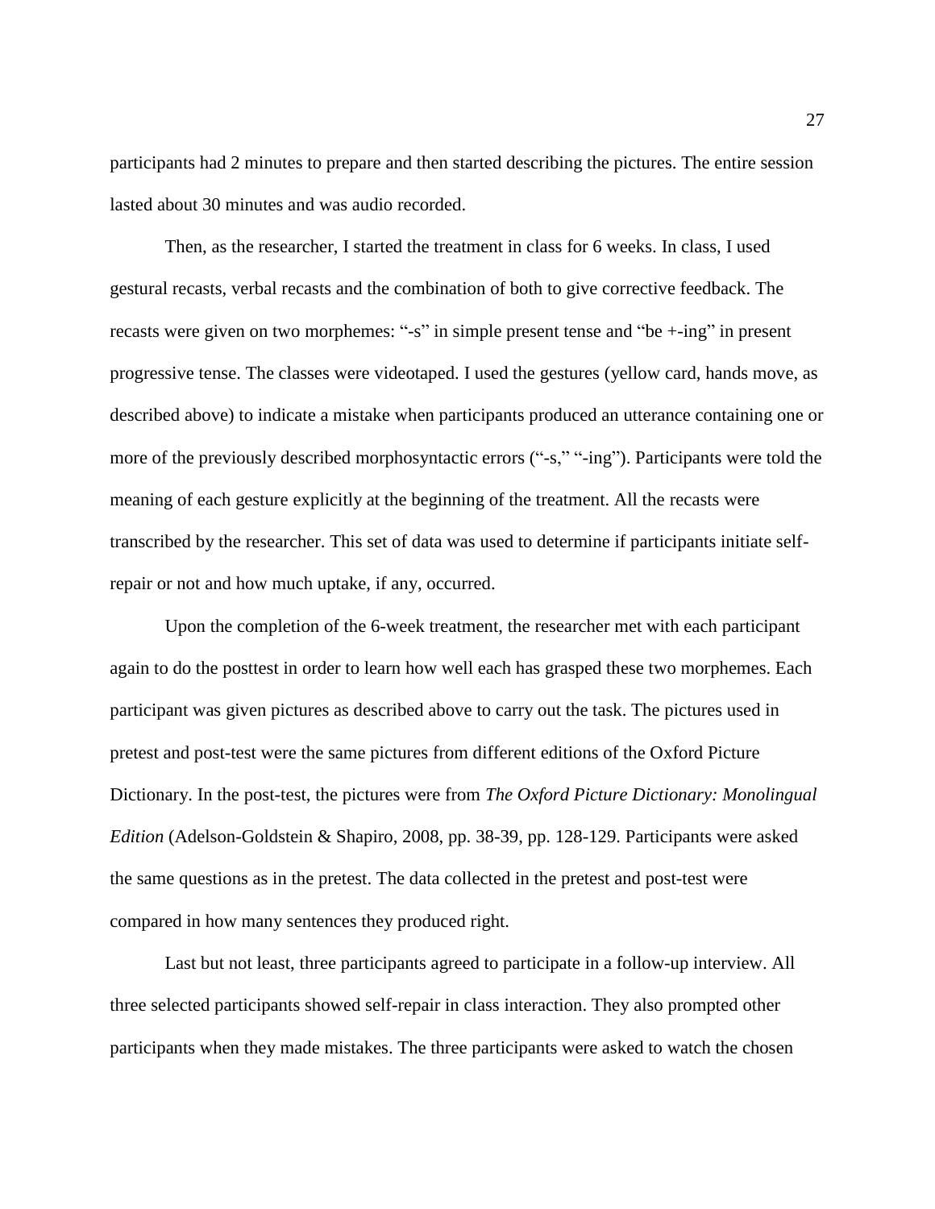participants had 2 minutes to prepare and then started describing the pictures. The entire session lasted about 30 minutes and was audio recorded.

Then, as the researcher, I started the treatment in class for 6 weeks. In class, I used gestural recasts, verbal recasts and the combination of both to give corrective feedback. The recasts were given on two morphemes: "-s" in simple present tense and "be +-ing" in present progressive tense. The classes were videotaped. I used the gestures (yellow card, hands move, as described above) to indicate a mistake when participants produced an utterance containing one or more of the previously described morphosyntactic errors ("-s," "-ing"). Participants were told the meaning of each gesture explicitly at the beginning of the treatment. All the recasts were transcribed by the researcher. This set of data was used to determine if participants initiate self-repair or not and how much uptake, if any, occurred.

Upon the completion of the 6-week treatment, the researcher met with each participant again to do the posttest in order to learn how well each has grasped these two morphemes. Each participant was given pictures as described above to carry out the task. The pictures used in pretest and post-test were the same pictures from different editions of the Oxford Picture Dictionary. In the post-test, the pictures were from *The Oxford Picture Dictionary: Monolingual Edition* (Adelson-Goldstein & Shapiro, 2008, pp. 38-39, pp. 128-129. Participants were asked the same questions as in the pretest. The data collected in the pretest and post-test were compared in how many sentences they produced right.

Last but not least, three participants agreed to participate in a follow-up interview. All three selected participants showed self-repair in class interaction. They also prompted other participants when they made mistakes. The three participants were asked to watch the chosen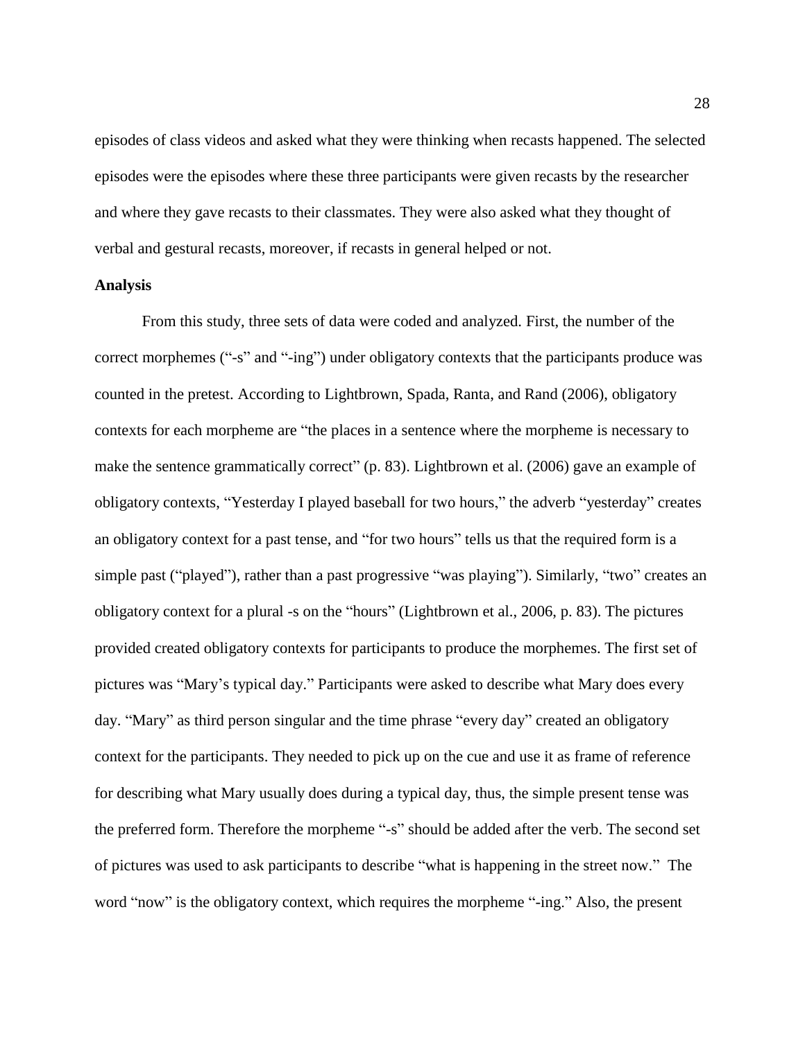episodes of class videos and asked what they were thinking when recasts happened. The selected episodes were the episodes where these three participants were given recasts by the researcher and where they gave recasts to their classmates. They were also asked what they thought of verbal and gestural recasts, moreover, if recasts in general helped or not.

**Analysis**

From this study, three sets of data were coded and analyzed. First, the number of the correct morphemes ("-s" and "-ing") under obligatory contexts that the participants produce was counted in the pretest. According to Lightbrown, Spada, Ranta, and Rand (2006), obligatory contexts for each morpheme are "the places in a sentence where the morpheme is necessary to make the sentence grammatically correct" (p. 83). Lightbrown et al. (2006) gave an example of obligatory contexts, "Yesterday I played baseball for two hours," the adverb "yesterday" creates an obligatory context for a past tense, and "for two hours" tells us that the required form is a simple past ("played"), rather than a past progressive "was playing"). Similarly, "two" creates an obligatory context for a plural -s on the "hours" (Lightbrown et al., 2006, p. 83). The pictures provided created obligatory contexts for participants to produce the morphemes. The first set of pictures was "Mary's typical day." Participants were asked to describe what Mary does every day. "Mary" as third person singular and the time phrase "every day" created an obligatory context for the participants. They needed to pick up on the cue and use it as frame of reference for describing what Mary usually does during a typical day, thus, the simple present tense was the preferred form. Therefore the morpheme "-s" should be added after the verb. The second set of pictures was used to ask participants to describe "what is happening in the street now." The word "now" is the obligatory context, which requires the morpheme "-ing." Also, the present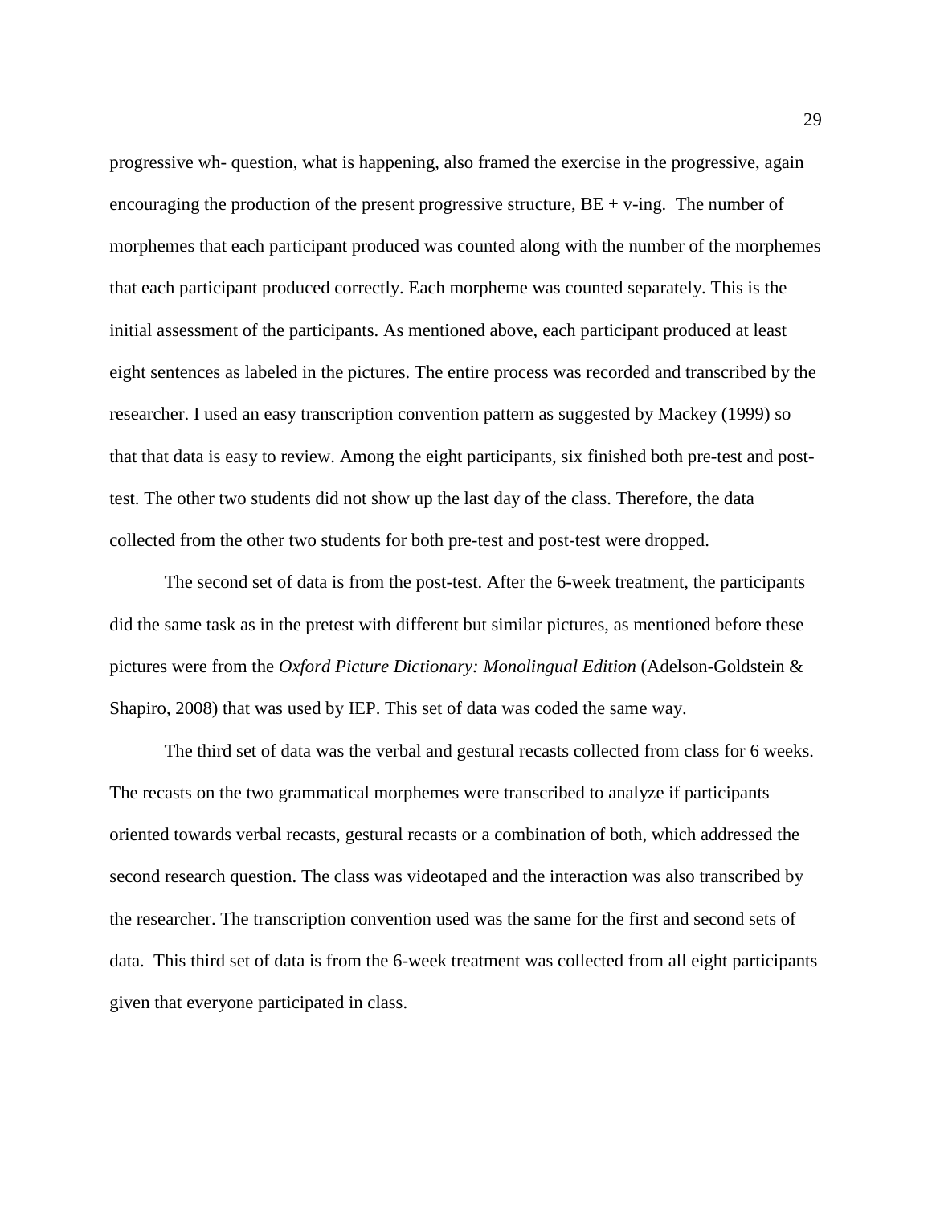progressive wh- question, what is happening, also framed the exercise in the progressive, again encouraging the production of the present progressive structure, BE + v-ing. The number of morphemes that each participant produced was counted along with the number of the morphemes that each participant produced correctly. Each morpheme was counted separately. This is the initial assessment of the participants. As mentioned above, each participant produced at least eight sentences as labeled in the pictures. The entire process was recorded and transcribed by the researcher. I used an easy transcription convention pattern as suggested by Mackey (1999) so that that data is easy to review. Among the eight participants, six finished both pre-test and post-test. The other two students did not show up the last day of the class. Therefore, the data collected from the other two students for both pre-test and post-test were dropped.

The second set of data is from the post-test. After the 6-week treatment, the participants did the same task as in the pretest with different but similar pictures, as mentioned before these pictures were from the *Oxford Picture Dictionary: Monolingual Edition* (Adelson-Goldstein & Shapiro, 2008) that was used by IEP. This set of data was coded the same way.

The third set of data was the verbal and gestural recasts collected from class for 6 weeks. The recasts on the two grammatical morphemes were transcribed to analyze if participants oriented towards verbal recasts, gestural recasts or a combination of both, which addressed the second research question. The class was videotaped and the interaction was also transcribed by the researcher. The transcription convention used was the same for the first and second sets of data. This third set of data is from the 6-week treatment was collected from all eight participants given that everyone participated in class.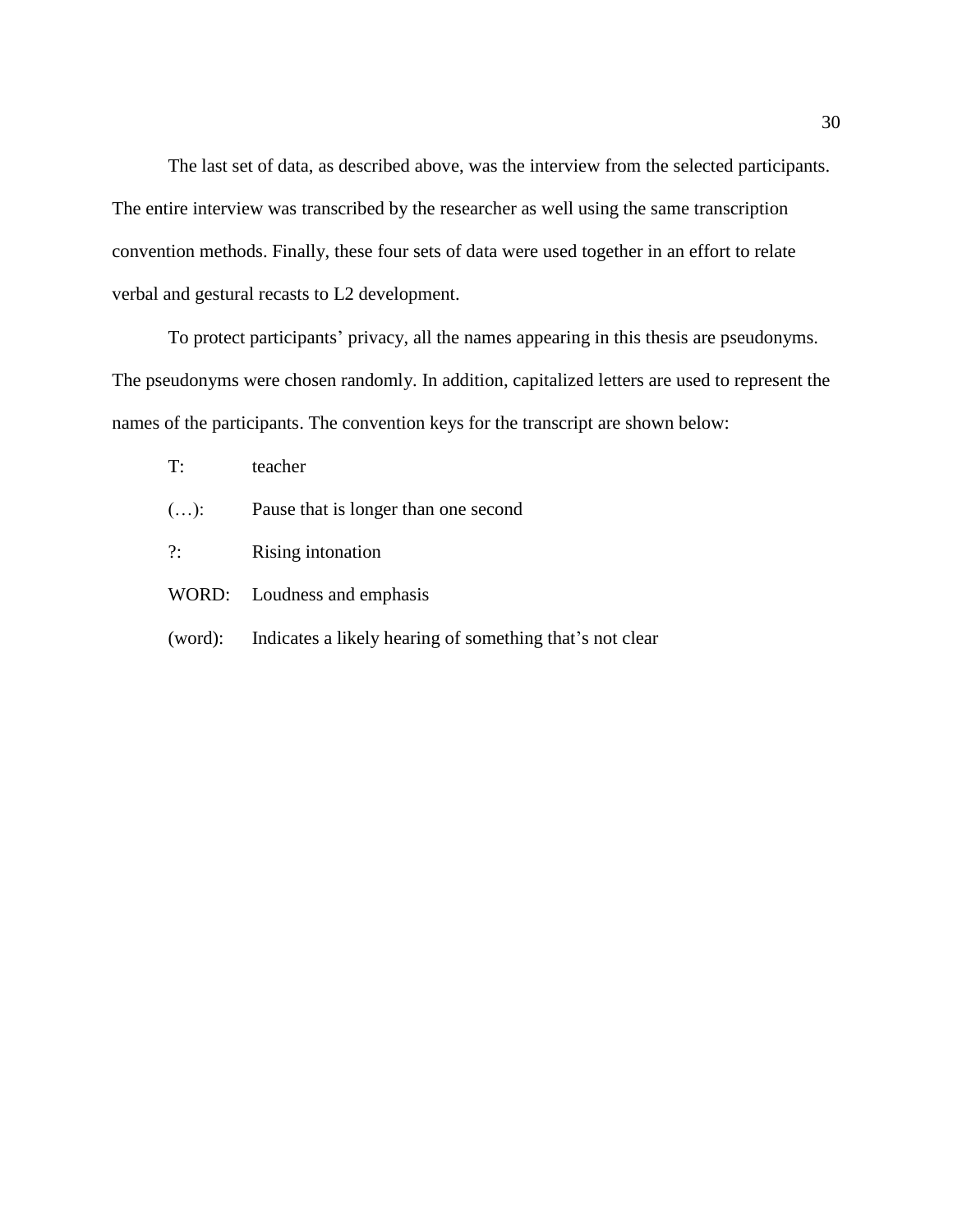The last set of data, as described above, was the interview from the selected participants. The entire interview was transcribed by the researcher as well using the same transcription convention methods. Finally, these four sets of data were used together in an effort to relate verbal and gestural recasts to L2 development.

To protect participants' privacy, all the names appearing in this thesis are pseudonyms. The pseudonyms were chosen randomly. In addition, capitalized letters are used to represent the names of the participants. The convention keys for the transcript are shown below:

T: teacher

(…): Pause that is longer than one second

?: Rising intonation

WORD: Loudness and emphasis

(word): Indicates a likely hearing of something that's not clear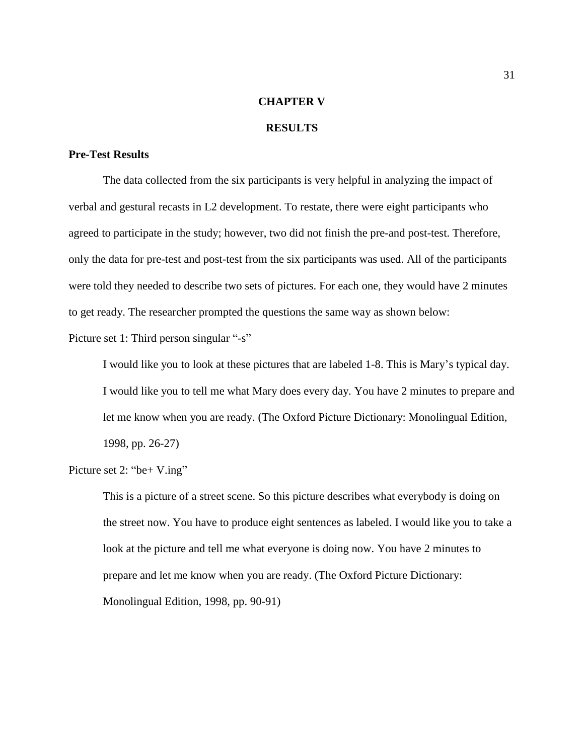# CHAPTER V

# RESULTS

## Pre-Test Results

The data collected from the six participants is very helpful in analyzing the impact of verbal and gestural recasts in L2 development. To restate, there were eight participants who agreed to participate in the study; however, two did not finish the pre-and post-test. Therefore, only the data for pre-test and post-test from the six participants was used. All of the participants were told they needed to describe two sets of pictures. For each one, they would have 2 minutes to get ready. The researcher prompted the questions the same way as shown below:

Picture set 1: Third person singular "-s"

> I would like you to look at these pictures that are labeled 1-8. This is Mary's typical day. I would like you to tell me what Mary does every day. You have 2 minutes to prepare and let me know when you are ready. (The Oxford Picture Dictionary: Monolingual Edition, 1998, pp. 26-27)

Picture set 2: "be+ V.ing"

> This is a picture of a street scene. So this picture describes what everybody is doing on the street now. You have to produce eight sentences as labeled. I would like you to take a look at the picture and tell me what everyone is doing now. You have 2 minutes to prepare and let me know when you are ready. (The Oxford Picture Dictionary: Monolingual Edition, 1998, pp. 90-91)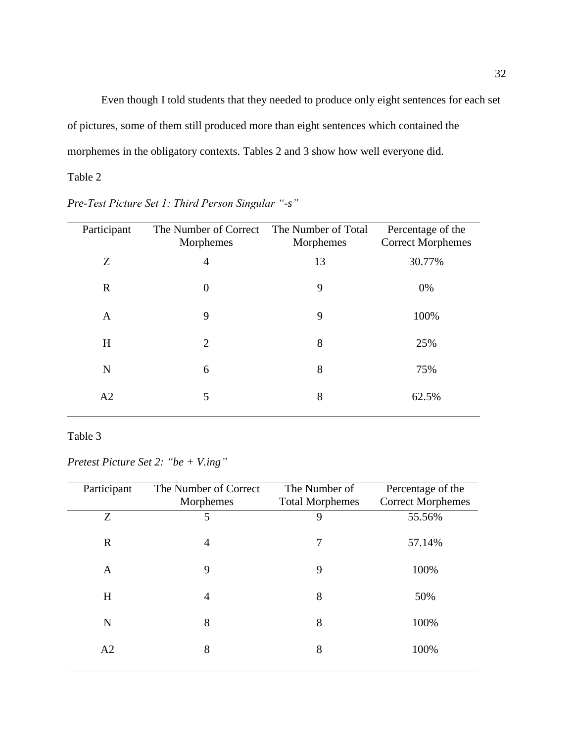Even though I told students that they needed to produce only eight sentences for each set of pictures, some of them still produced more than eight sentences which contained the morphemes in the obligatory contexts. Tables 2 and 3 show how well everyone did.

Table 2

*Pre-Test Picture Set 1: Third Person Singular "-s"*

| Participant | The Number of Correct Morphemes | The Number of Total Morphemes | Percentage of the Correct Morphemes |
|---|---|---|---|
| Z | 4 | 13 | 30.77% |
| R | 0 | 9 | 0% |
| A | 9 | 9 | 100% |
| H | 2 | 8 | 25% |
| N | 6 | 8 | 75% |
| A2 | 5 | 8 | 62.5% |

Table 3

*Pretest Picture Set 2: "be + V.ing"*

| Participant | The Number of Correct Morphemes | The Number of Total Morphemes | Percentage of the Correct Morphemes |
|---|---|---|---|
| Z | 5 | 9 | 55.56% |
| R | 4 | 7 | 57.14% |
| A | 9 | 9 | 100% |
| H | 4 | 8 | 50% |
| N | 8 | 8 | 100% |
| A2 | 8 | 8 | 100% |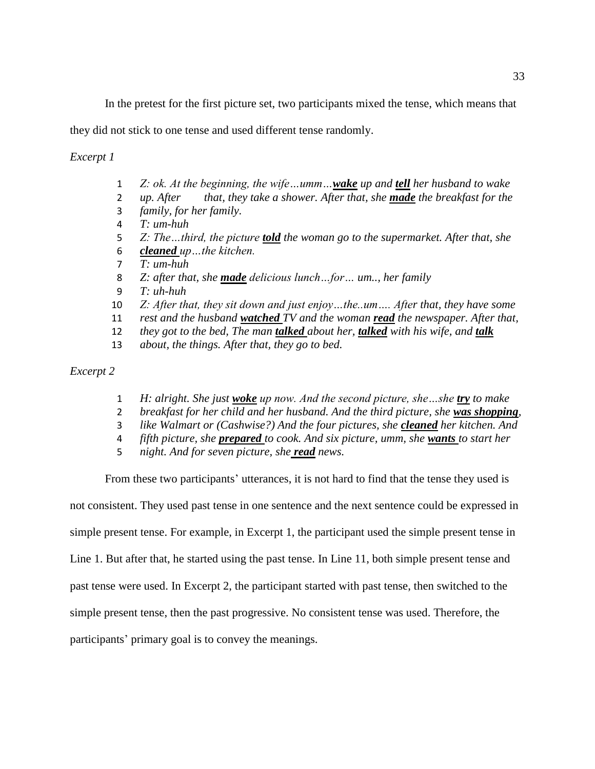In the pretest for the first picture set, two participants mixed the tense, which means that they did not stick to one tense and used different tense randomly.

*Excerpt 1*

1 *Z: ok. At the beginning, the wife…umm…**wake** up and **tell** her husband to wake*
2 *up. After that, they take a shower. After that, she **made** the breakfast for the*
3 *family, for her family.*
4 *T: um-huh*
5 *Z: The…third, the picture **told** the woman go to the supermarket. After that, she*
6 ***cleaned** up…the kitchen.*
7 *T: um-huh*
8 *Z: after that, she **made** delicious lunch…for… um.., her family*
9 *T: uh-huh*
10 *Z: After that, they sit down and just enjoy…the..um…. After that, they have some*
11 *rest and the husband **watched** TV and the woman **read** the newspaper. After that,*
12 *they got to the bed, The man **talked** about her, **talked** with his wife, and **talk***
13 *about, the things. After that, they go to bed.*

*Excerpt 2*

1 *H: alright. She just **woke** up now. And the second picture, she…she **try** to make*
2 *breakfast for her child and her husband. And the third picture, she **was shopping**,*
3 *like Walmart or (Cashwise?) And the four pictures, she **cleaned** her kitchen. And*
4 *fifth picture, she **prepared** to cook. And six picture, umm, she **wants** to start her*
5 *night. And for seven picture, she **read** news.*

From these two participants' utterances, it is not hard to find that the tense they used is not consistent. They used past tense in one sentence and the next sentence could be expressed in simple present tense. For example, in Excerpt 1, the participant used the simple present tense in Line 1. But after that, he started using the past tense. In Line 11, both simple present tense and past tense were used. In Excerpt 2, the participant started with past tense, then switched to the simple present tense, then the past progressive. No consistent tense was used. Therefore, the participants' primary goal is to convey the meanings.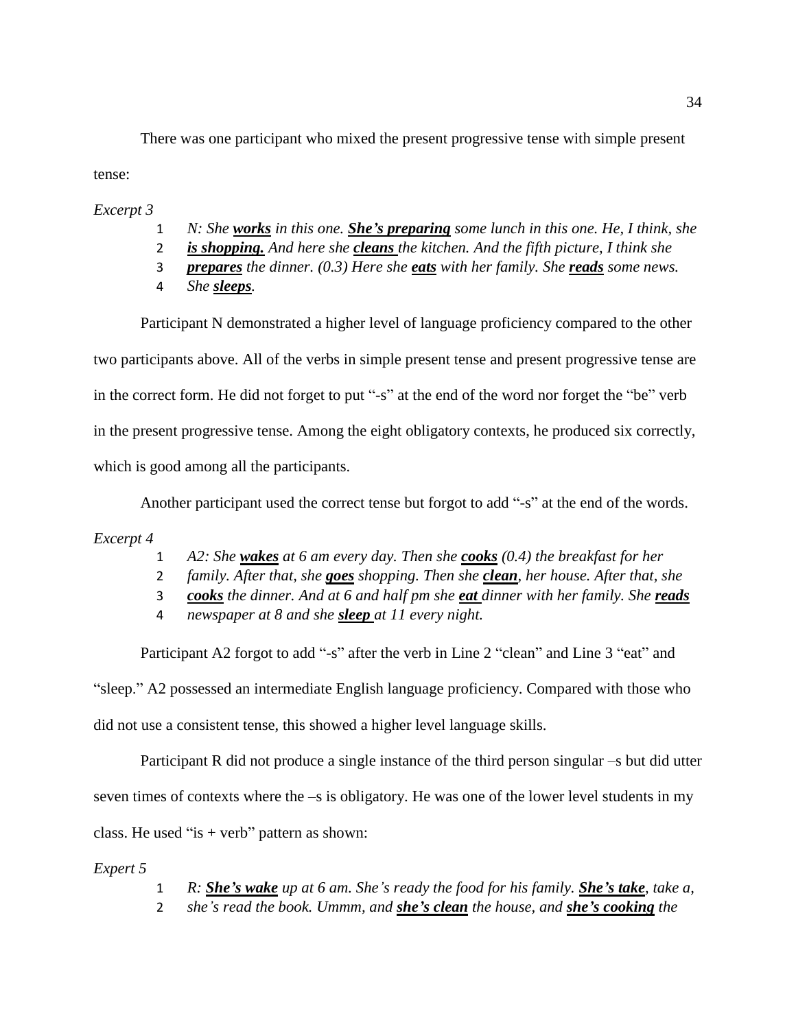There was one participant who mixed the present progressive tense with simple present tense:

*Excerpt 3*

1 *N: She **works** in this one. **She's preparing** some lunch in this one. He, I think, she*
2 ***is shopping.** And here she **cleans** the kitchen. And the fifth picture, I think she*
3 ***prepares** the dinner. (0.3) Here she **eats** with her family. She **reads** some news.*
4 *She **sleeps**.*

Participant N demonstrated a higher level of language proficiency compared to the other two participants above. All of the verbs in simple present tense and present progressive tense are in the correct form. He did not forget to put "-s" at the end of the word nor forget the "be" verb in the present progressive tense. Among the eight obligatory contexts, he produced six correctly, which is good among all the participants.

Another participant used the correct tense but forgot to add "-s" at the end of the words.

*Excerpt 4*

1 *A2: She **wakes** at 6 am every day. Then she **cooks** (0.4) the breakfast for her*
2 *family. After that, she **goes** shopping. Then she **clean**, her house. After that, she*
3 ***cooks** the dinner. And at 6 and half pm she **eat** dinner with her family. She **reads***
4 *newspaper at 8 and she **sleep** at 11 every night.*

Participant A2 forgot to add "-s" after the verb in Line 2 "clean" and Line 3 "eat" and "sleep." A2 possessed an intermediate English language proficiency. Compared with those who did not use a consistent tense, this showed a higher level language skills.

Participant R did not produce a single instance of the third person singular –s but did utter seven times of contexts where the –s is obligatory. He was one of the lower level students in my class. He used "is + verb" pattern as shown:

*Expert 5*

1 *R: **She's wake** up at 6 am. She's ready the food for his family. **She's take**, take a,*
2 *she's read the book. Ummm, and **she's clean** the house, and **she's cooking** the*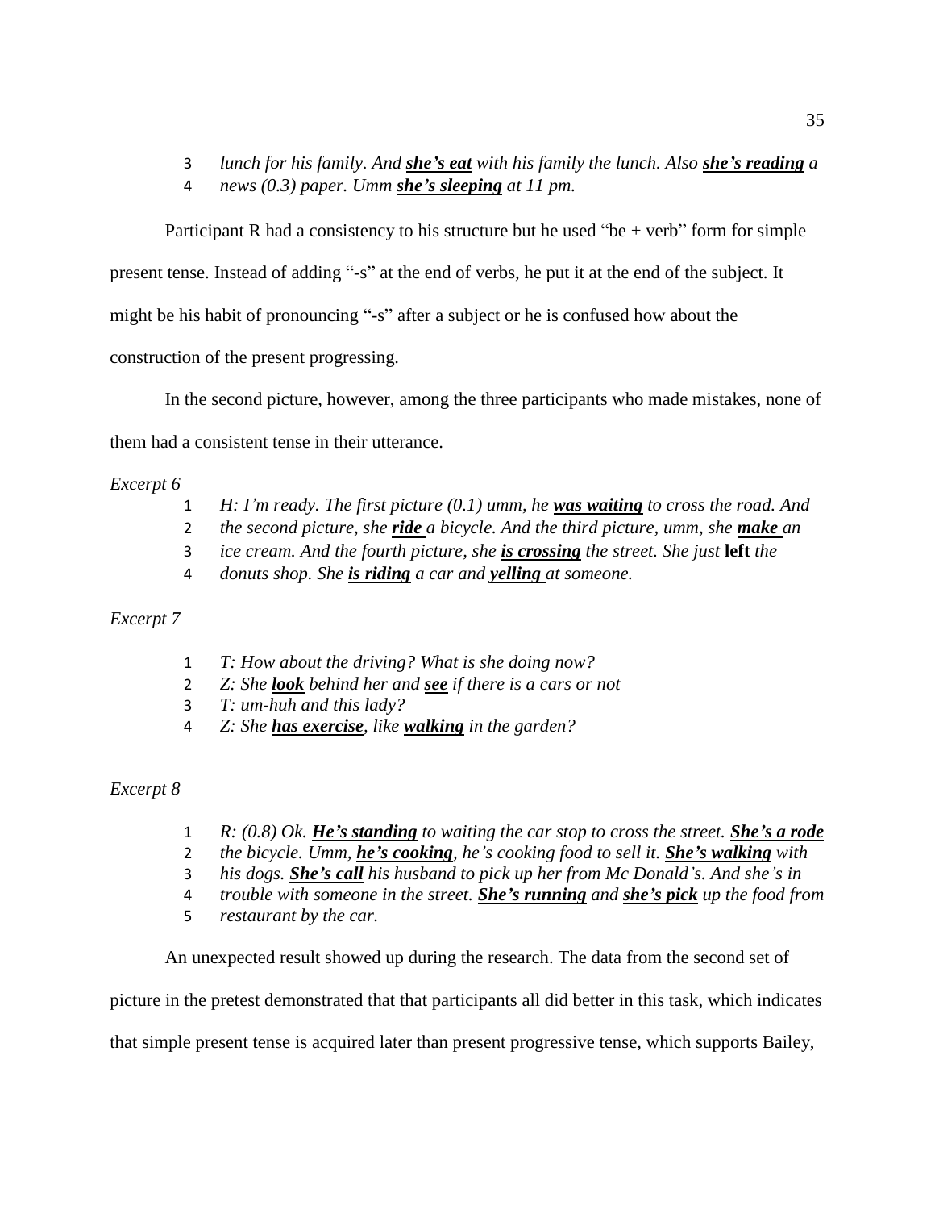3 *lunch for his family. And **she's eat** with his family the lunch. Also **she's reading** a*
4 *news (0.3) paper. Umm **she's sleeping** at 11 pm.*

Participant R had a consistency to his structure but he used "be + verb" form for simple present tense. Instead of adding "-s" at the end of verbs, he put it at the end of the subject. It might be his habit of pronouncing "-s" after a subject or he is confused how about the construction of the present progressing.

In the second picture, however, among the three participants who made mistakes, none of them had a consistent tense in their utterance.

*Excerpt 6*

1 *H: I'm ready. The first picture (0.1) umm, he **was waiting** to cross the road. And*
2 *the second picture, she **ride** a bicycle. And the third picture, umm, she **make** an*
3 *ice cream. And the fourth picture, she **is crossing** the street. She just* **left** *the*
4 *donuts shop. She **is riding** a car and **yelling** at someone.*

*Excerpt 7*

1 *T: How about the driving? What is she doing now?*
2 *Z: She **look** behind her and **see** if there is a cars or not*
3 *T: um-huh and this lady?*
4 *Z: She **has exercise**, like **walking** in the garden?*

*Excerpt 8*

1 *R: (0.8) Ok. **He's standing** to waiting the car stop to cross the street. **She's a rode***
2 *the bicycle. Umm, **he's cooking**, he's cooking food to sell it. **She's walking** with*
3 *his dogs. **She's call** his husband to pick up her from Mc Donald's. And she's in*
4 *trouble with someone in the street. **She's running** and **she's pick** up the food from*
5 *restaurant by the car.*

An unexpected result showed up during the research. The data from the second set of picture in the pretest demonstrated that that participants all did better in this task, which indicates that simple present tense is acquired later than present progressive tense, which supports Bailey,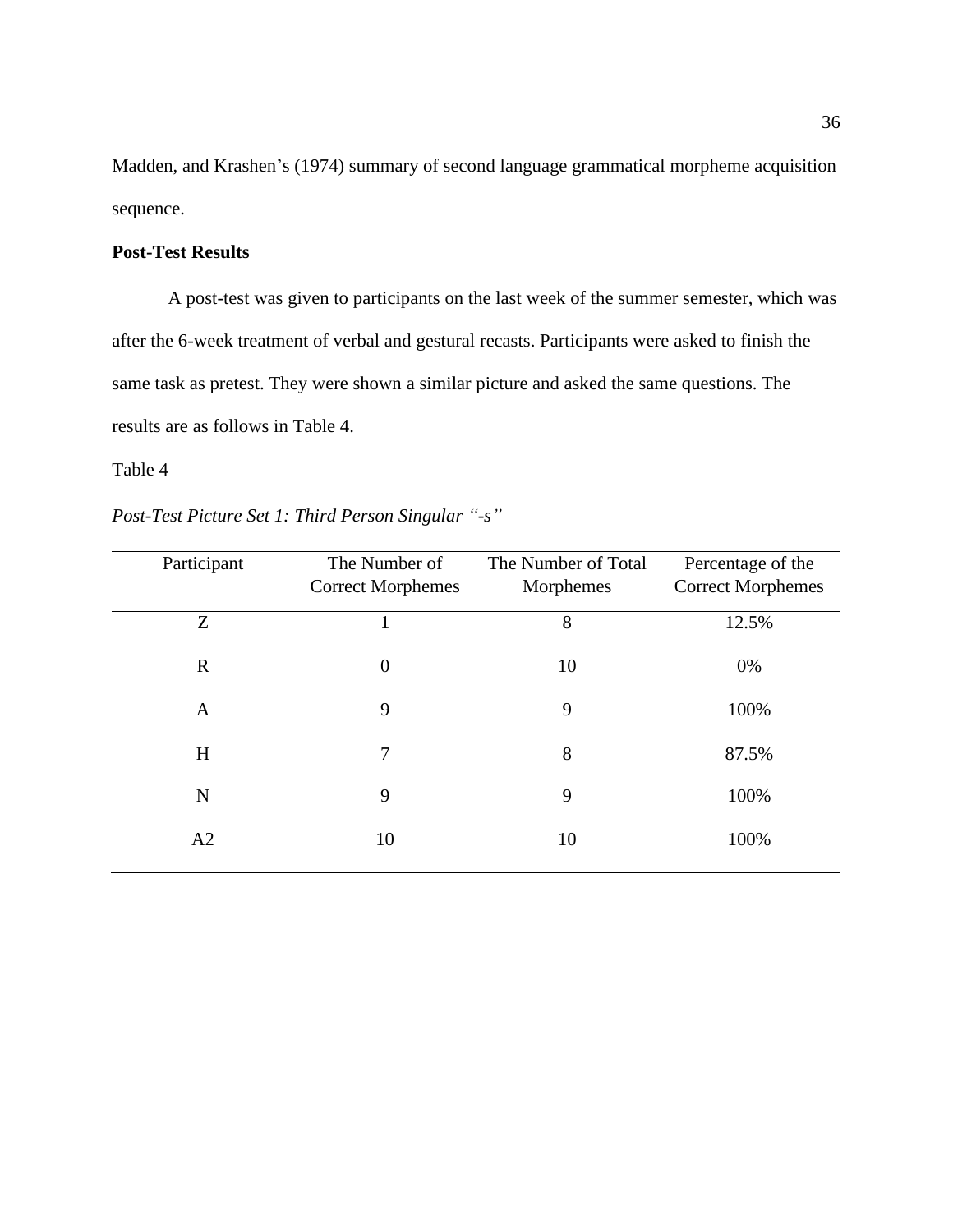Madden, and Krashen's (1974) summary of second language grammatical morpheme acquisition sequence.

**Post-Test Results**

A post-test was given to participants on the last week of the summer semester, which was after the 6-week treatment of verbal and gestural recasts. Participants were asked to finish the same task as pretest. They were shown a similar picture and asked the same questions. The results are as follows in Table 4.

Table 4

*Post-Test Picture Set 1: Third Person Singular "-s"*

| Participant | The Number of Correct Morphemes | The Number of Total Morphemes | Percentage of the Correct Morphemes |
|---|---|---|---|
| Z | 1 | 8 | 12.5% |
| R | 0 | 10 | 0% |
| A | 9 | 9 | 100% |
| H | 7 | 8 | 87.5% |
| N | 9 | 9 | 100% |
| A2 | 10 | 10 | 100% |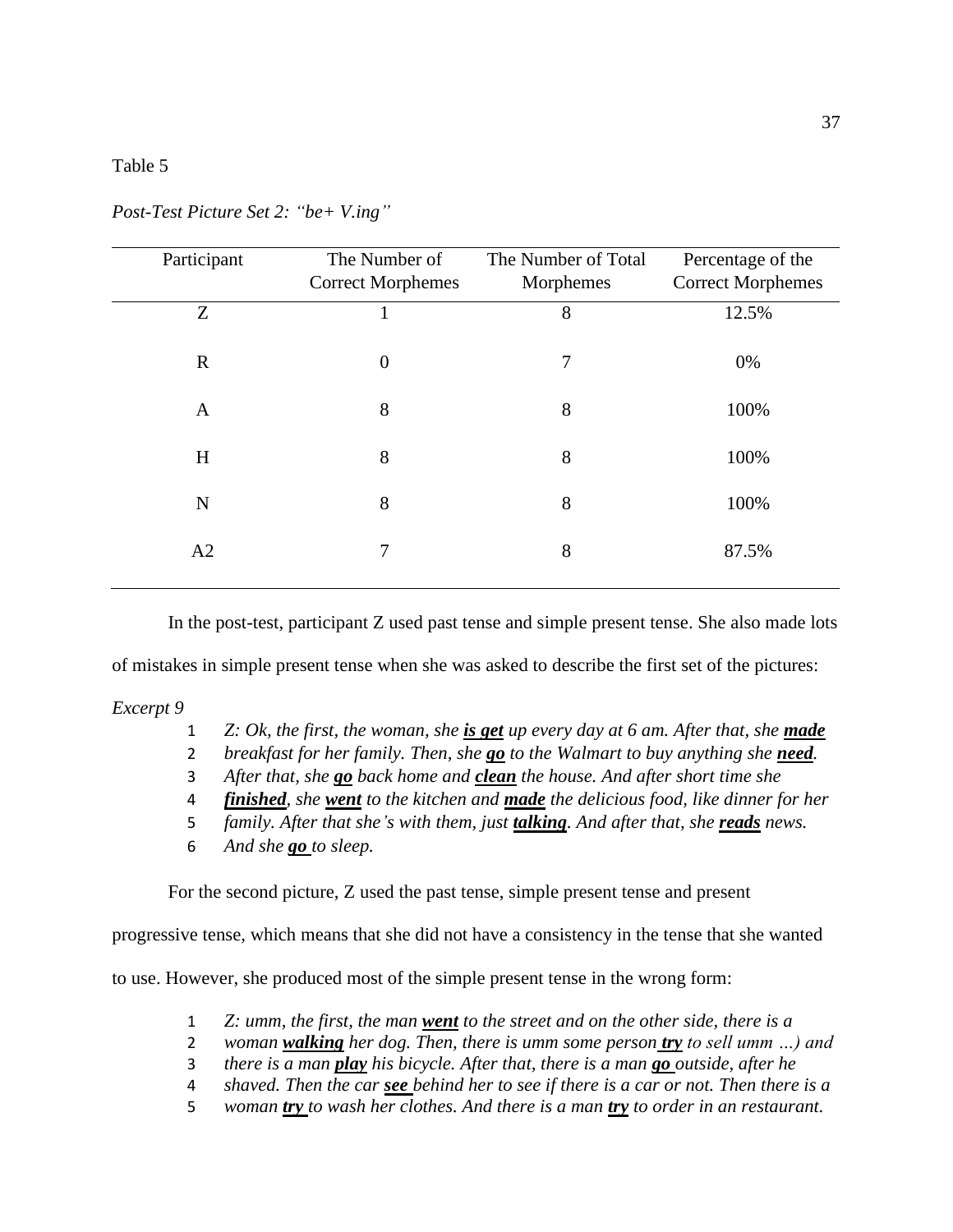Table 5

*Post-Test Picture Set 2: "be+ V.ing"*

| Participant | The Number of Correct Morphemes | The Number of Total Morphemes | Percentage of the Correct Morphemes |
|---|---|---|---|
| Z | 1 | 8 | 12.5% |
| R | 0 | 7 | 0% |
| A | 8 | 8 | 100% |
| H | 8 | 8 | 100% |
| N | 8 | 8 | 100% |
| A2 | 7 | 8 | 87.5% |

In the post-test, participant Z used past tense and simple present tense. She also made lots of mistakes in simple present tense when she was asked to describe the first set of the pictures:

*Excerpt 9*

1 *Z: Ok, the first, the woman, she* ***is get*** *up every day at 6 am. After that, she* ***made***
2 *breakfast for her family. Then, she* ***go*** *to the Walmart to buy anything she* ***need****.*
3 *After that, she* ***go*** *back home and* ***clean*** *the house. And after short time she*
4 ***finished****, she* ***went*** *to the kitchen and* ***made*** *the delicious food, like dinner for her*
5 *family. After that she's with them, just* ***talking****. And after that, she* ***reads*** *news.*
6 *And she* ***go*** *to sleep.*

For the second picture, Z used the past tense, simple present tense and present progressive tense, which means that she did not have a consistency in the tense that she wanted to use. However, she produced most of the simple present tense in the wrong form:

1 *Z: umm, the first, the man* ***went*** *to the street and on the other side, there is a*
2 *woman* ***walking*** *her dog. Then, there is umm some person* ***try*** *to sell umm …) and*
3 *there is a man* ***play*** *his bicycle. After that, there is a man* ***go*** *outside, after he*
4 *shaved. Then the car* ***see*** *behind her to see if there is a car or not. Then there is a*
5 *woman* ***try*** *to wash her clothes. And there is a man* ***try*** *to order in an restaurant.*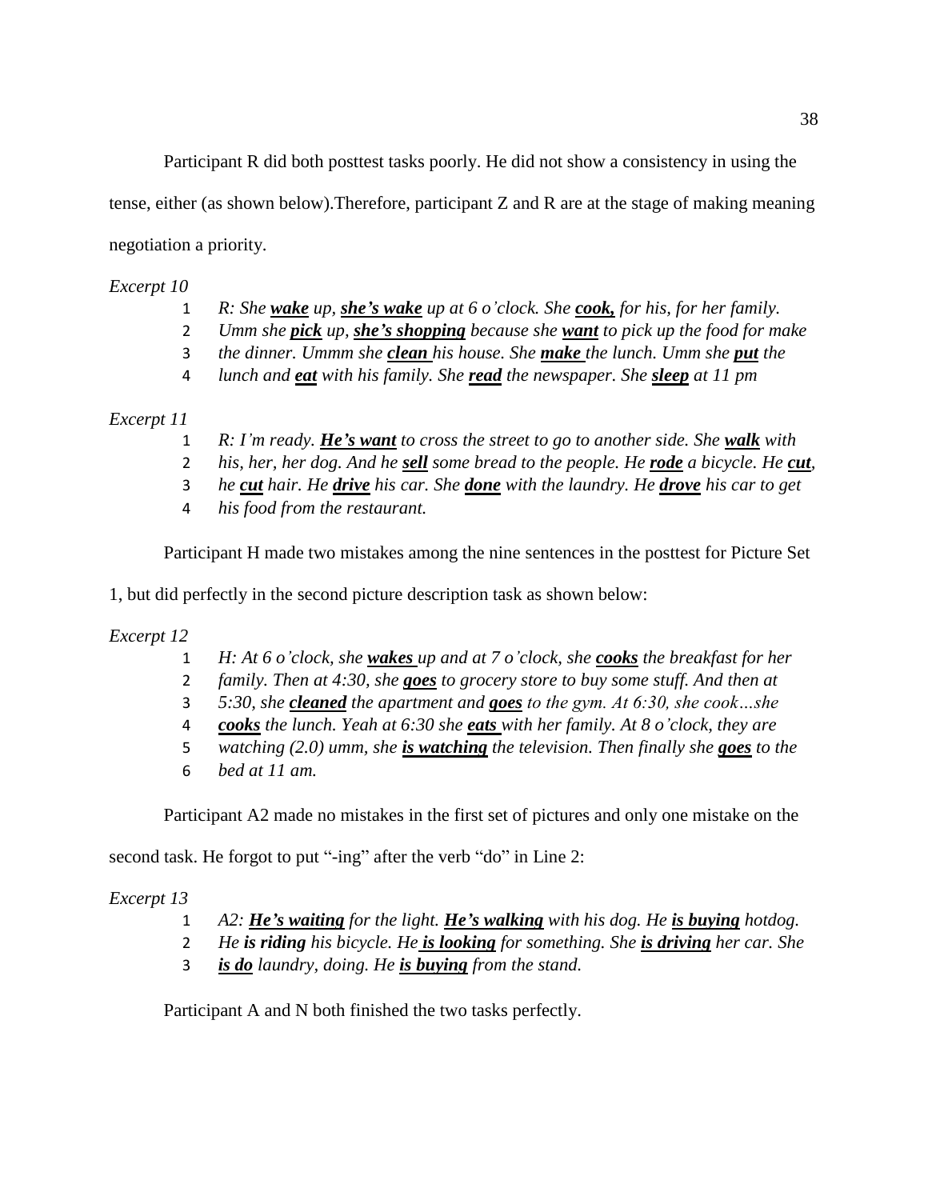Participant R did both posttest tasks poorly. He did not show a consistency in using the tense, either (as shown below).Therefore, participant Z and R are at the stage of making meaning negotiation a priority.

*Excerpt 10*

1 *R: She **wake** up, **she's wake** up at 6 o'clock. She **cook,** for his, for her family.*
2 *Umm she **pick** up, **she's shopping** because she **want** to pick up the food for make*
3 *the dinner. Ummm she **clean** his house. She **make** the lunch. Umm she **put** the*
4 *lunch and **eat** with his family. She **read** the newspaper. She **sleep** at 11 pm*

*Excerpt 11*

1 *R: I'm ready. **He's want** to cross the street to go to another side. She **walk** with*
2 *his, her, her dog. And he **sell** some bread to the people. He **rode** a bicycle. He **cut**,*
3 *he **cut** hair. He **drive** his car. She **done** with the laundry. He **drove** his car to get*
4 *his food from the restaurant.*

Participant H made two mistakes among the nine sentences in the posttest for Picture Set 1, but did perfectly in the second picture description task as shown below:

*Excerpt 12*

1 *H: At 6 o'clock, she **wakes** up and at 7 o'clock, she **cooks** the breakfast for her*
2 *family. Then at 4:30, she **goes** to grocery store to buy some stuff. And then at*
3 *5:30, she **cleaned** the apartment and **goes** to the gym. At 6:30, she cook…she*
4 ***cooks** the lunch. Yeah at 6:30 she **eats** with her family. At 8 o'clock, they are*
5 *watching (2.0) umm, she **is watching** the television. Then finally she **goes** to the*
6 *bed at 11 am.*

Participant A2 made no mistakes in the first set of pictures and only one mistake on the second task. He forgot to put "-ing" after the verb "do" in Line 2:

*Excerpt 13*

1 *A2: **He's waiting** for the light. **He's walking** with his dog. He **is buying** hotdog.*
2 *He **is riding** his bicycle. He **is looking** for something. She **is driving** her car. She*
3 ***is do** laundry, doing. He **is buying** from the stand.*

Participant A and N both finished the two tasks perfectly.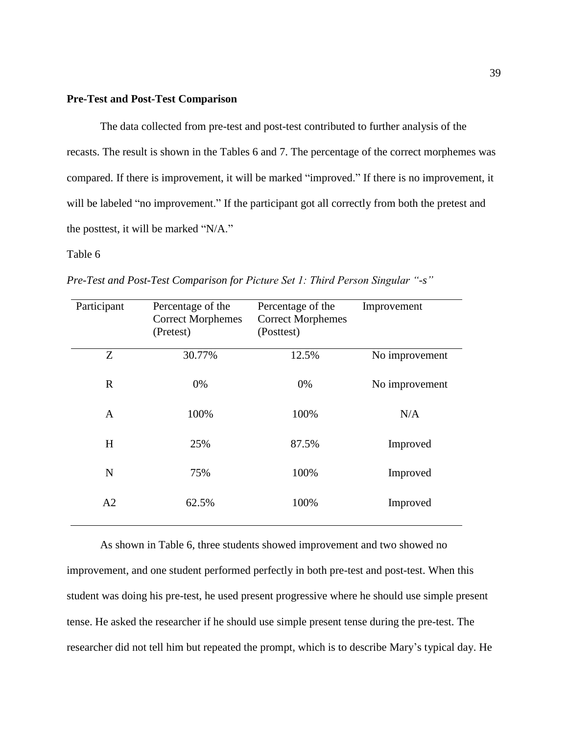**Pre-Test and Post-Test Comparison**

The data collected from pre-test and post-test contributed to further analysis of the recasts. The result is shown in the Tables 6 and 7. The percentage of the correct morphemes was compared. If there is improvement, it will be marked "improved." If there is no improvement, it will be labeled "no improvement." If the participant got all correctly from both the pretest and the posttest, it will be marked "N/A."

Table 6

*Pre-Test and Post-Test Comparison for Picture Set 1: Third Person Singular "-s"*

| Participant | Percentage of the Correct Morphemes (Pretest) | Percentage of the Correct Morphemes (Posttest) | Improvement |
|---|---|---|---|
| Z | 30.77% | 12.5% | No improvement |
| R | 0% | 0% | No improvement |
| A | 100% | 100% | N/A |
| H | 25% | 87.5% | Improved |
| N | 75% | 100% | Improved |
| A2 | 62.5% | 100% | Improved |

As shown in Table 6, three students showed improvement and two showed no improvement, and one student performed perfectly in both pre-test and post-test. When this student was doing his pre-test, he used present progressive where he should use simple present tense. He asked the researcher if he should use simple present tense during the pre-test. The researcher did not tell him but repeated the prompt, which is to describe Mary's typical day. He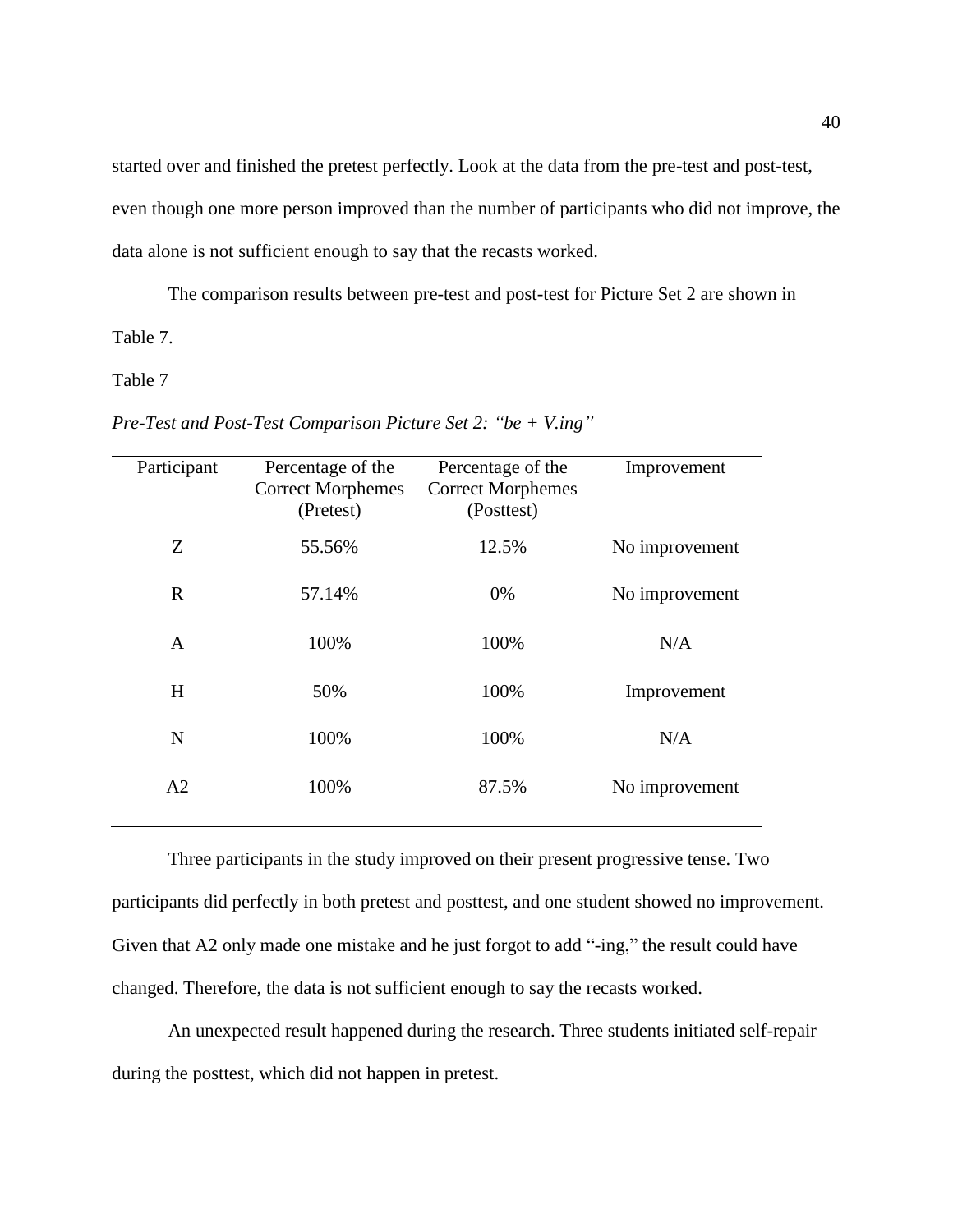started over and finished the pretest perfectly. Look at the data from the pre-test and post-test, even though one more person improved than the number of participants who did not improve, the data alone is not sufficient enough to say that the recasts worked.

The comparison results between pre-test and post-test for Picture Set 2 are shown in Table 7.

Table 7

*Pre-Test and Post-Test Comparison Picture Set 2: "be + V.ing"*

| Participant | Percentage of the Correct Morphemes (Pretest) | Percentage of the Correct Morphemes (Posttest) | Improvement |
|---|---|---|---|
| Z | 55.56% | 12.5% | No improvement |
| R | 57.14% | 0% | No improvement |
| A | 100% | 100% | N/A |
| H | 50% | 100% | Improvement |
| N | 100% | 100% | N/A |
| A2 | 100% | 87.5% | No improvement |

Three participants in the study improved on their present progressive tense. Two participants did perfectly in both pretest and posttest, and one student showed no improvement. Given that A2 only made one mistake and he just forgot to add "-ing," the result could have changed. Therefore, the data is not sufficient enough to say the recasts worked.

An unexpected result happened during the research. Three students initiated self-repair during the posttest, which did not happen in pretest.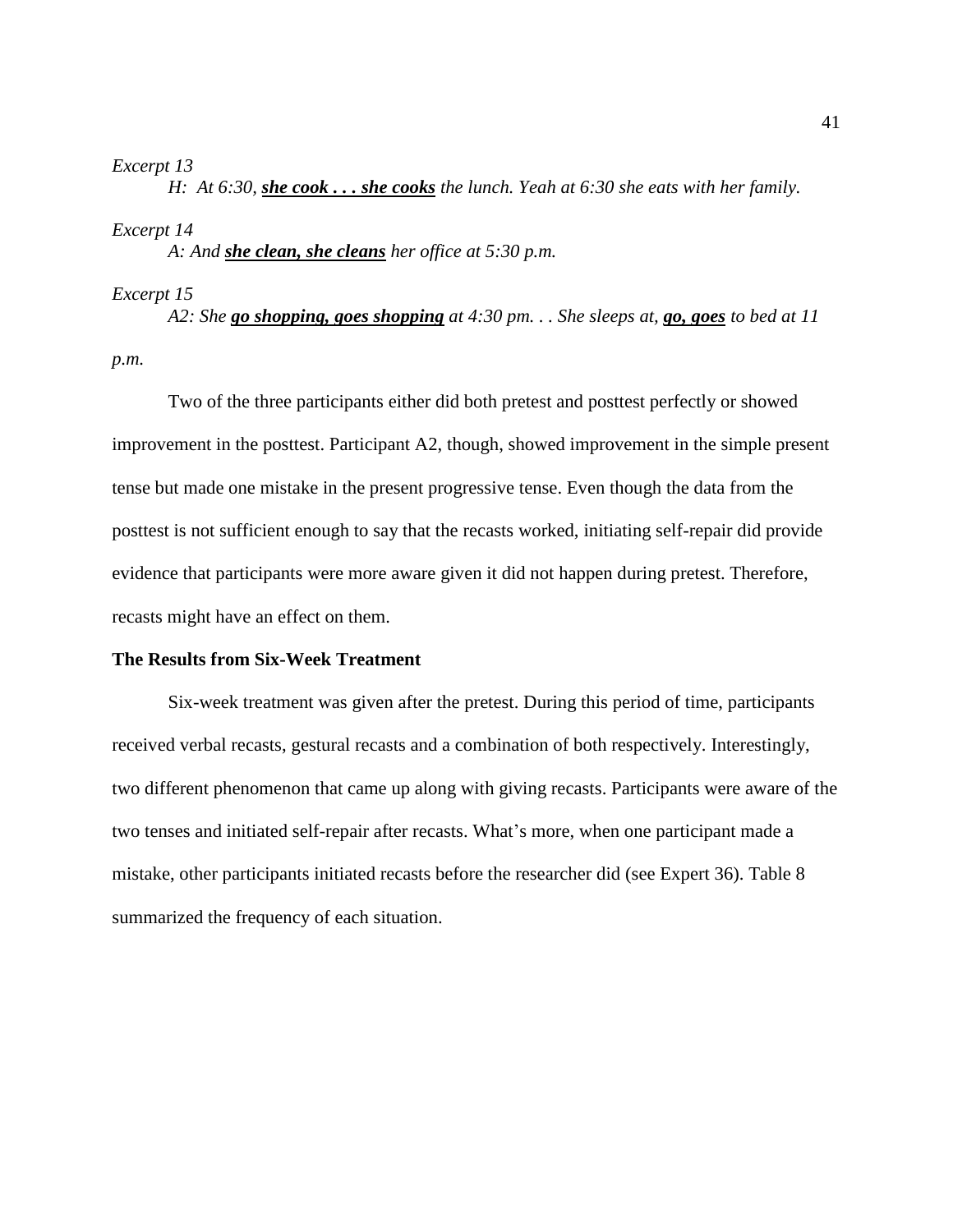*Excerpt 13*

*H: At 6:30,* ***she cook . . . she cooks*** *the lunch. Yeah at 6:30 she eats with her family.*

*Excerpt 14*

*A: And* ***she clean, she cleans*** *her office at 5:30 p.m.*

*Excerpt 15*

*A2: She* ***go shopping, goes shopping*** *at 4:30 pm. . . She sleeps at,* ***go, goes*** *to bed at 11 p.m.*

Two of the three participants either did both pretest and posttest perfectly or showed improvement in the posttest. Participant A2, though, showed improvement in the simple present tense but made one mistake in the present progressive tense. Even though the data from the posttest is not sufficient enough to say that the recasts worked, initiating self-repair did provide evidence that participants were more aware given it did not happen during pretest. Therefore, recasts might have an effect on them.

**The Results from Six-Week Treatment**

Six-week treatment was given after the pretest. During this period of time, participants received verbal recasts, gestural recasts and a combination of both respectively. Interestingly, two different phenomenon that came up along with giving recasts. Participants were aware of the two tenses and initiated self-repair after recasts. What's more, when one participant made a mistake, other participants initiated recasts before the researcher did (see Expert 36). Table 8 summarized the frequency of each situation.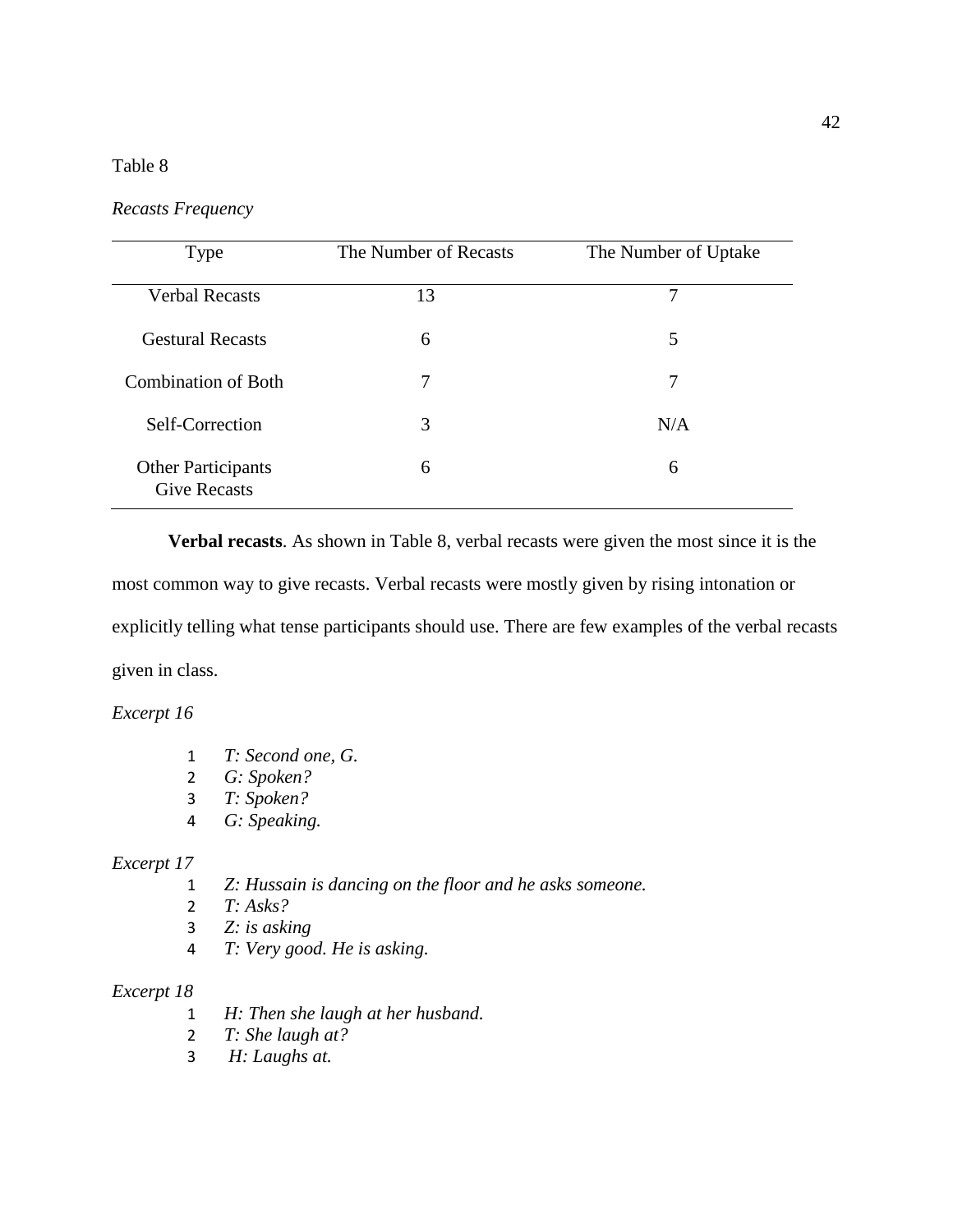Table 8

*Recasts Frequency*

| Type | The Number of Recasts | The Number of Uptake |
|---|---|---|
| Verbal Recasts | 13 | 7 |
| Gestural Recasts | 6 | 5 |
| Combination of Both | 7 | 7 |
| Self-Correction | 3 | N/A |
| Other Participants Give Recasts | 6 | 6 |

**Verbal recasts**. As shown in Table 8, verbal recasts were given the most since it is the most common way to give recasts. Verbal recasts were mostly given by rising intonation or explicitly telling what tense participants should use. There are few examples of the verbal recasts given in class.

*Excerpt 16*

1 *T: Second one, G.*
2 *G: Spoken?*
3 *T: Spoken?*
4 *G: Speaking.*

*Excerpt 17*

1 *Z: Hussain is dancing on the floor and he asks someone.*
2 *T: Asks?*
3 *Z: is asking*
4 *T: Very good. He is asking.*

*Excerpt 18*

1 *H: Then she laugh at her husband.*
2 *T: She laugh at?*
3 *H: Laughs at.*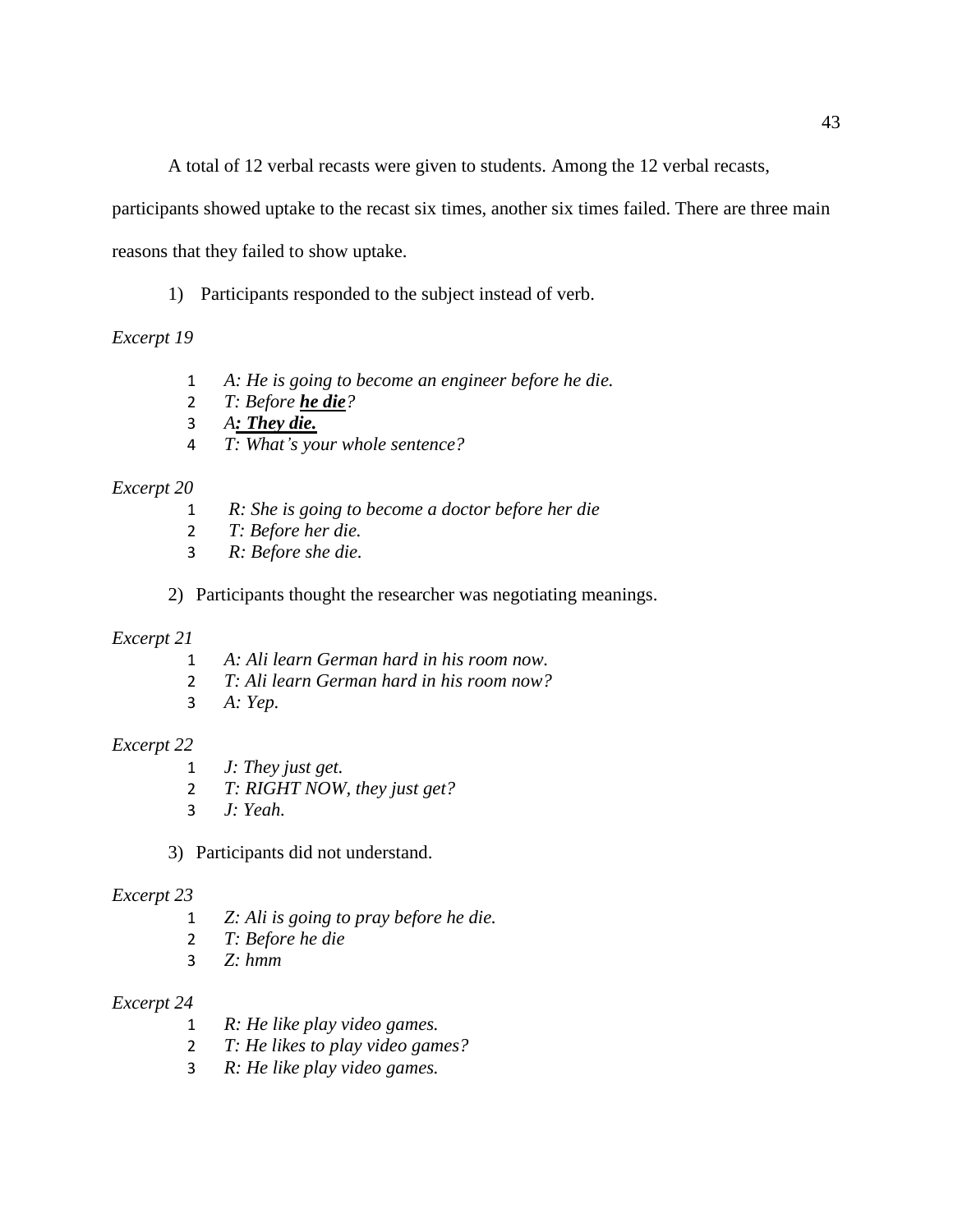A total of 12 verbal recasts were given to students. Among the 12 verbal recasts, participants showed uptake to the recast six times, another six times failed. There are three main reasons that they failed to show uptake.

1) Participants responded to the subject instead of verb.

*Excerpt 19*

1 *A: He is going to become an engineer before he die.*
2 *T: Before **he die**?*
3 *A**: They die.***
4 *T: What's your whole sentence?*

*Excerpt 20*

1 *R: She is going to become a doctor before her die*
2 *T: Before her die.*
3 *R: Before she die.*

2) Participants thought the researcher was negotiating meanings.

*Excerpt 21*

1 *A: Ali learn German hard in his room now.*
2 *T: Ali learn German hard in his room now?*
3 *A: Yep.*

*Excerpt 22*

1 *J: They just get.*
2 *T: RIGHT NOW, they just get?*
3 *J: Yeah.*

3) Participants did not understand.

*Excerpt 23*

1 *Z: Ali is going to pray before he die.*
2 *T: Before he die*
3 *Z: hmm*

*Excerpt 24*

1 *R: He like play video games.*
2 *T: He likes to play video games?*
3 *R: He like play video games.*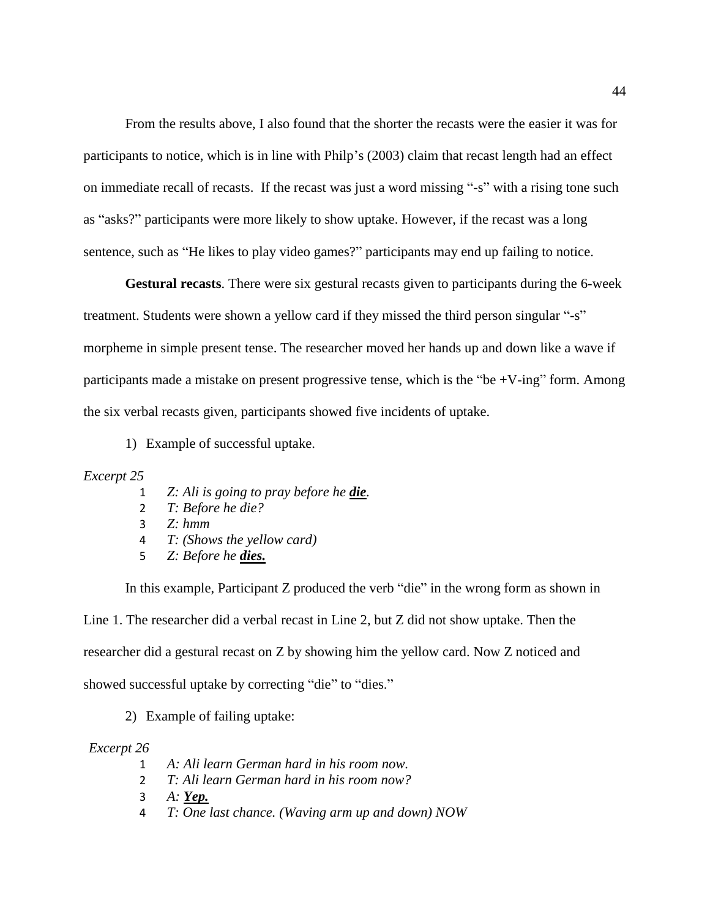From the results above, I also found that the shorter the recasts were the easier it was for participants to notice, which is in line with Philp's (2003) claim that recast length had an effect on immediate recall of recasts. If the recast was just a word missing "-s" with a rising tone such as "asks?" participants were more likely to show uptake. However, if the recast was a long sentence, such as "He likes to play video games?" participants may end up failing to notice.

**Gestural recasts**. There were six gestural recasts given to participants during the 6-week treatment. Students were shown a yellow card if they missed the third person singular "-s" morpheme in simple present tense. The researcher moved her hands up and down like a wave if participants made a mistake on present progressive tense, which is the "be +V-ing" form. Among the six verbal recasts given, participants showed five incidents of uptake.

1) Example of successful uptake.

*Excerpt 25*

1 *Z: Ali is going to pray before he **<u>die</u>**.*
2 *T: Before he die?*
3 *Z: hmm*
4 *T: (Shows the yellow card)*
5 *Z: Before he **<u>dies.</u>***

In this example, Participant Z produced the verb "die" in the wrong form as shown in Line 1. The researcher did a verbal recast in Line 2, but Z did not show uptake. Then the researcher did a gestural recast on Z by showing him the yellow card. Now Z noticed and showed successful uptake by correcting "die" to "dies."

2) Example of failing uptake:

*Excerpt 26*

1 *A: Ali learn German hard in his room now.*
2 *T: Ali learn German hard in his room now?*
3 *A: **<u>Yep.</u>***
4 *T: One last chance. (Waving arm up and down) NOW*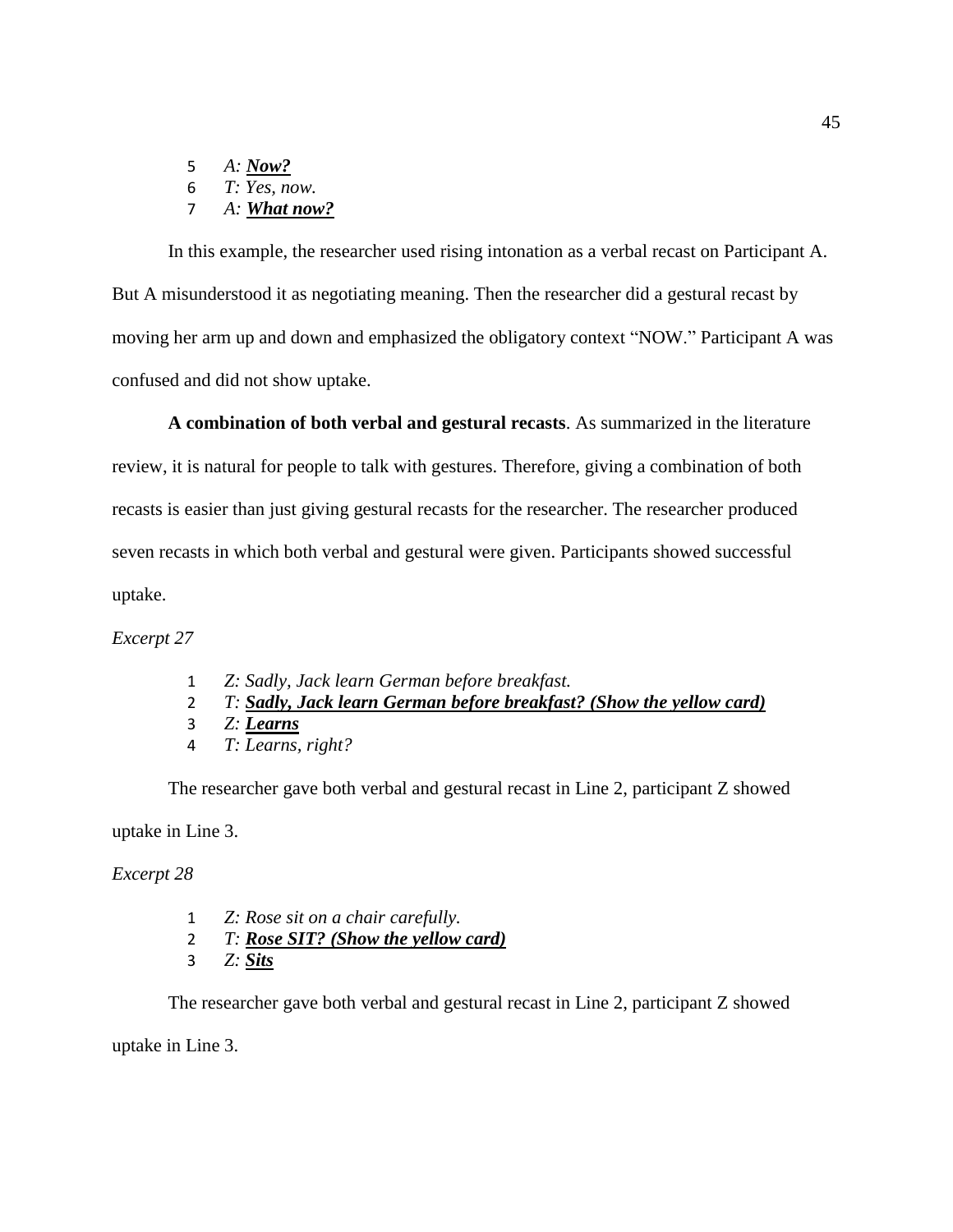5 *A: **<u>Now?</u>***
6 *T: Yes, now.*
7 *A: **<u>What now?</u>***

In this example, the researcher used rising intonation as a verbal recast on Participant A. But A misunderstood it as negotiating meaning. Then the researcher did a gestural recast by moving her arm up and down and emphasized the obligatory context "NOW." Participant A was confused and did not show uptake.

**A combination of both verbal and gestural recasts**. As summarized in the literature review, it is natural for people to talk with gestures. Therefore, giving a combination of both recasts is easier than just giving gestural recasts for the researcher. The researcher produced seven recasts in which both verbal and gestural were given. Participants showed successful uptake.

*Excerpt 27*

1 *Z: Sadly, Jack learn German before breakfast.*
2 *T: **<u>Sadly, Jack learn German before breakfast? (Show the yellow card)</u>***
3 *Z: **<u>Learns</u>***
4 *T: Learns, right?*

The researcher gave both verbal and gestural recast in Line 2, participant Z showed uptake in Line 3.

*Excerpt 28*

1 *Z: Rose sit on a chair carefully.*
2 *T: **<u>Rose SIT? (Show the yellow card)</u>***
3 *Z: **<u>Sits</u>***

The researcher gave both verbal and gestural recast in Line 2, participant Z showed uptake in Line 3.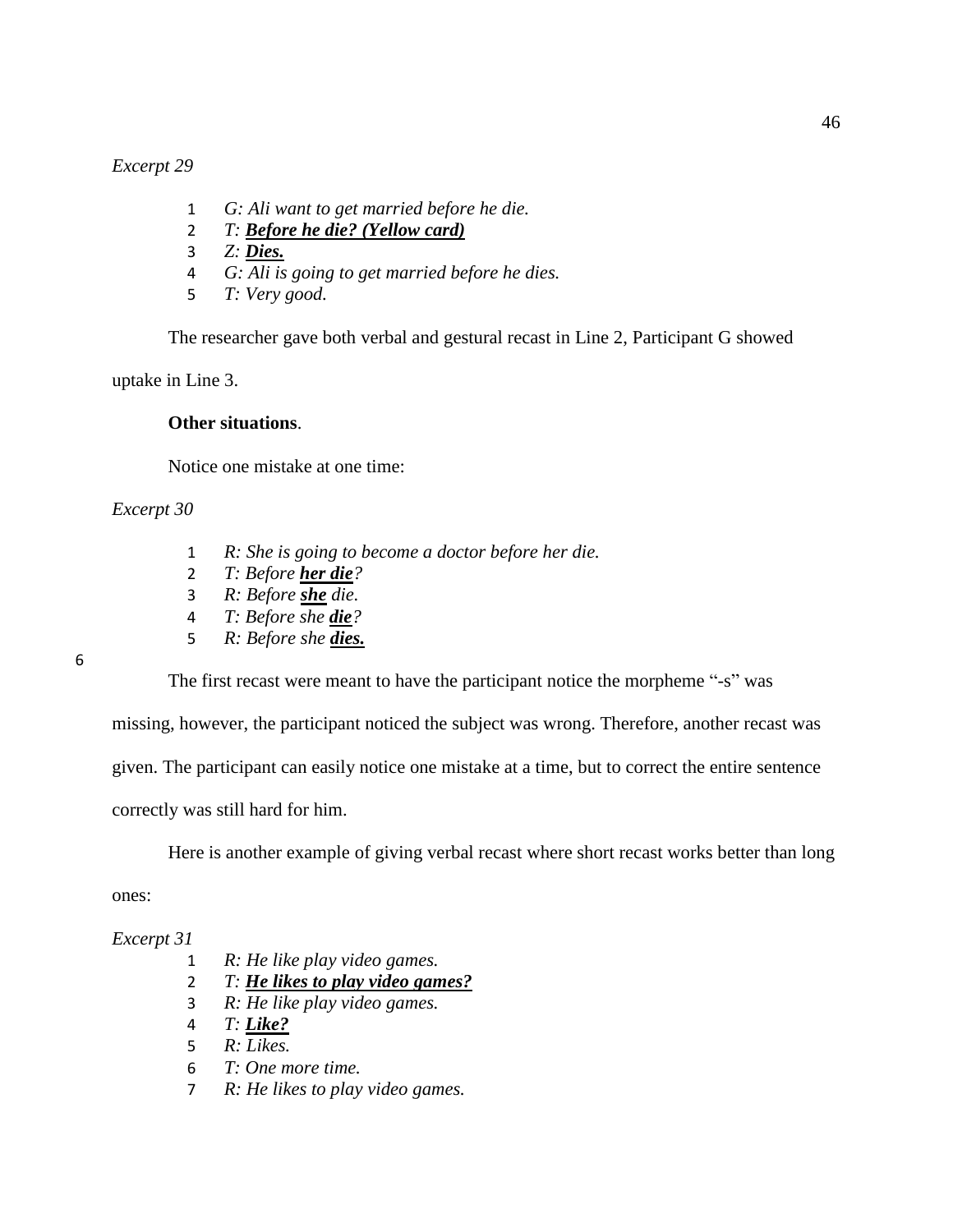*Excerpt 29*

1 *G: Ali want to get married before he die.*
2 *T: **<u>Before he die? (Yellow card)</u>***
3 *Z: **<u>Dies.</u>***
4 *G: Ali is going to get married before he dies.*
5 *T: Very good.*

The researcher gave both verbal and gestural recast in Line 2, Participant G showed uptake in Line 3.

**Other situations**.

Notice one mistake at one time:

*Excerpt 30*

1 *R: She is going to become a doctor before her die.*
2 *T: Before **<u>her die</u>**?*
3 *R: Before **<u>she</u>** die.*
4 *T: Before she **<u>die</u>**?*
5 *R: Before she **<u>dies.</u>***
6

The first recast were meant to have the participant notice the morpheme "-s" was missing, however, the participant noticed the subject was wrong. Therefore, another recast was given. The participant can easily notice one mistake at a time, but to correct the entire sentence correctly was still hard for him.

Here is another example of giving verbal recast where short recast works better than long ones:

*Excerpt 31*

1 *R: He like play video games.*
2 *T: **<u>He likes to play video games?</u>***
3 *R: He like play video games.*
4 *T: **<u>Like?</u>***
5 *R: Likes.*
6 *T: One more time.*
7 *R: He likes to play video games.*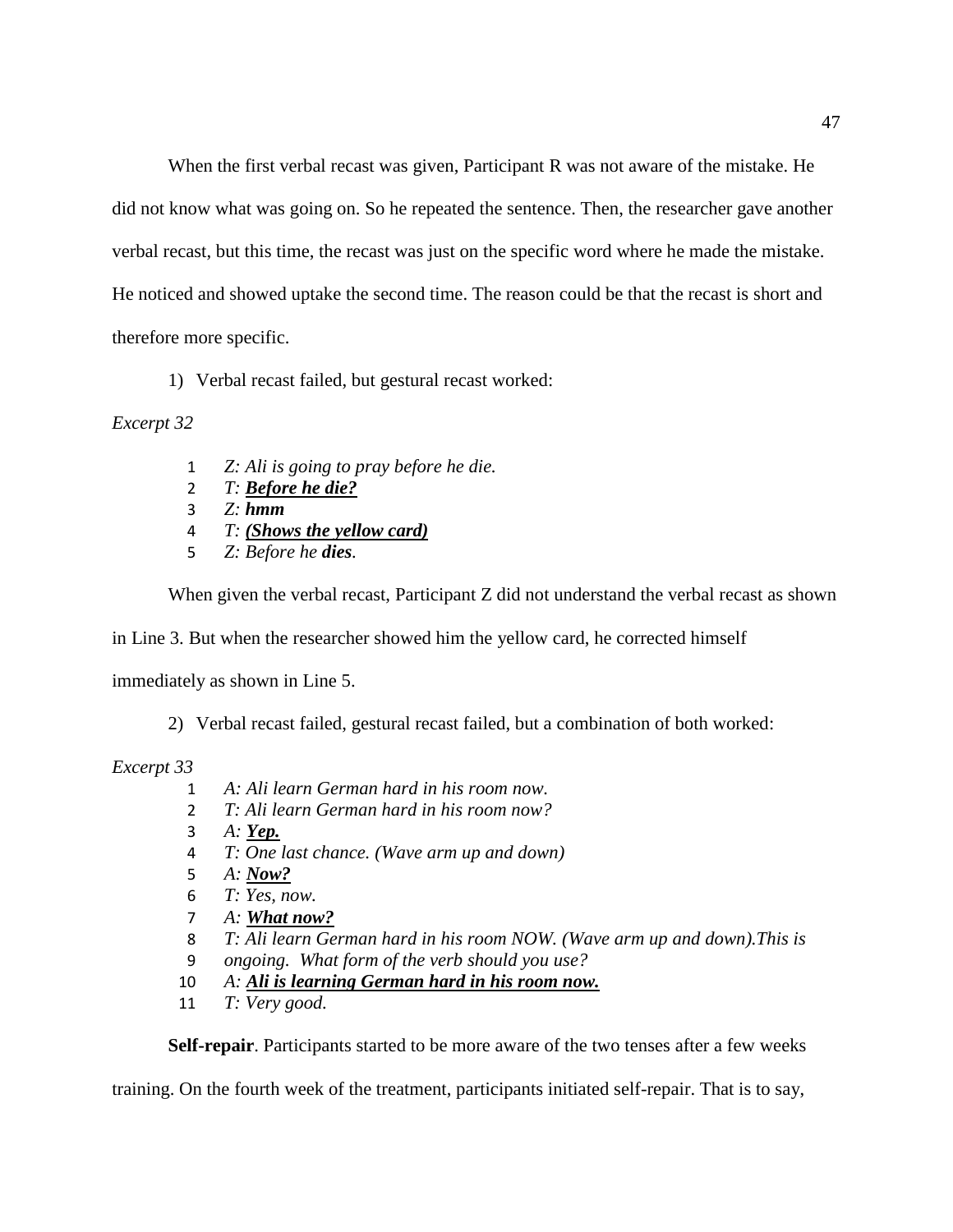When the first verbal recast was given, Participant R was not aware of the mistake. He did not know what was going on. So he repeated the sentence. Then, the researcher gave another verbal recast, but this time, the recast was just on the specific word where he made the mistake. He noticed and showed uptake the second time. The reason could be that the recast is short and therefore more specific.

1) Verbal recast failed, but gestural recast worked:

*Excerpt 32*

1 *Z: Ali is going to pray before he die.*
2 *T:* ***<u>Before he die?</u>***
3 *Z:* ***hmm***
4 *T:* ***<u>(Shows the yellow card)</u>***
5 *Z: Before he* ***dies****.*

When given the verbal recast, Participant Z did not understand the verbal recast as shown in Line 3. But when the researcher showed him the yellow card, he corrected himself immediately as shown in Line 5.

2) Verbal recast failed, gestural recast failed, but a combination of both worked:

*Excerpt 33*

1 *A: Ali learn German hard in his room now.*
2 *T: Ali learn German hard in his room now?*
3 *A:* ***<u>Yep.</u>***
4 *T: One last chance. (Wave arm up and down)*
5 *A:* ***<u>Now?</u>***
6 *T: Yes, now.*
7 *A:* ***<u>What now?</u>***
8 *T: Ali learn German hard in his room NOW. (Wave arm up and down).This is*
9 *ongoing. What form of the verb should you use?*
10 *A:* ***<u>Ali is learning German hard in his room now.</u>***
11 *T: Very good.*

**Self-repair**. Participants started to be more aware of the two tenses after a few weeks training. On the fourth week of the treatment, participants initiated self-repair. That is to say,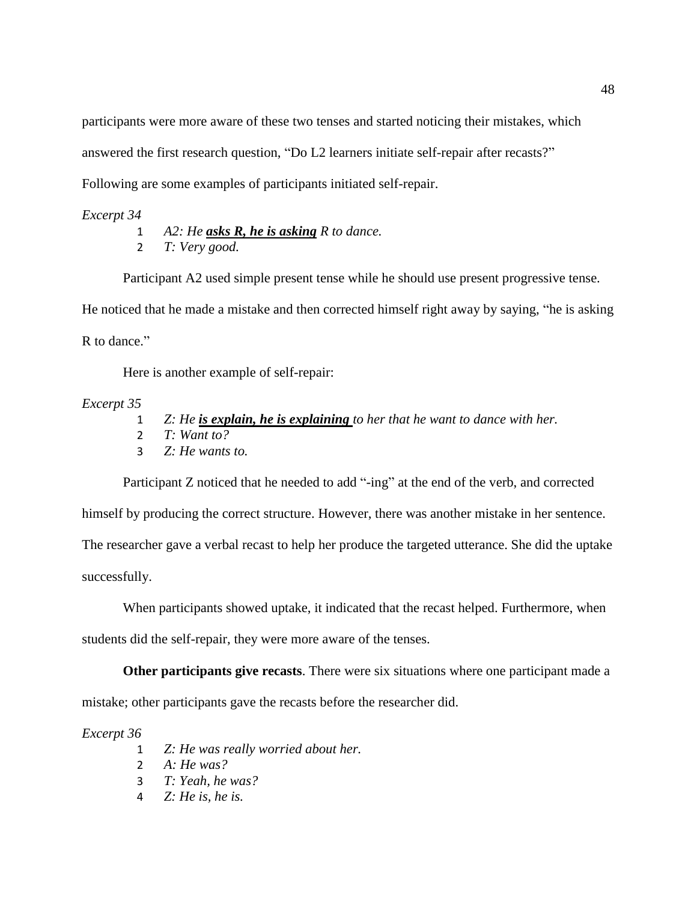participants were more aware of these two tenses and started noticing their mistakes, which answered the first research question, “Do L2 learners initiate self-repair after recasts?” Following are some examples of participants initiated self-repair.

*Excerpt 34*

1. *A2: He **asks R, he is asking** R to dance.*
2. *T: Very good.*

Participant A2 used simple present tense while he should use present progressive tense. He noticed that he made a mistake and then corrected himself right away by saying, “he is asking R to dance.”

Here is another example of self-repair:

*Excerpt 35*

1. *Z: He **is explain, he is explaining** to her that he want to dance with her.*
2. *T: Want to?*
3. *Z: He wants to.*

Participant Z noticed that he needed to add “-ing” at the end of the verb, and corrected himself by producing the correct structure. However, there was another mistake in her sentence. The researcher gave a verbal recast to help her produce the targeted utterance. She did the uptake successfully.

When participants showed uptake, it indicated that the recast helped. Furthermore, when students did the self-repair, they were more aware of the tenses.

**Other participants give recasts**. There were six situations where one participant made a mistake; other participants gave the recasts before the researcher did.

*Excerpt 36*

1. *Z: He was really worried about her.*
2. *A: He was?*
3. *T: Yeah, he was?*
4. *Z: He is, he is.*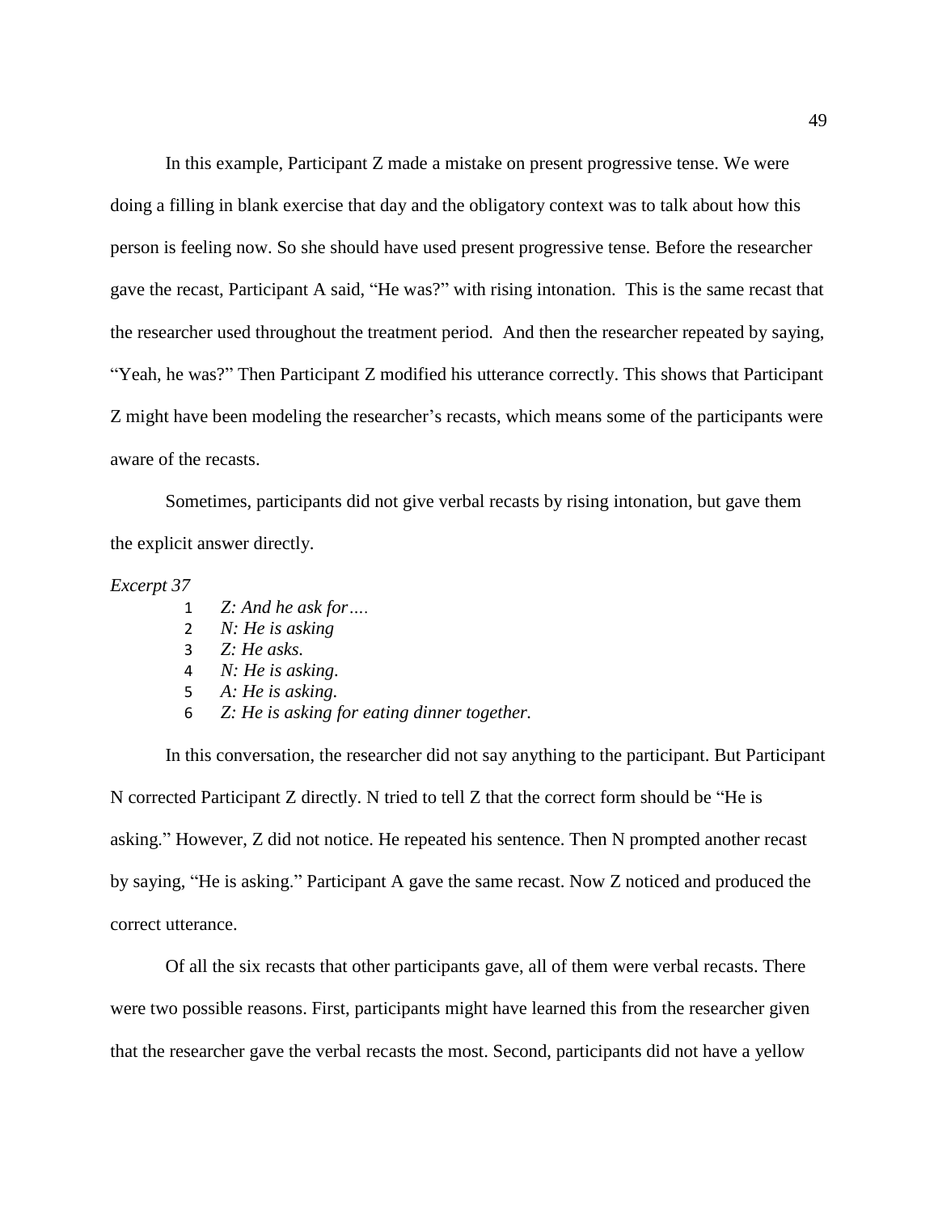In this example, Participant Z made a mistake on present progressive tense. We were doing a filling in blank exercise that day and the obligatory context was to talk about how this person is feeling now. So she should have used present progressive tense. Before the researcher gave the recast, Participant A said, "He was?" with rising intonation. This is the same recast that the researcher used throughout the treatment period. And then the researcher repeated by saying, "Yeah, he was?" Then Participant Z modified his utterance correctly. This shows that Participant Z might have been modeling the researcher's recasts, which means some of the participants were aware of the recasts.

Sometimes, participants did not give verbal recasts by rising intonation, but gave them the explicit answer directly.

*Excerpt 37*

1 *Z: And he ask for….*
2 *N: He is asking*
3 *Z: He asks.*
4 *N: He is asking.*
5 *A: He is asking.*
6 *Z: He is asking for eating dinner together.*

In this conversation, the researcher did not say anything to the participant. But Participant N corrected Participant Z directly. N tried to tell Z that the correct form should be "He is asking." However, Z did not notice. He repeated his sentence. Then N prompted another recast by saying, "He is asking." Participant A gave the same recast. Now Z noticed and produced the correct utterance.

Of all the six recasts that other participants gave, all of them were verbal recasts. There were two possible reasons. First, participants might have learned this from the researcher given that the researcher gave the verbal recasts the most. Second, participants did not have a yellow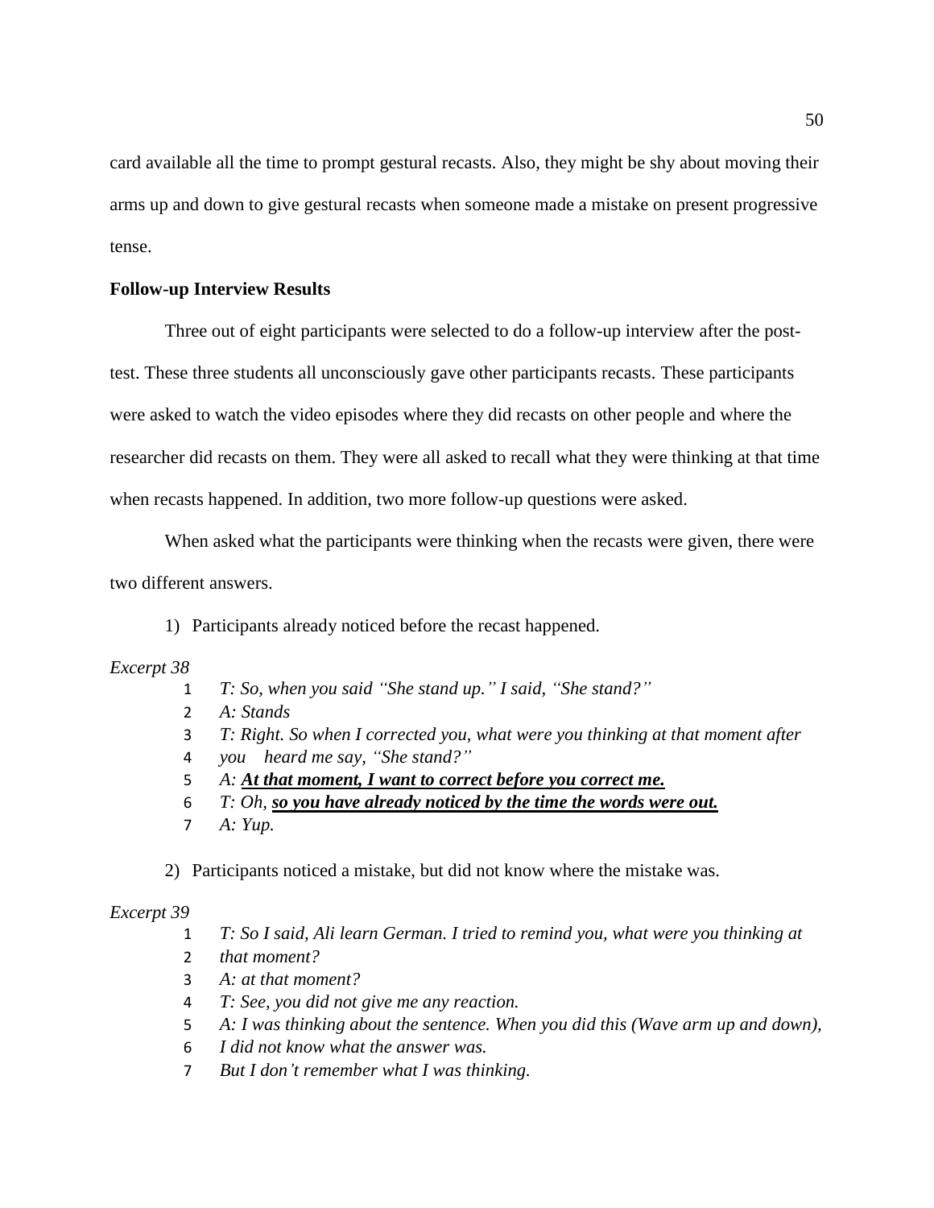card available all the time to prompt gestural recasts. Also, they might be shy about moving their arms up and down to give gestural recasts when someone made a mistake on present progressive tense.

**Follow-up Interview Results**

Three out of eight participants were selected to do a follow-up interview after the post-test. These three students all unconsciously gave other participants recasts. These participants were asked to watch the video episodes where they did recasts on other people and where the researcher did recasts on them. They were all asked to recall what they were thinking at that time when recasts happened. In addition, two more follow-up questions were asked.

When asked what the participants were thinking when the recasts were given, there were two different answers.

1) Participants already noticed before the recast happened.

*Excerpt 38*

1 *T: So, when you said "She stand up." I said, "She stand?"*
2 *A: Stands*
3 *T: Right. So when I corrected you, what were you thinking at that moment after*
4 *you heard me say, "She stand?"*
5 *A:* ***At that moment, I want to correct before you correct me.***
6 *T: Oh,* ***so you have already noticed by the time the words were out.***
7 *A: Yup.*

2) Participants noticed a mistake, but did not know where the mistake was.

*Excerpt 39*

1 *T: So I said, Ali learn German. I tried to remind you, what were you thinking at*
2 *that moment?*
3 *A: at that moment?*
4 *T: See, you did not give me any reaction.*
5 *A: I was thinking about the sentence. When you did this (Wave arm up and down),*
6 *I did not know what the answer was.*
7 *But I don't remember what I was thinking.*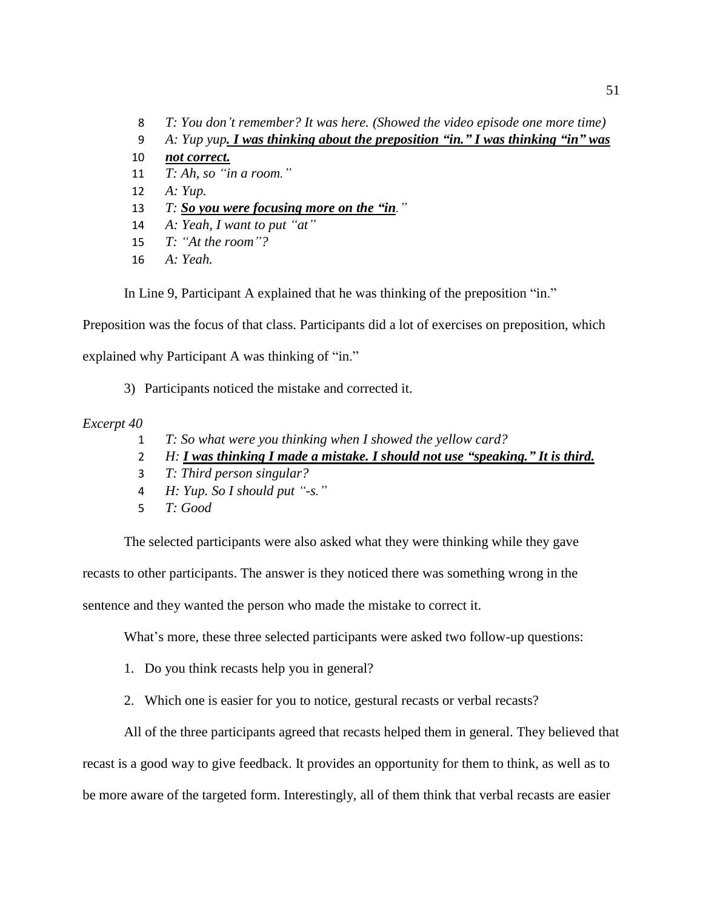8 *T: You don't remember? It was here. (Showed the video episode one more time)*
9 *A: Yup yup**. I was thinking about the preposition "in." I was thinking "in" was***
10 ***not correct.***
11 *T: Ah, so "in a room."*
12 *A: Yup.*
13 *T: **So you were focusing more on the "in**."*
14 *A: Yeah, I want to put "at"*
15 *T: "At the room"?*
16 *A: Yeah.*

In Line 9, Participant A explained that he was thinking of the preposition "in." Preposition was the focus of that class. Participants did a lot of exercises on preposition, which explained why Participant A was thinking of "in."

3) Participants noticed the mistake and corrected it.

*Excerpt 40*

1 *T: So what were you thinking when I showed the yellow card?*
2 *H: **I was thinking I made a mistake. I should not use "speaking." It is third.***
3 *T: Third person singular?*
4 *H: Yup. So I should put "-s."*
5 *T: Good*

The selected participants were also asked what they were thinking while they gave recasts to other participants. The answer is they noticed there was something wrong in the sentence and they wanted the person who made the mistake to correct it.

What's more, these three selected participants were asked two follow-up questions:

1. Do you think recasts help you in general?
2. Which one is easier for you to notice, gestural recasts or verbal recasts?

All of the three participants agreed that recasts helped them in general. They believed that recast is a good way to give feedback. It provides an opportunity for them to think, as well as to be more aware of the targeted form. Interestingly, all of them think that verbal recasts are easier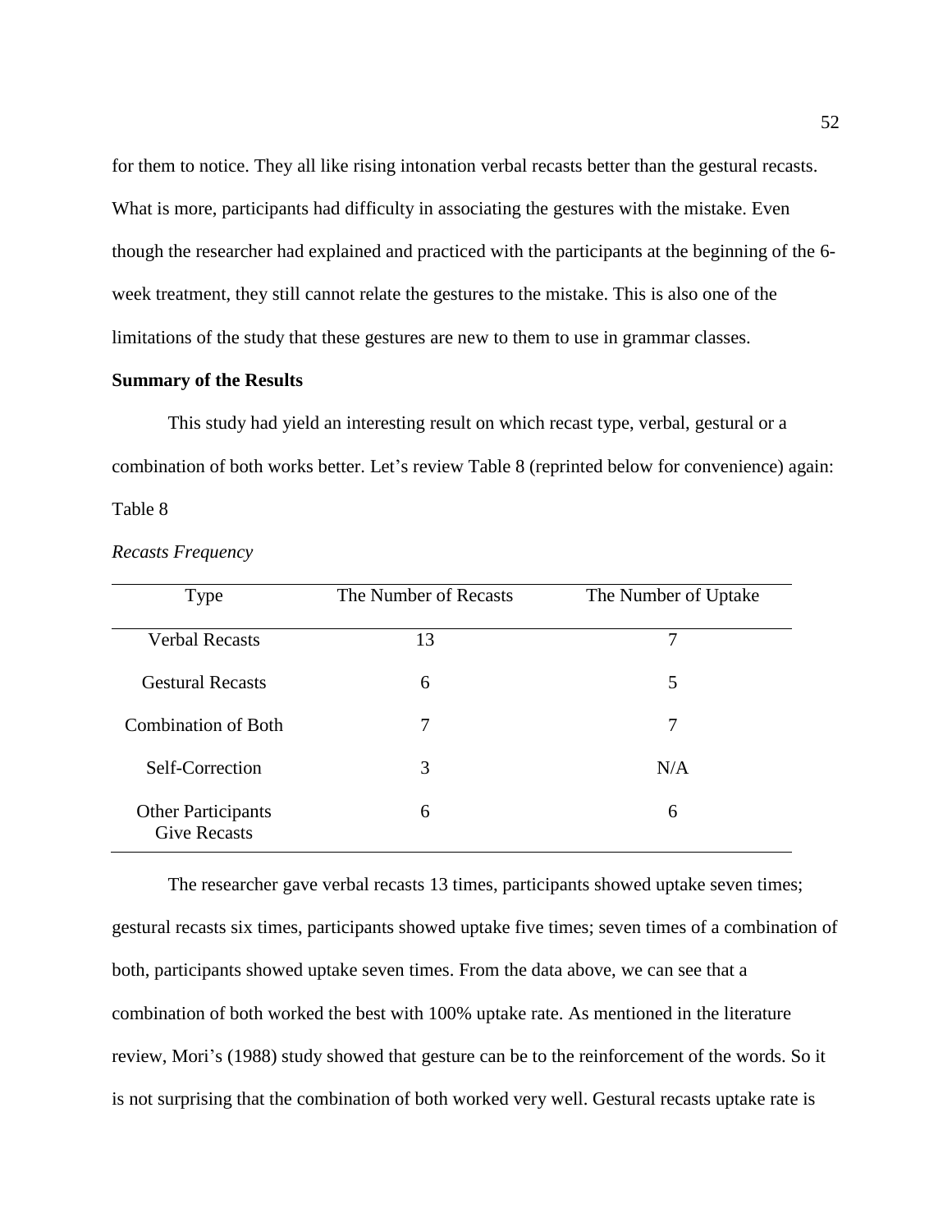for them to notice. They all like rising intonation verbal recasts better than the gestural recasts. What is more, participants had difficulty in associating the gestures with the mistake. Even though the researcher had explained and practiced with the participants at the beginning of the 6-week treatment, they still cannot relate the gestures to the mistake. This is also one of the limitations of the study that these gestures are new to them to use in grammar classes.

**Summary of the Results**

This study had yield an interesting result on which recast type, verbal, gestural or a combination of both works better. Let's review Table 8 (reprinted below for convenience) again:

Table 8

*Recasts Frequency*

| Type | The Number of Recasts | The Number of Uptake |
|---|---|---|
| Verbal Recasts | 13 | 7 |
| Gestural Recasts | 6 | 5 |
| Combination of Both | 7 | 7 |
| Self-Correction | 3 | N/A |
| Other Participants Give Recasts | 6 | 6 |

The researcher gave verbal recasts 13 times, participants showed uptake seven times; gestural recasts six times, participants showed uptake five times; seven times of a combination of both, participants showed uptake seven times. From the data above, we can see that a combination of both worked the best with 100% uptake rate. As mentioned in the literature review, Mori's (1988) study showed that gesture can be to the reinforcement of the words. So it is not surprising that the combination of both worked very well. Gestural recasts uptake rate is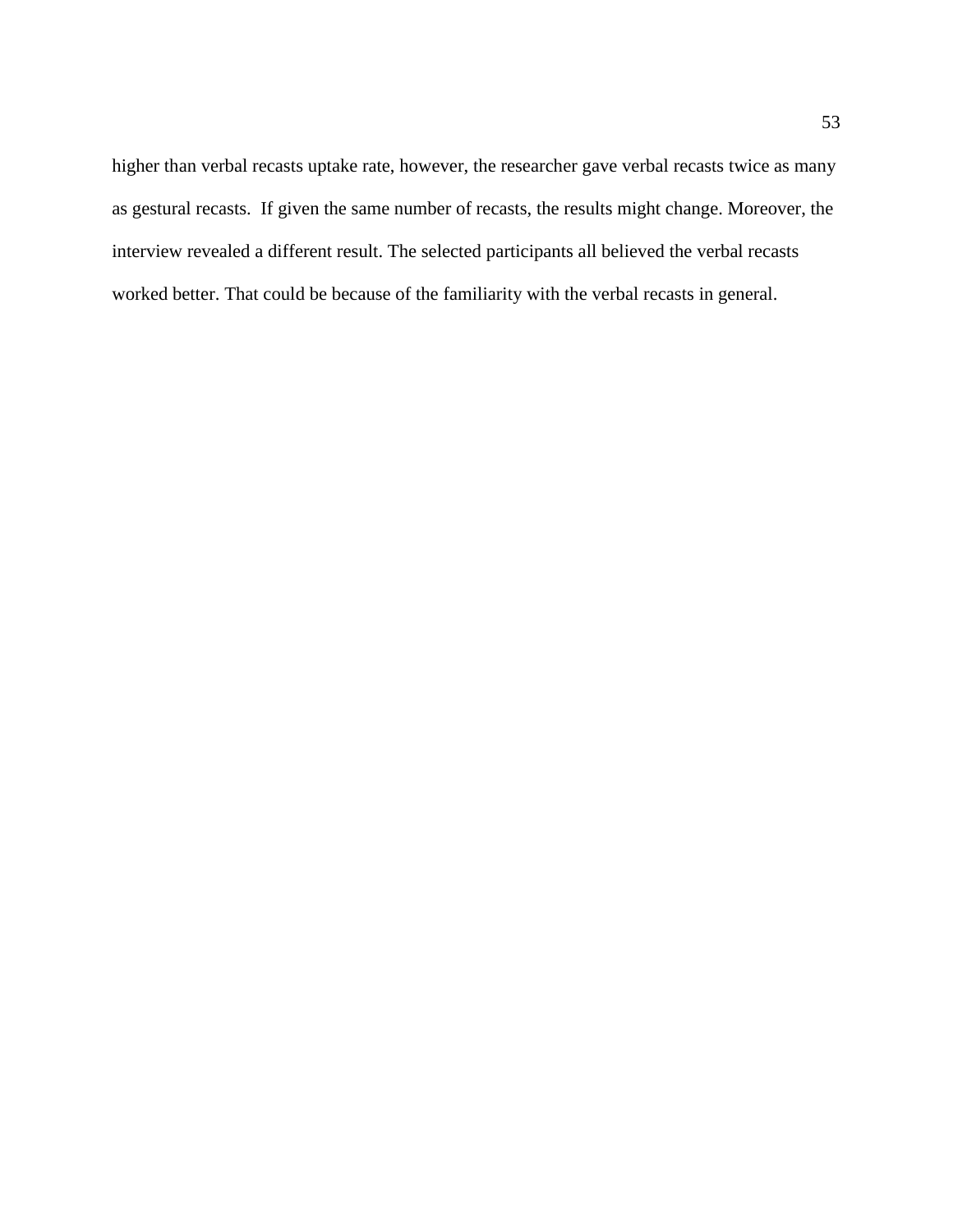higher than verbal recasts uptake rate, however, the researcher gave verbal recasts twice as many as gestural recasts.  If given the same number of recasts, the results might change. Moreover, the interview revealed a different result. The selected participants all believed the verbal recasts worked better. That could be because of the familiarity with the verbal recasts in general.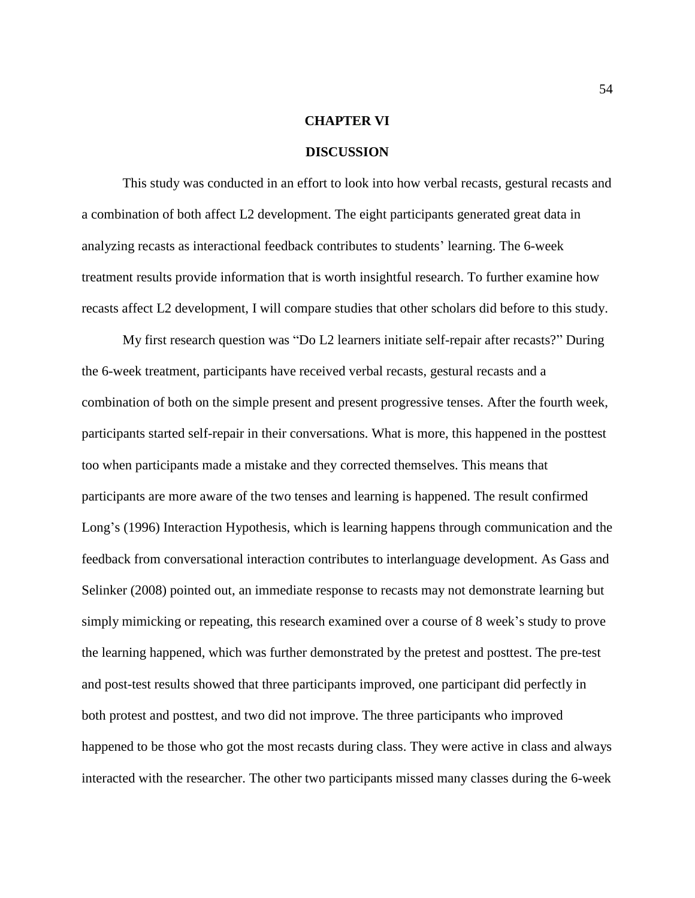# CHAPTER VI

## DISCUSSION

This study was conducted in an effort to look into how verbal recasts, gestural recasts and a combination of both affect L2 development. The eight participants generated great data in analyzing recasts as interactional feedback contributes to students' learning. The 6-week treatment results provide information that is worth insightful research. To further examine how recasts affect L2 development, I will compare studies that other scholars did before to this study.

My first research question was "Do L2 learners initiate self-repair after recasts?" During the 6-week treatment, participants have received verbal recasts, gestural recasts and a combination of both on the simple present and present progressive tenses. After the fourth week, participants started self-repair in their conversations. What is more, this happened in the posttest too when participants made a mistake and they corrected themselves. This means that participants are more aware of the two tenses and learning is happened. The result confirmed Long's (1996) Interaction Hypothesis, which is learning happens through communication and the feedback from conversational interaction contributes to interlanguage development. As Gass and Selinker (2008) pointed out, an immediate response to recasts may not demonstrate learning but simply mimicking or repeating, this research examined over a course of 8 week's study to prove the learning happened, which was further demonstrated by the pretest and posttest. The pre-test and post-test results showed that three participants improved, one participant did perfectly in both protest and posttest, and two did not improve. The three participants who improved happened to be those who got the most recasts during class. They were active in class and always interacted with the researcher. The other two participants missed many classes during the 6-week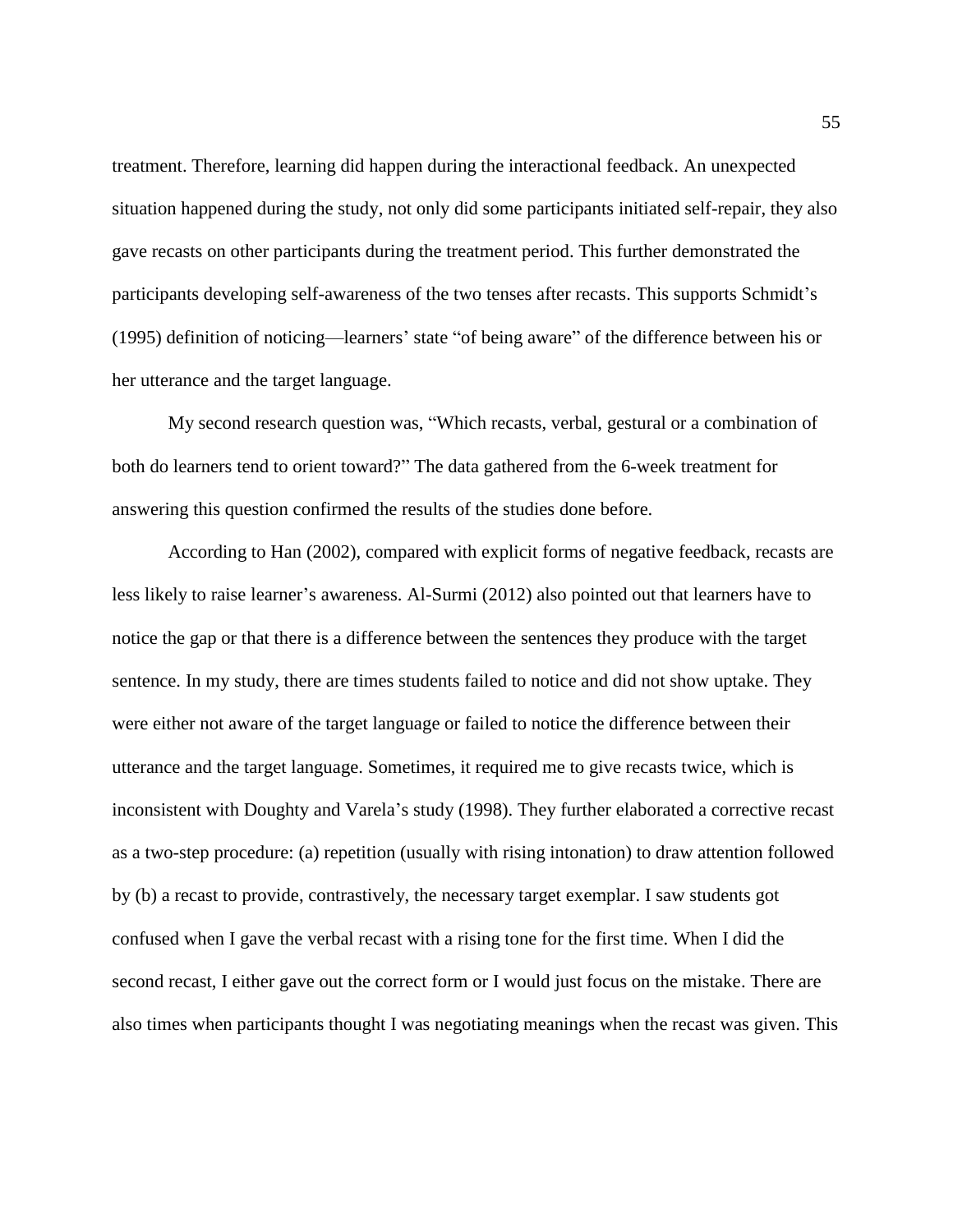treatment. Therefore, learning did happen during the interactional feedback. An unexpected situation happened during the study, not only did some participants initiated self-repair, they also gave recasts on other participants during the treatment period. This further demonstrated the participants developing self-awareness of the two tenses after recasts. This supports Schmidt's (1995) definition of noticing—learners' state "of being aware" of the difference between his or her utterance and the target language.

My second research question was, "Which recasts, verbal, gestural or a combination of both do learners tend to orient toward?" The data gathered from the 6-week treatment for answering this question confirmed the results of the studies done before.

According to Han (2002), compared with explicit forms of negative feedback, recasts are less likely to raise learner's awareness. Al-Surmi (2012) also pointed out that learners have to notice the gap or that there is a difference between the sentences they produce with the target sentence. In my study, there are times students failed to notice and did not show uptake. They were either not aware of the target language or failed to notice the difference between their utterance and the target language. Sometimes, it required me to give recasts twice, which is inconsistent with Doughty and Varela's study (1998). They further elaborated a corrective recast as a two-step procedure: (a) repetition (usually with rising intonation) to draw attention followed by (b) a recast to provide, contrastively, the necessary target exemplar. I saw students got confused when I gave the verbal recast with a rising tone for the first time. When I did the second recast, I either gave out the correct form or I would just focus on the mistake. There are also times when participants thought I was negotiating meanings when the recast was given. This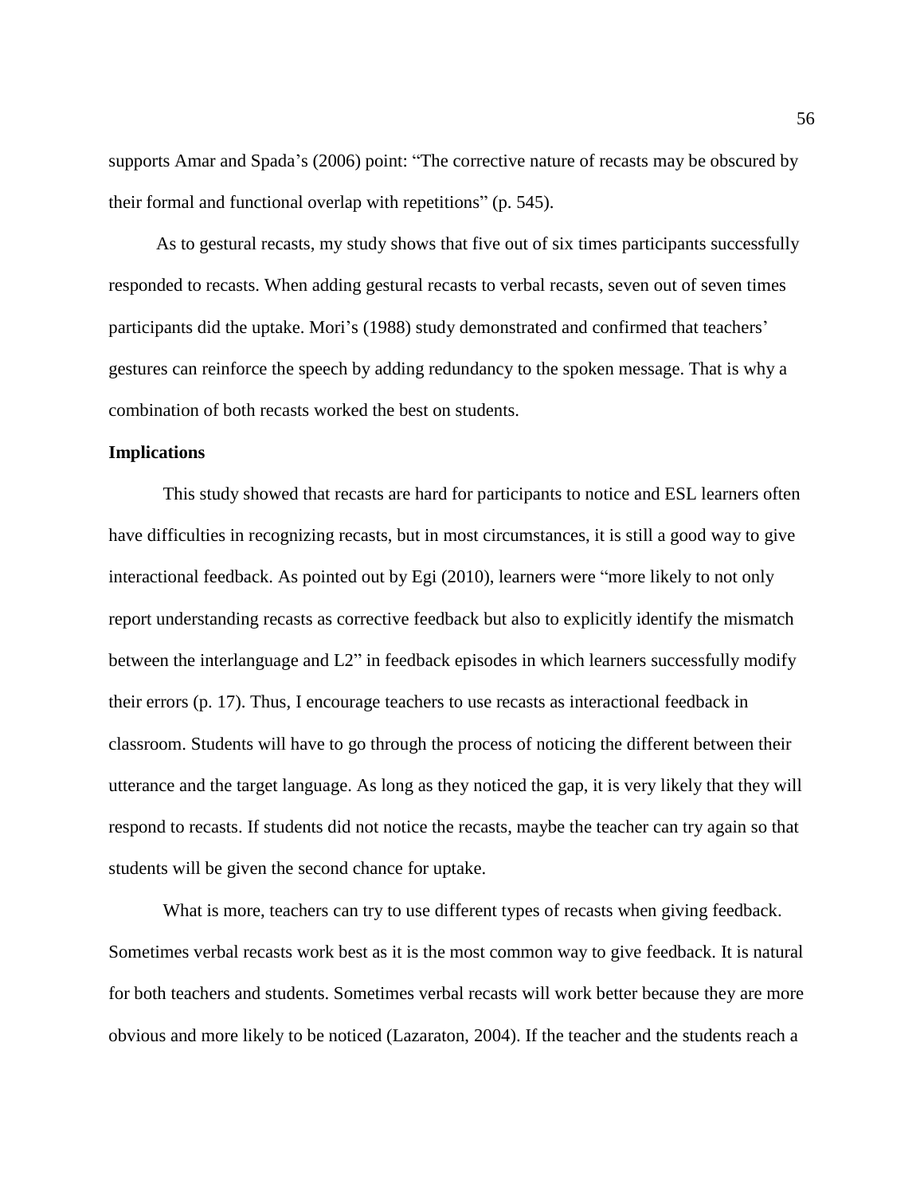supports Amar and Spada's (2006) point: "The corrective nature of recasts may be obscured by their formal and functional overlap with repetitions" (p. 545).

As to gestural recasts, my study shows that five out of six times participants successfully responded to recasts. When adding gestural recasts to verbal recasts, seven out of seven times participants did the uptake. Mori's (1988) study demonstrated and confirmed that teachers' gestures can reinforce the speech by adding redundancy to the spoken message. That is why a combination of both recasts worked the best on students.

**Implications**

This study showed that recasts are hard for participants to notice and ESL learners often have difficulties in recognizing recasts, but in most circumstances, it is still a good way to give interactional feedback. As pointed out by Egi (2010), learners were "more likely to not only report understanding recasts as corrective feedback but also to explicitly identify the mismatch between the interlanguage and L2" in feedback episodes in which learners successfully modify their errors (p. 17). Thus, I encourage teachers to use recasts as interactional feedback in classroom. Students will have to go through the process of noticing the different between their utterance and the target language. As long as they noticed the gap, it is very likely that they will respond to recasts. If students did not notice the recasts, maybe the teacher can try again so that students will be given the second chance for uptake.

What is more, teachers can try to use different types of recasts when giving feedback. Sometimes verbal recasts work best as it is the most common way to give feedback. It is natural for both teachers and students. Sometimes verbal recasts will work better because they are more obvious and more likely to be noticed (Lazaraton, 2004). If the teacher and the students reach a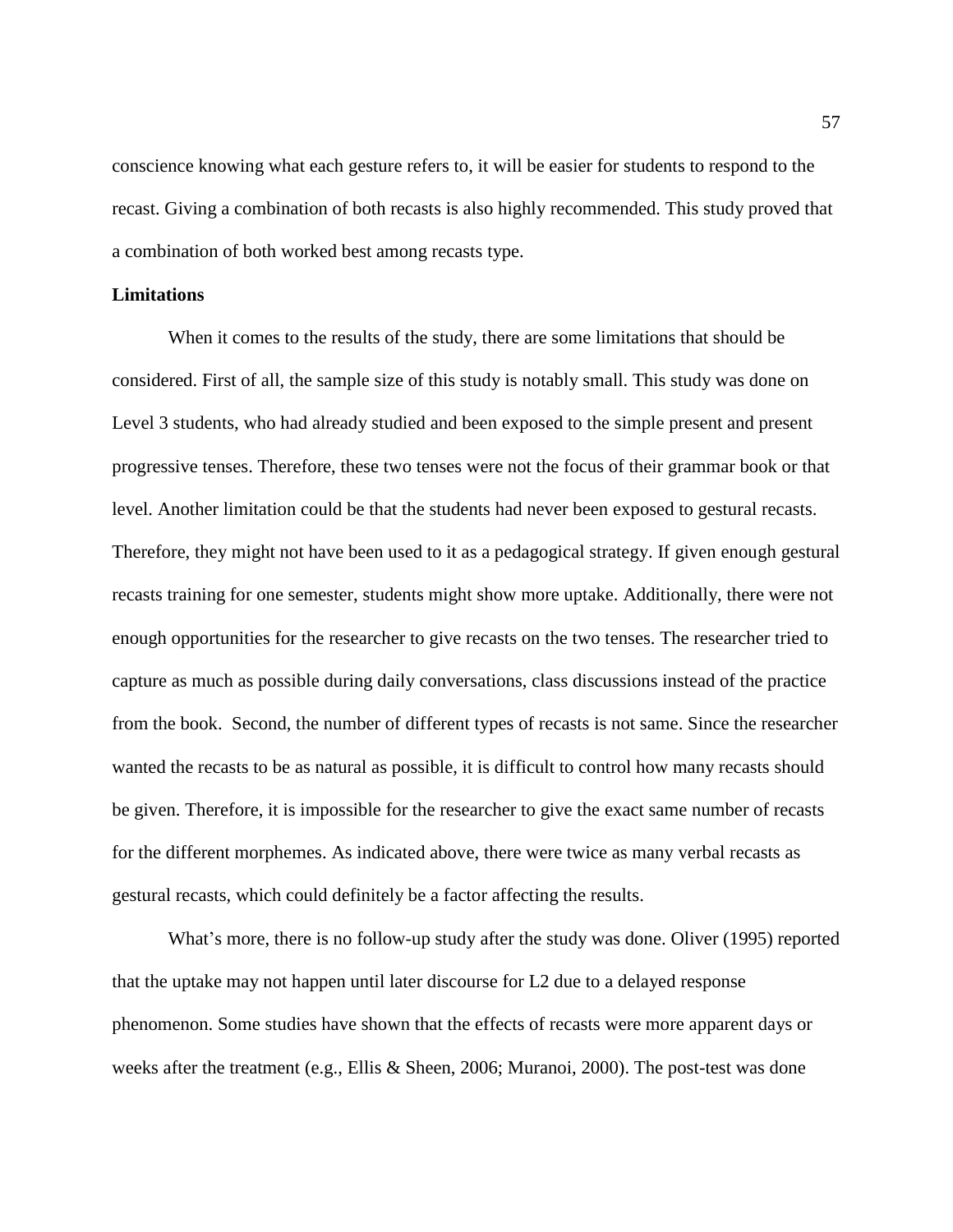conscience knowing what each gesture refers to, it will be easier for students to respond to the recast. Giving a combination of both recasts is also highly recommended. This study proved that a combination of both worked best among recasts type.

**Limitations**

When it comes to the results of the study, there are some limitations that should be considered. First of all, the sample size of this study is notably small. This study was done on Level 3 students, who had already studied and been exposed to the simple present and present progressive tenses. Therefore, these two tenses were not the focus of their grammar book or that level. Another limitation could be that the students had never been exposed to gestural recasts. Therefore, they might not have been used to it as a pedagogical strategy. If given enough gestural recasts training for one semester, students might show more uptake. Additionally, there were not enough opportunities for the researcher to give recasts on the two tenses. The researcher tried to capture as much as possible during daily conversations, class discussions instead of the practice from the book. Second, the number of different types of recasts is not same. Since the researcher wanted the recasts to be as natural as possible, it is difficult to control how many recasts should be given. Therefore, it is impossible for the researcher to give the exact same number of recasts for the different morphemes. As indicated above, there were twice as many verbal recasts as gestural recasts, which could definitely be a factor affecting the results.

What's more, there is no follow-up study after the study was done. Oliver (1995) reported that the uptake may not happen until later discourse for L2 due to a delayed response phenomenon. Some studies have shown that the effects of recasts were more apparent days or weeks after the treatment (e.g., Ellis & Sheen, 2006; Muranoi, 2000). The post-test was done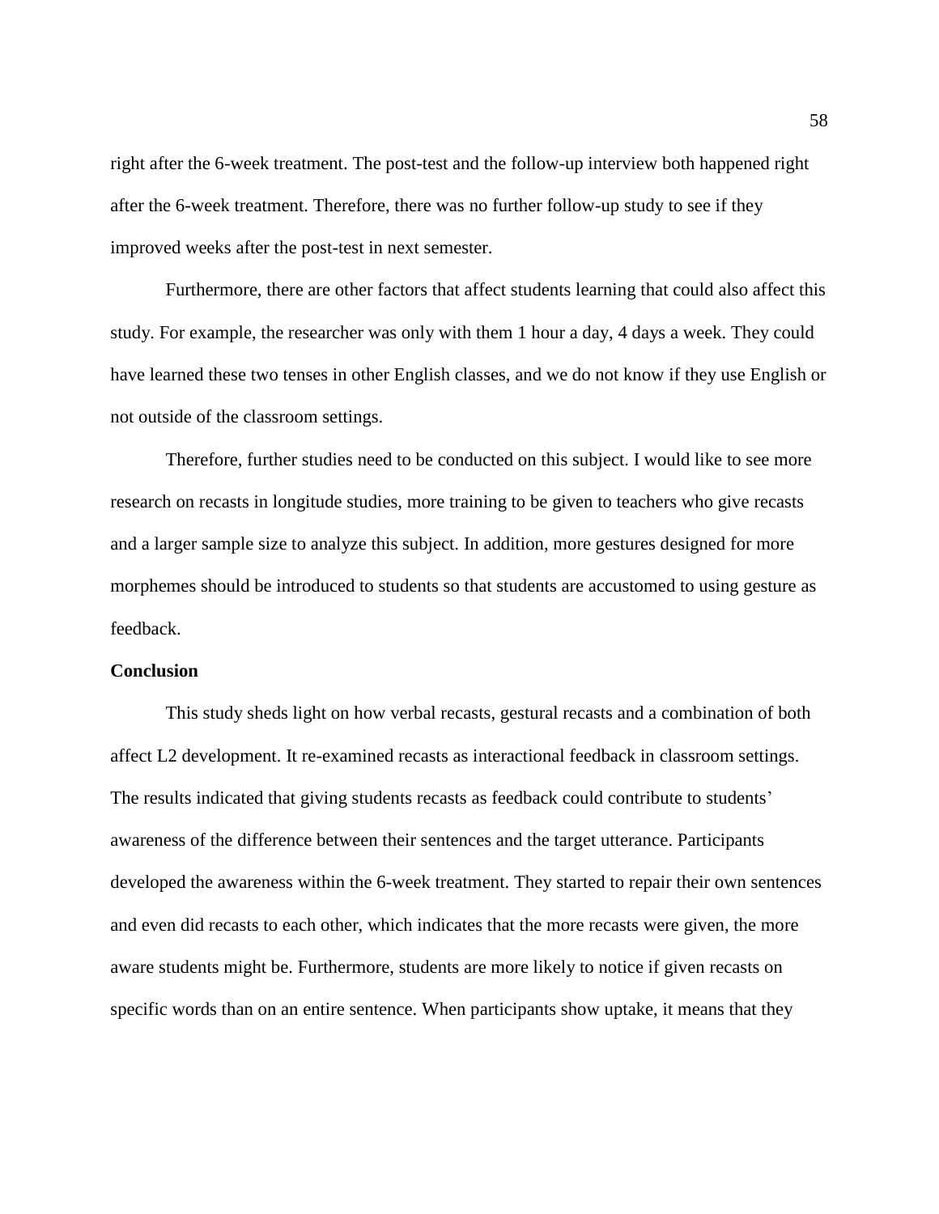right after the 6-week treatment. The post-test and the follow-up interview both happened right after the 6-week treatment. Therefore, there was no further follow-up study to see if they improved weeks after the post-test in next semester.

Furthermore, there are other factors that affect students learning that could also affect this study. For example, the researcher was only with them 1 hour a day, 4 days a week. They could have learned these two tenses in other English classes, and we do not know if they use English or not outside of the classroom settings.

Therefore, further studies need to be conducted on this subject. I would like to see more research on recasts in longitude studies, more training to be given to teachers who give recasts and a larger sample size to analyze this subject. In addition, more gestures designed for more morphemes should be introduced to students so that students are accustomed to using gesture as feedback.

**Conclusion**

This study sheds light on how verbal recasts, gestural recasts and a combination of both affect L2 development. It re-examined recasts as interactional feedback in classroom settings. The results indicated that giving students recasts as feedback could contribute to students' awareness of the difference between their sentences and the target utterance. Participants developed the awareness within the 6-week treatment. They started to repair their own sentences and even did recasts to each other, which indicates that the more recasts were given, the more aware students might be. Furthermore, students are more likely to notice if given recasts on specific words than on an entire sentence. When participants show uptake, it means that they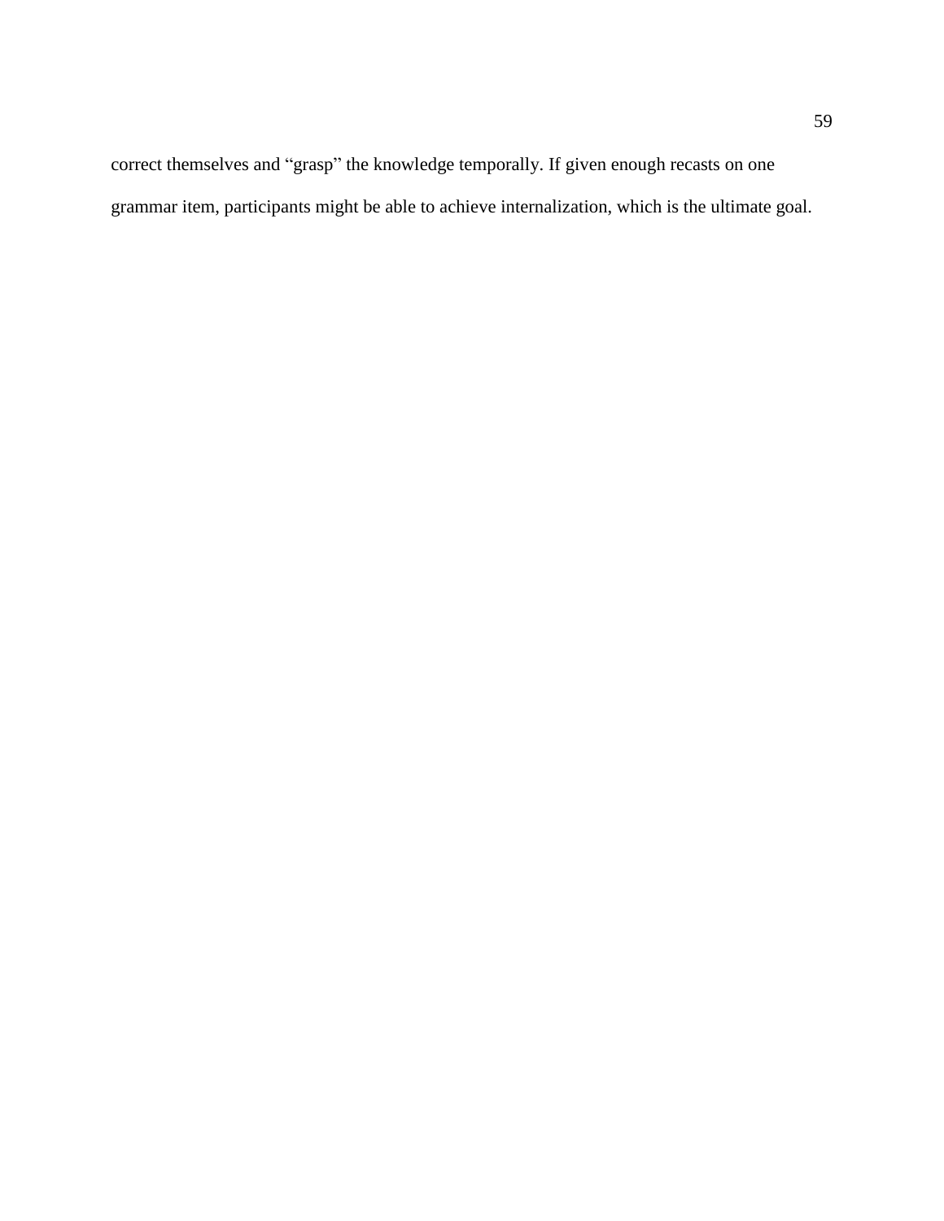correct themselves and “grasp” the knowledge temporally. If given enough recasts on one grammar item, participants might be able to achieve internalization, which is the ultimate goal.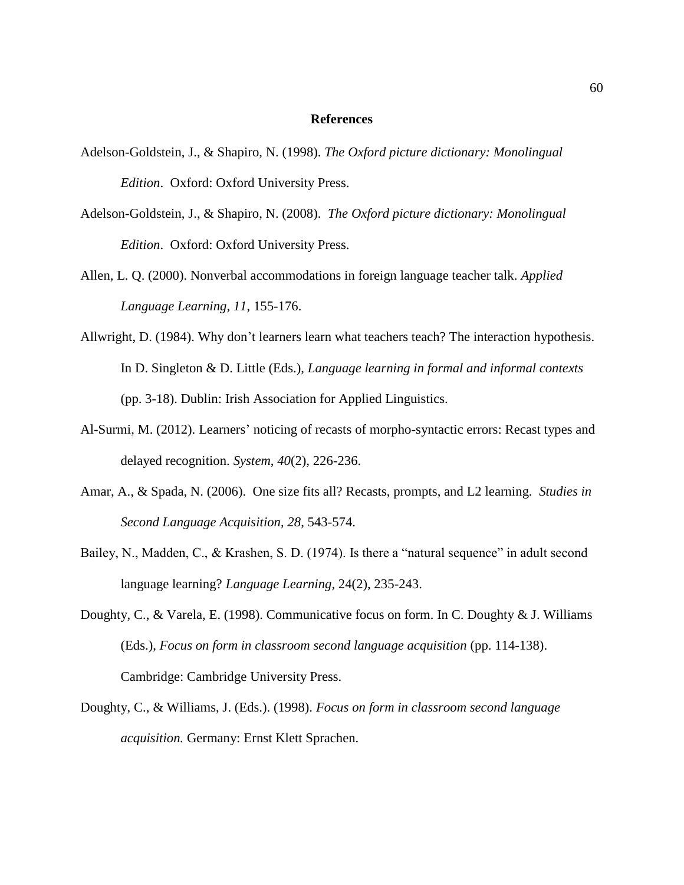# References

Adelson-Goldstein, J., & Shapiro, N. (1998). *The Oxford picture dictionary: Monolingual Edition*. Oxford: Oxford University Press.

Adelson-Goldstein, J., & Shapiro, N. (2008). *The Oxford picture dictionary: Monolingual Edition*. Oxford: Oxford University Press.

Allen, L. Q. (2000). Nonverbal accommodations in foreign language teacher talk. *Applied Language Learning, 11*, 155-176.

Allwright, D. (1984). Why don't learners learn what teachers teach? The interaction hypothesis. In D. Singleton & D. Little (Eds.), *Language learning in formal and informal contexts* (pp. 3-18). Dublin: Irish Association for Applied Linguistics.

Al-Surmi, M. (2012). Learners' noticing of recasts of morpho-syntactic errors: Recast types and delayed recognition. *System*, *40*(2), 226-236.

Amar, A., & Spada, N. (2006). One size fits all? Recasts, prompts, and L2 learning. *Studies in Second Language Acquisition, 28*, 543-574.

Bailey, N., Madden, C., & Krashen, S. D. (1974). Is there a "natural sequence" in adult second language learning? *Language Learning,* 24(2), 235-243.

Doughty, C., & Varela, E. (1998). Communicative focus on form. In C. Doughty & J. Williams (Eds.), *Focus on form in classroom second language acquisition* (pp. 114-138). Cambridge: Cambridge University Press.

Doughty, C., & Williams, J. (Eds.). (1998). *Focus on form in classroom second language acquisition.* Germany: Ernst Klett Sprachen.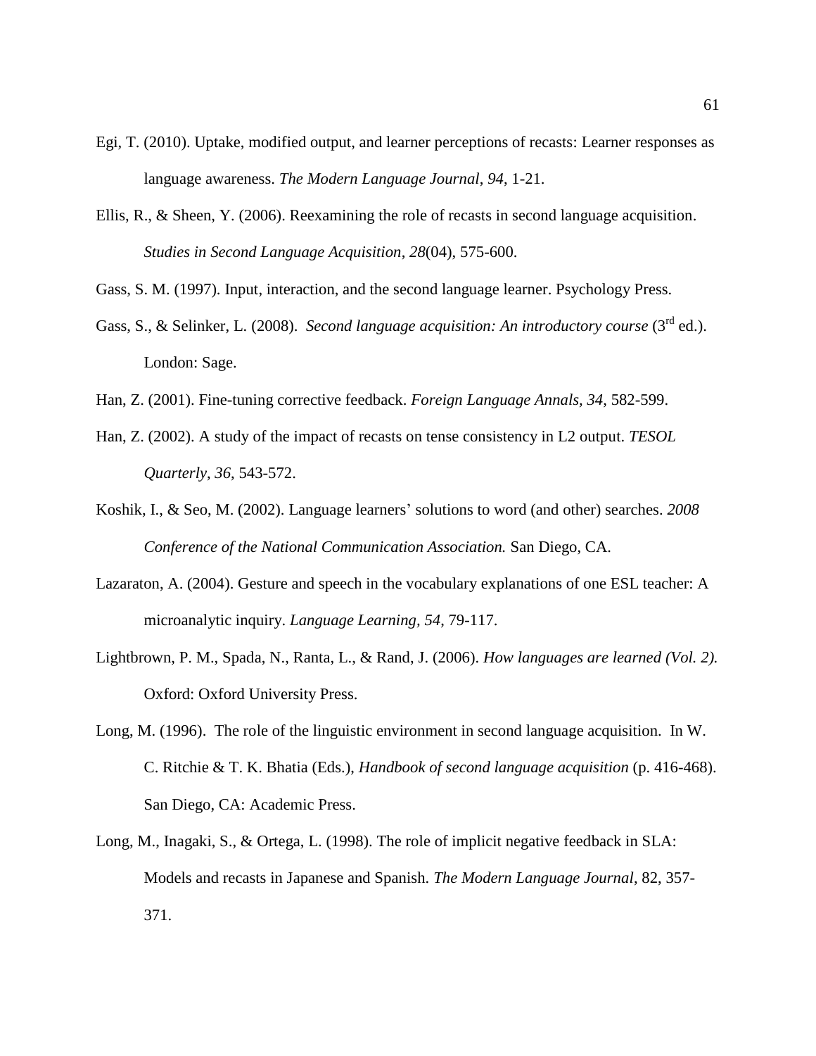Egi, T. (2010). Uptake, modified output, and learner perceptions of recasts: Learner responses as language awareness. *The Modern Language Journal*, *94*, 1-21.

Ellis, R., & Sheen, Y. (2006). Reexamining the role of recasts in second language acquisition. *Studies in Second Language Acquisition*, *28*(04), 575-600.

Gass, S. M. (1997). Input, interaction, and the second language learner. Psychology Press.

Gass, S., & Selinker, L. (2008). *Second language acquisition: An introductory course* (3rd ed.). London: Sage.

Han, Z. (2001). Fine-tuning corrective feedback. *Foreign Language Annals, 34*, 582-599.

Han, Z. (2002). A study of the impact of recasts on tense consistency in L2 output. *TESOL Quarterly*, *36*, 543-572.

Koshik, I., & Seo, M. (2002). Language learners' solutions to word (and other) searches. *2008 Conference of the National Communication Association.* San Diego, CA.

Lazaraton, A. (2004). Gesture and speech in the vocabulary explanations of one ESL teacher: A microanalytic inquiry. *Language Learning, 54*, 79-117.

Lightbrown, P. M., Spada, N., Ranta, L., & Rand, J. (2006). *How languages are learned (Vol. 2).* Oxford: Oxford University Press.

Long, M. (1996). The role of the linguistic environment in second language acquisition. In W. C. Ritchie & T. K. Bhatia (Eds.), *Handbook of second language acquisition* (p. 416-468). San Diego, CA: Academic Press.

Long, M., Inagaki, S., & Ortega, L. (1998). The role of implicit negative feedback in SLA: Models and recasts in Japanese and Spanish. *The Modern Language Journal*, 82, 357-371.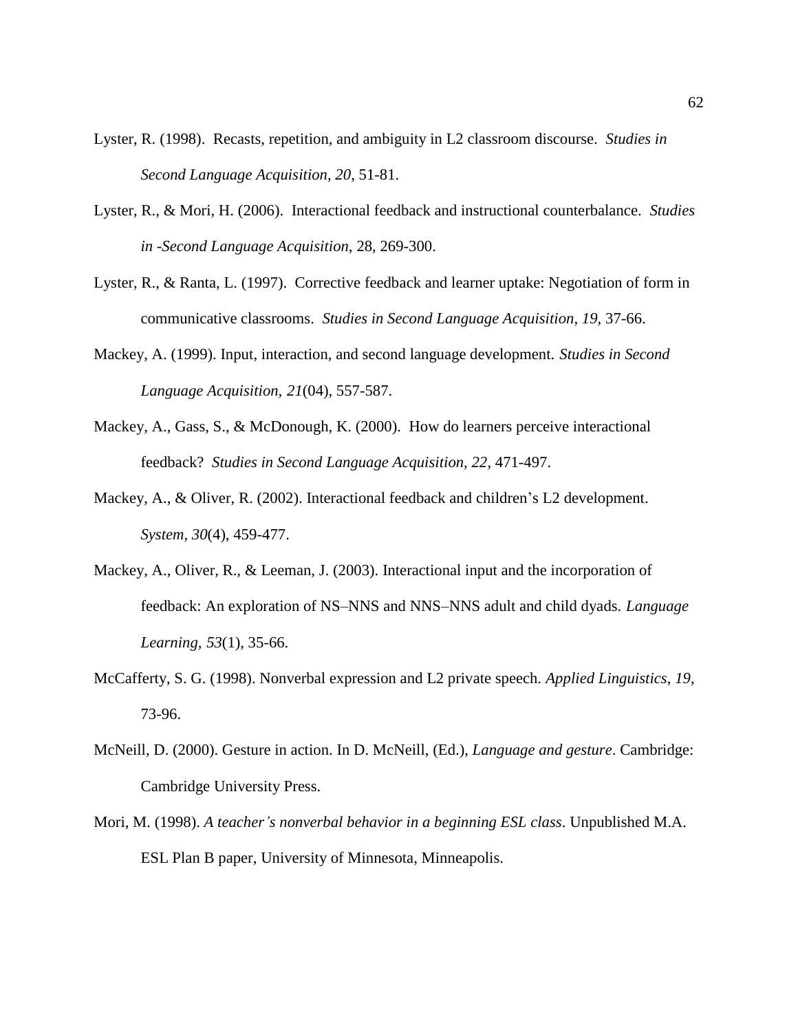Lyster, R. (1998). Recasts, repetition, and ambiguity in L2 classroom discourse. *Studies in Second Language Acquisition, 20*, 51-81.

Lyster, R., & Mori, H. (2006). Interactional feedback and instructional counterbalance. *Studies in -Second Language Acquisition,* 28, 269-300.

Lyster, R., & Ranta, L. (1997). Corrective feedback and learner uptake: Negotiation of form in communicative classrooms. *Studies in Second Language Acquisition, 19*, 37-66.

Mackey, A. (1999). Input, interaction, and second language development. *Studies in Second Language Acquisition, 21*(04), 557-587.

Mackey, A., Gass, S., & McDonough, K. (2000). How do learners perceive interactional feedback? *Studies in Second Language Acquisition, 22*, 471-497.

Mackey, A., & Oliver, R. (2002). Interactional feedback and children's L2 development. *System, 30*(4), 459-477.

Mackey, A., Oliver, R., & Leeman, J. (2003). Interactional input and the incorporation of feedback: An exploration of NS–NNS and NNS–NNS adult and child dyads. *Language Learning, 53*(1), 35-66.

McCafferty, S. G. (1998). Nonverbal expression and L2 private speech. *Applied Linguistics*, *19*, 73-96.

McNeill, D. (2000). Gesture in action. In D. McNeill, (Ed.), *Language and gesture*. Cambridge: Cambridge University Press.

Mori, M. (1998). *A teacher's nonverbal behavior in a beginning ESL class*. Unpublished M.A. ESL Plan B paper, University of Minnesota, Minneapolis.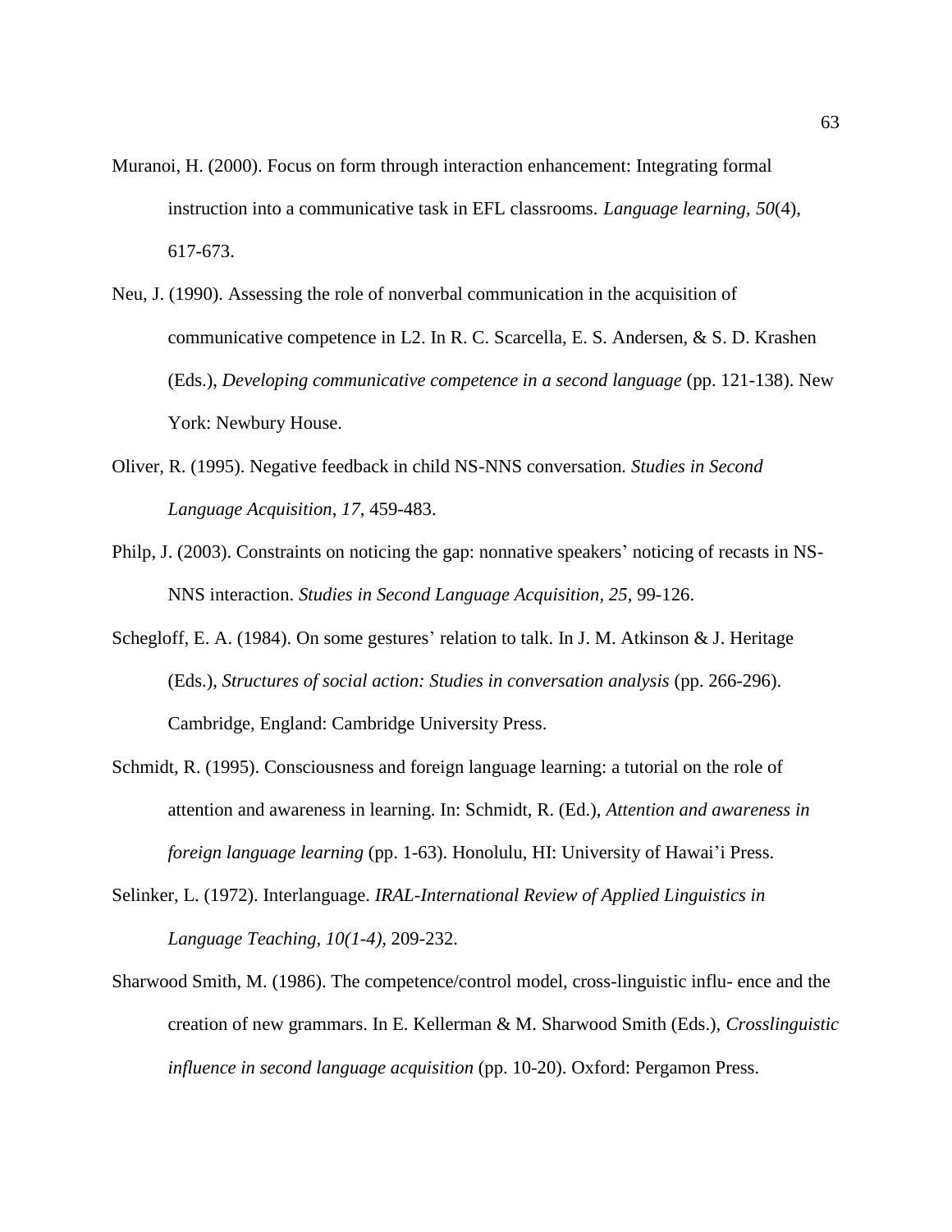Muranoi, H. (2000). Focus on form through interaction enhancement: Integrating formal instruction into a communicative task in EFL classrooms. *Language learning, 50*(4), 617-673.

Neu, J. (1990). Assessing the role of nonverbal communication in the acquisition of communicative competence in L2. In R. C. Scarcella, E. S. Andersen, & S. D. Krashen (Eds.), *Developing communicative competence in a second language* (pp. 121-138). New York: Newbury House.

Oliver, R. (1995). Negative feedback in child NS-NNS conversation*. Studies in Second Language Acquisition*, *17*, 459-483.

Philp, J. (2003). Constraints on noticing the gap: nonnative speakers' noticing of recasts in NS-NNS interaction. *Studies in Second Language Acquisition, 25*, 99-126.

Schegloff, E. A. (1984). On some gestures' relation to talk. In J. M. Atkinson & J. Heritage (Eds.), *Structures of social action: Studies in conversation analysis* (pp. 266-296). Cambridge, England: Cambridge University Press.

Schmidt, R. (1995). Consciousness and foreign language learning: a tutorial on the role of attention and awareness in learning. In: Schmidt, R. (Ed.), *Attention and awareness in foreign language learning* (pp. 1-63). Honolulu, HI: University of Hawai'i Press.

Selinker, L. (1972). Interlanguage. *IRAL-International Review of Applied Linguistics in Language Teaching, 10(1-4)*, 209-232.

Sharwood Smith, M. (1986). The competence/control model, cross-linguistic influ- ence and the creation of new grammars. In E. Kellerman & M. Sharwood Smith (Eds.), *Crosslinguistic influence in second language acquisition* (pp. 10-20). Oxford: Pergamon Press.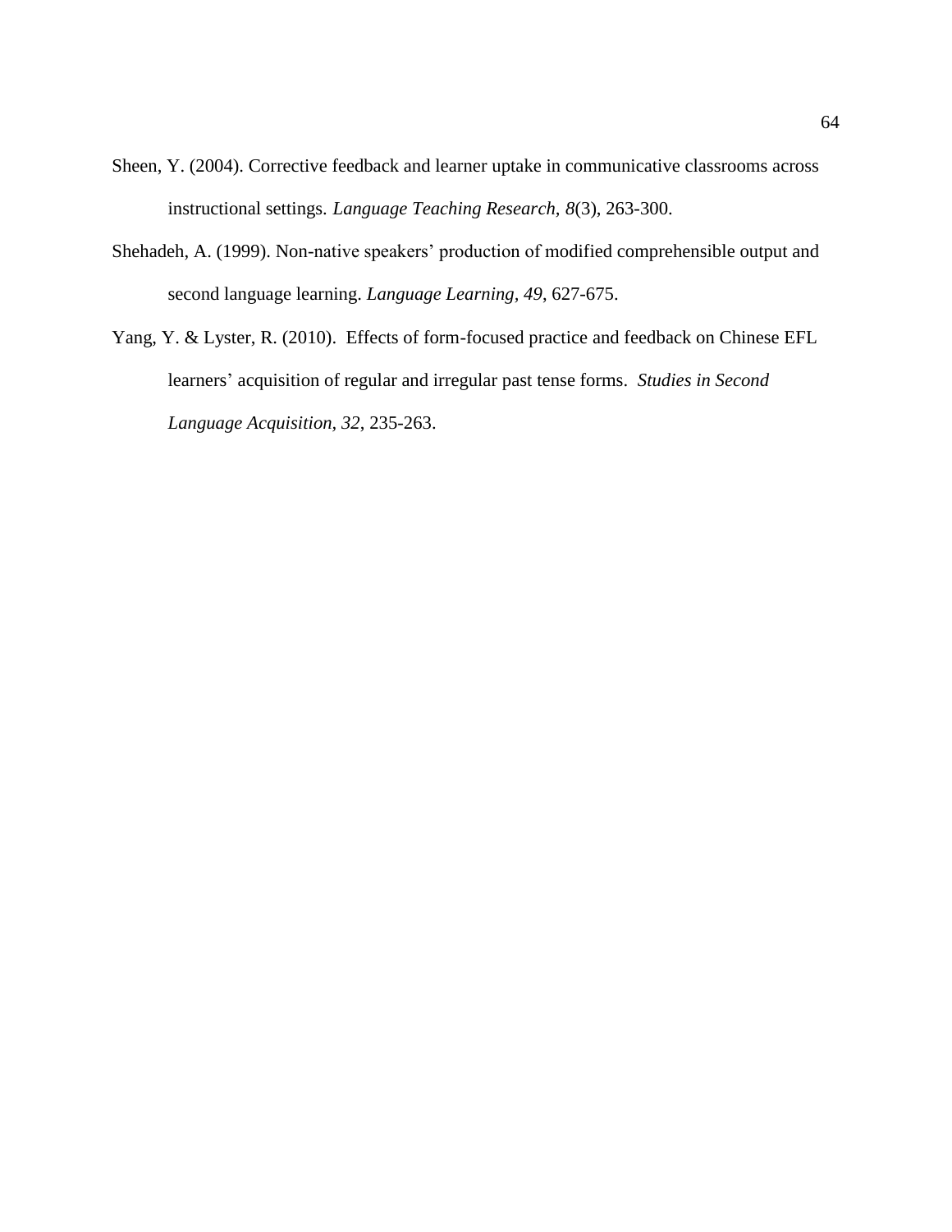Sheen, Y. (2004). Corrective feedback and learner uptake in communicative classrooms across instructional settings. *Language Teaching Research, 8*(3), 263-300.

Shehadeh, A. (1999). Non-native speakers' production of modified comprehensible output and second language learning. *Language Learning, 49*, 627-675.

Yang, Y. & Lyster, R. (2010). Effects of form-focused practice and feedback on Chinese EFL learners' acquisition of regular and irregular past tense forms. *Studies in Second Language Acquisition, 32*, 235-263.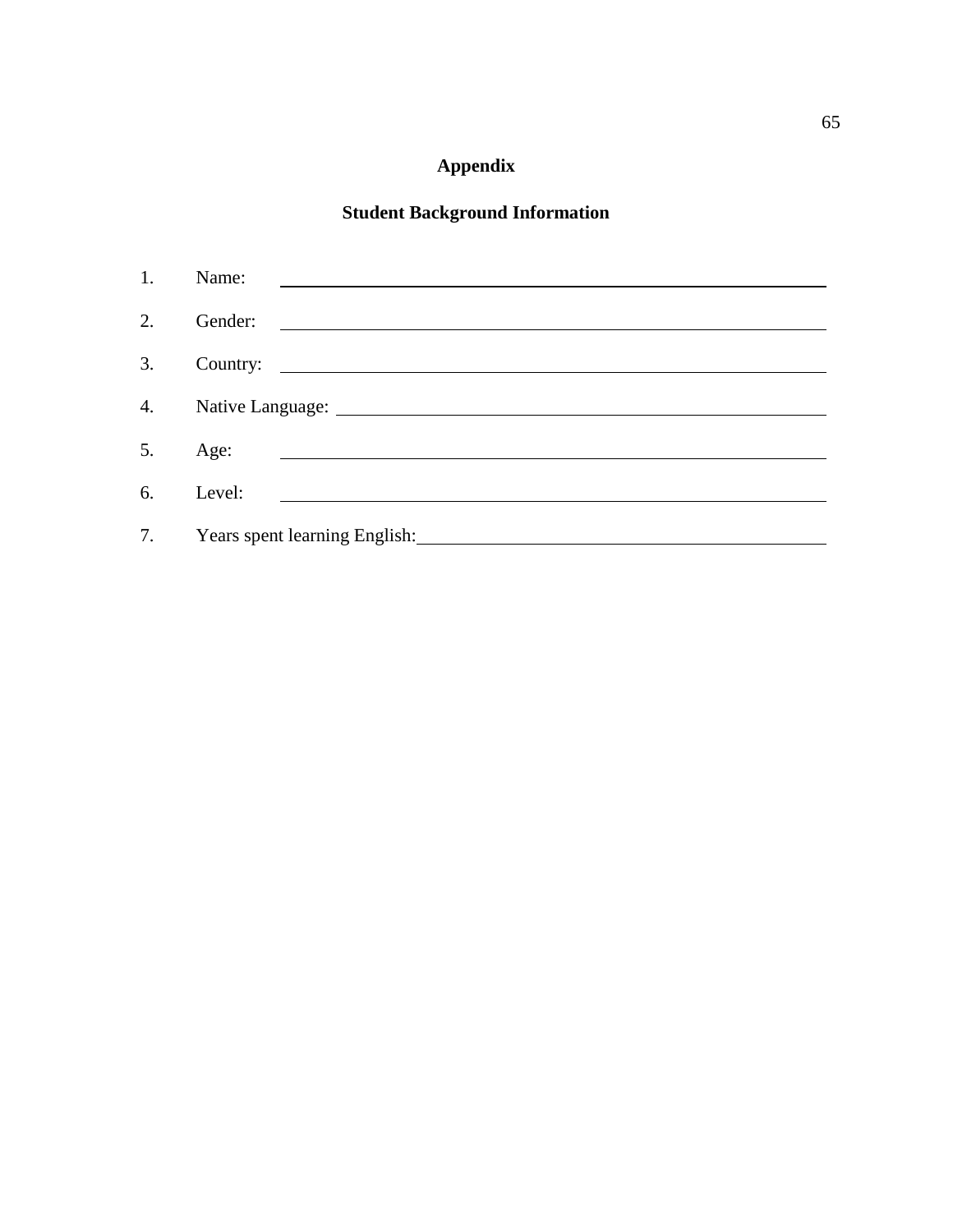# Appendix

## Student Background Information

1. Name: \_\_\_\_\_\_\_\_\_\_\_\_\_\_\_\_\_\_\_\_\_\_\_\_\_\_\_\_\_\_\_\_\_\_\_\_\_\_\_\_

2. Gender: \_\_\_\_\_\_\_\_\_\_\_\_\_\_\_\_\_\_\_\_\_\_\_\_\_\_\_\_\_\_\_\_\_\_\_\_\_\_\_\_

3. Country: \_\_\_\_\_\_\_\_\_\_\_\_\_\_\_\_\_\_\_\_\_\_\_\_\_\_\_\_\_\_\_\_\_\_\_\_\_\_\_\_

4. Native Language: \_\_\_\_\_\_\_\_\_\_\_\_\_\_\_\_\_\_\_\_\_\_\_\_\_\_\_\_\_\_\_\_\_\_\_\_

5. Age: \_\_\_\_\_\_\_\_\_\_\_\_\_\_\_\_\_\_\_\_\_\_\_\_\_\_\_\_\_\_\_\_\_\_\_\_\_\_\_\_

6. Level: \_\_\_\_\_\_\_\_\_\_\_\_\_\_\_\_\_\_\_\_\_\_\_\_\_\_\_\_\_\_\_\_\_\_\_\_\_\_\_\_

7. Years spent learning English: \_\_\_\_\_\_\_\_\_\_\_\_\_\_\_\_\_\_\_\_\_\_\_\_\_\_\_\_\_\_